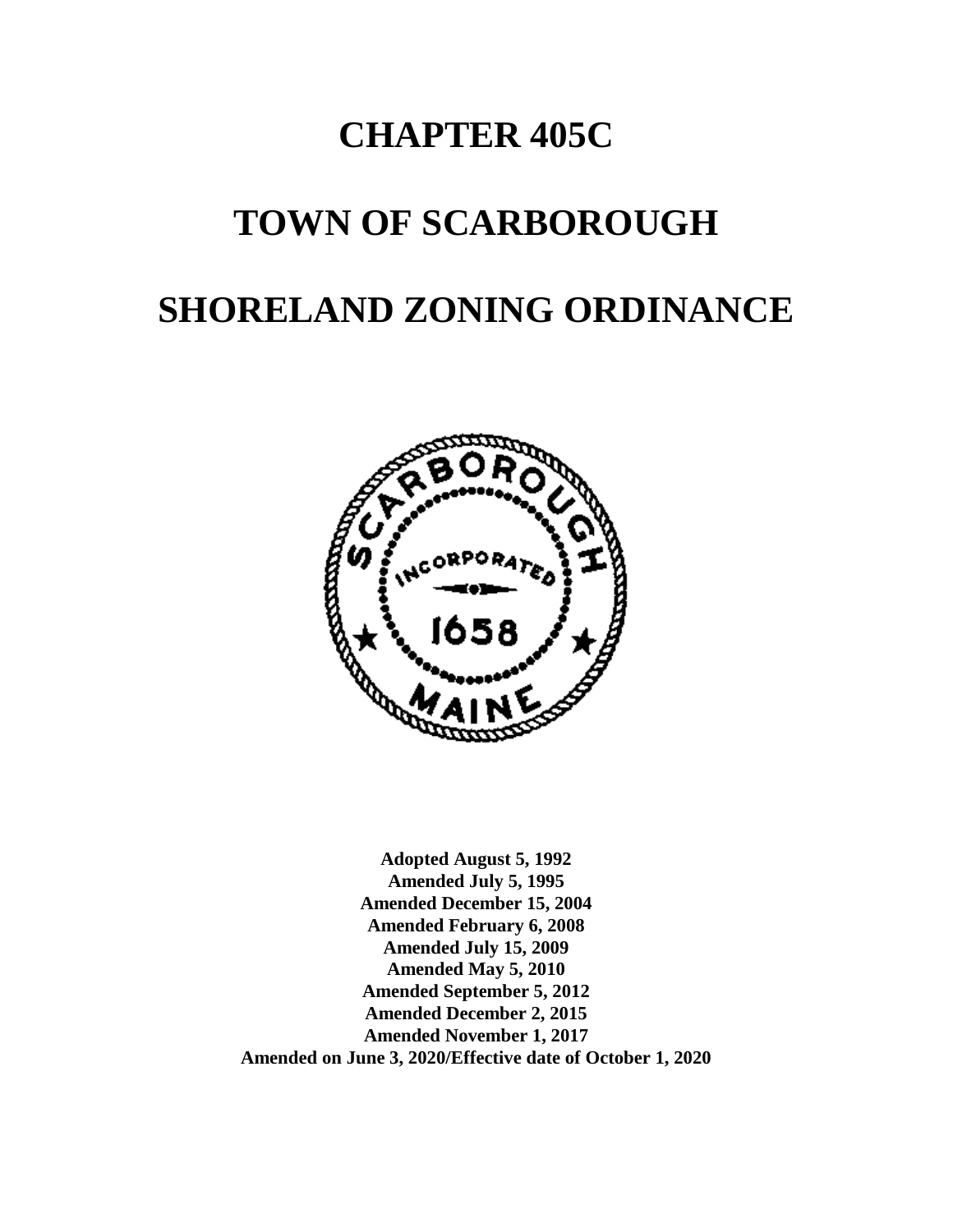# CHAPTER 405C

# TOWN OF SCARBOROUGH

# SHORELAND ZONING ORDINANCE

**Adopted August 5, 1992**
**Amended July 5, 1995**
**Amended December 15, 2004**
**Amended February 6, 2008**
**Amended July 15, 2009**
**Amended May 5, 2010**
**Amended September 5, 2012**
**Amended December 2, 2015**
**Amended November 1, 2017**
**Amended on June 3, 2020/Effective date of October 1, 2020**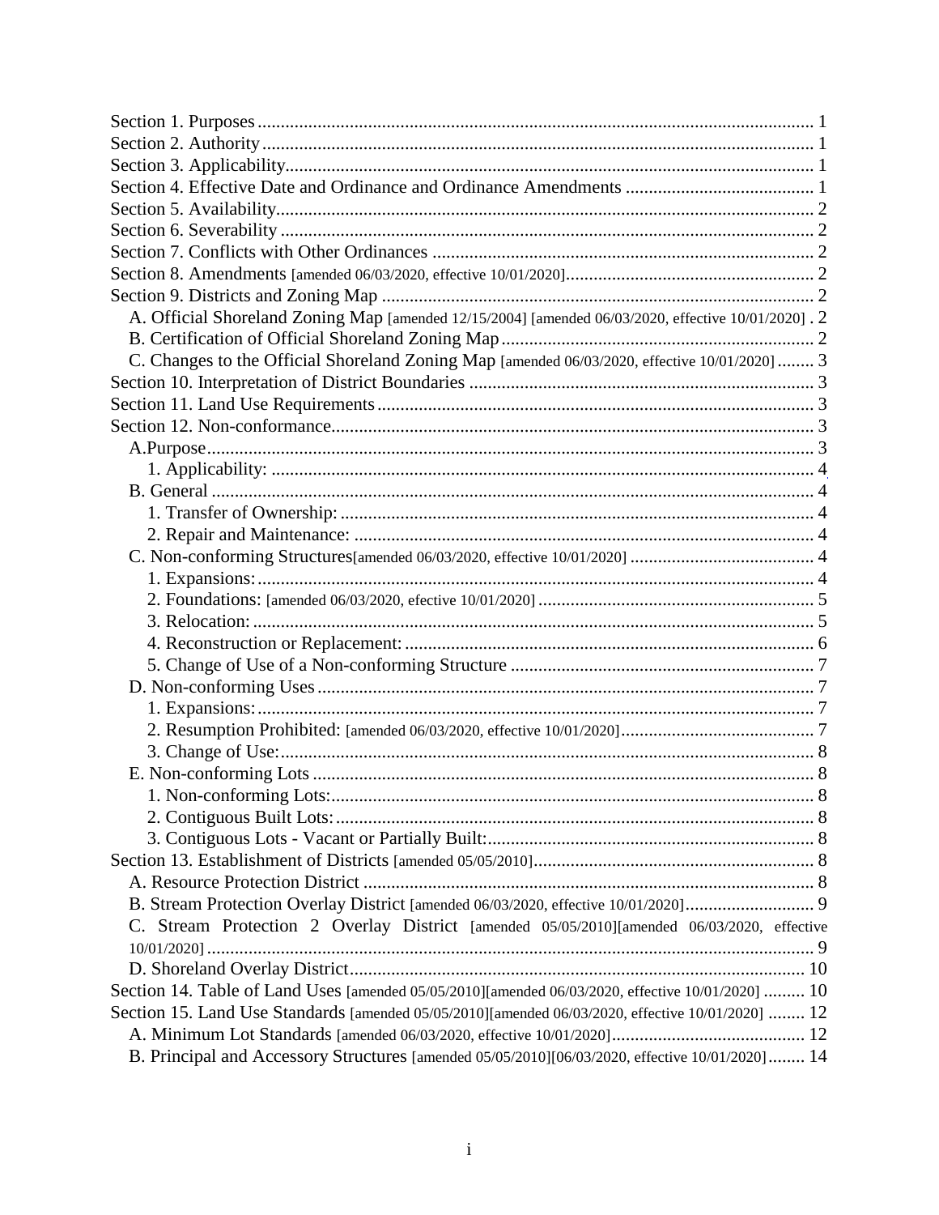Section 1. Purposes ........................................................................................................................ 1
Section 2. Authority ........................................................................................................................ 1
Section 3. Applicability.................................................................................................................... 1
Section 4. Effective Date and Ordinance and Ordinance Amendments ......................................... 1
Section 5. Availability..................................................................................................................... 2
Section 6. Severability ..................................................................................................................... 2
Section 7. Conflicts with Other Ordinances .................................................................................... 2
Section 8. Amendments [amended 06/03/2020, effective 10/01/2020]........................................................ 2
Section 9. Districts and Zoning Map ............................................................................................... 2
- A. Official Shoreland Zoning Map [amended 12/15/2004] [amended 06/03/2020, effective 10/01/2020] . 2
- B. Certification of Official Shoreland Zoning Map ..................................................................... 2
- C. Changes to the Official Shoreland Zoning Map [amended 06/03/2020, effective 10/01/2020] ........ 3

Section 10. Interpretation of District Boundaries ........................................................................... 3
Section 11. Land Use Requirements ................................................................................................ 3
Section 12. Non-conformance.......................................................................................................... 3
- A.Purpose.................................................................................................................................... 3
  - 1. Applicability: ...................................................................................................................... 4
- B. General .................................................................................................................................. 4
  - 1. Transfer of Ownership: ...................................................................................................... 4
  - 2. Repair and Maintenance: ................................................................................................... 4
- C. Non-conforming Structures[amended 06/03/2020, effective 10/01/2020] ........................................ 4
  - 1. Expansions: ........................................................................................................................ 4
  - 2. Foundations: [amended 06/03/2020, efective 10/01/2020] ............................................................ 5
  - 3. Relocation: ......................................................................................................................... 5
  - 4. Reconstruction or Replacement: ......................................................................................... 6
  - 5. Change of Use of a Non-conforming Structure .................................................................. 7
- D. Non-conforming Uses ............................................................................................................. 7
  - 1. Expansions: ........................................................................................................................ 7
  - 2. Resumption Prohibited: [amended 06/03/2020, effective 10/01/2020]........................................... 7
  - 3. Change of Use:.................................................................................................................... 8
- E. Non-conforming Lots .............................................................................................................. 8
  - 1. Non-conforming Lots:......................................................................................................... 8
  - 2. Contiguous Built Lots: ........................................................................................................ 8
  - 3. Contiguous Lots - Vacant or Partially Built:....................................................................... 8

Section 13. Establishment of Districts [amended 05/05/2010].............................................................. 8
- A. Resource Protection District .................................................................................................. 8
- B. Stream Protection Overlay District [amended 06/03/2020, effective 10/01/2020]............................ 9
- C. Stream Protection 2 Overlay District [amended 05/05/2010][amended 06/03/2020, effective 10/01/2020] ..................................................................................................................... 9
- D. Shoreland Overlay District.................................................................................................... 10

Section 14. Table of Land Uses [amended 05/05/2010][amended 06/03/2020, effective 10/01/2020] ......... 10
Section 15. Land Use Standards [amended 05/05/2010][amended 06/03/2020, effective 10/01/2020] ........ 12
- A. Minimum Lot Standards [amended 06/03/2020, effective 10/01/2020].......................................... 12
- B. Principal and Accessory Structures [amended 05/05/2010][06/03/2020, effective 10/01/2020]........ 14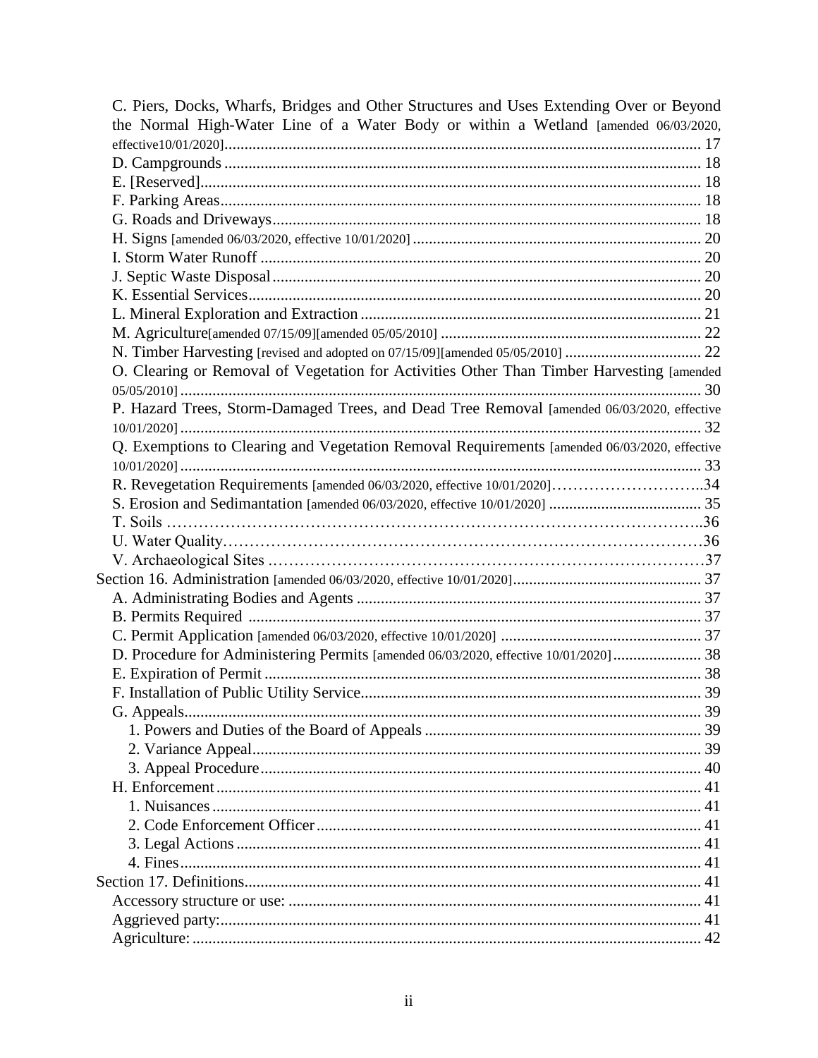C. Piers, Docks, Wharfs, Bridges and Other Structures and Uses Extending Over or Beyond the Normal High-Water Line of a Water Body or within a Wetland [amended 06/03/2020, effective10/01/2020]........ 17
D. Campgrounds ........ 18
E. [Reserved]........ 18
F. Parking Areas........ 18
G. Roads and Driveways........ 18
H. Signs [amended 06/03/2020, effective 10/01/2020] ........ 20
I. Storm Water Runoff ........ 20
J. Septic Waste Disposal........ 20
K. Essential Services........ 20
L. Mineral Exploration and Extraction ........ 21
M. Agriculture[amended 07/15/09][amended 05/05/2010] ........ 22
N. Timber Harvesting [revised and adopted on 07/15/09][amended 05/05/2010] ........ 22
O. Clearing or Removal of Vegetation for Activities Other Than Timber Harvesting [amended 05/05/2010] ........ 30
P. Hazard Trees, Storm-Damaged Trees, and Dead Tree Removal [amended 06/03/2020, effective 10/01/2020] ........ 32
Q. Exemptions to Clearing and Vegetation Removal Requirements [amended 06/03/2020, effective 10/01/2020] ........ 33
R. Revegetation Requirements [amended 06/03/2020, effective 10/01/2020]........34
S. Erosion and Sedimantation [amended 06/03/2020, effective 10/01/2020] ........ 35
T. Soils ........36
U. Water Quality........36
V. Archaeological Sites ........37
Section 16. Administration [amended 06/03/2020, effective 10/01/2020]........ 37
A. Administrating Bodies and Agents ........ 37
B. Permits Required ........ 37
C. Permit Application [amended 06/03/2020, effective 10/01/2020] ........ 37
D. Procedure for Administering Permits [amended 06/03/2020, effective 10/01/2020]........ 38
E. Expiration of Permit ........ 38
F. Installation of Public Utility Service........ 39
G. Appeals........ 39
1. Powers and Duties of the Board of Appeals ........ 39
2. Variance Appeal........ 39
3. Appeal Procedure........ 40
H. Enforcement ........ 41
1. Nuisances ........ 41
2. Code Enforcement Officer ........ 41
3. Legal Actions ........ 41
4. Fines........ 41
Section 17. Definitions........ 41
Accessory structure or use: ........ 41
Aggrieved party:........ 41
Agriculture:........ 42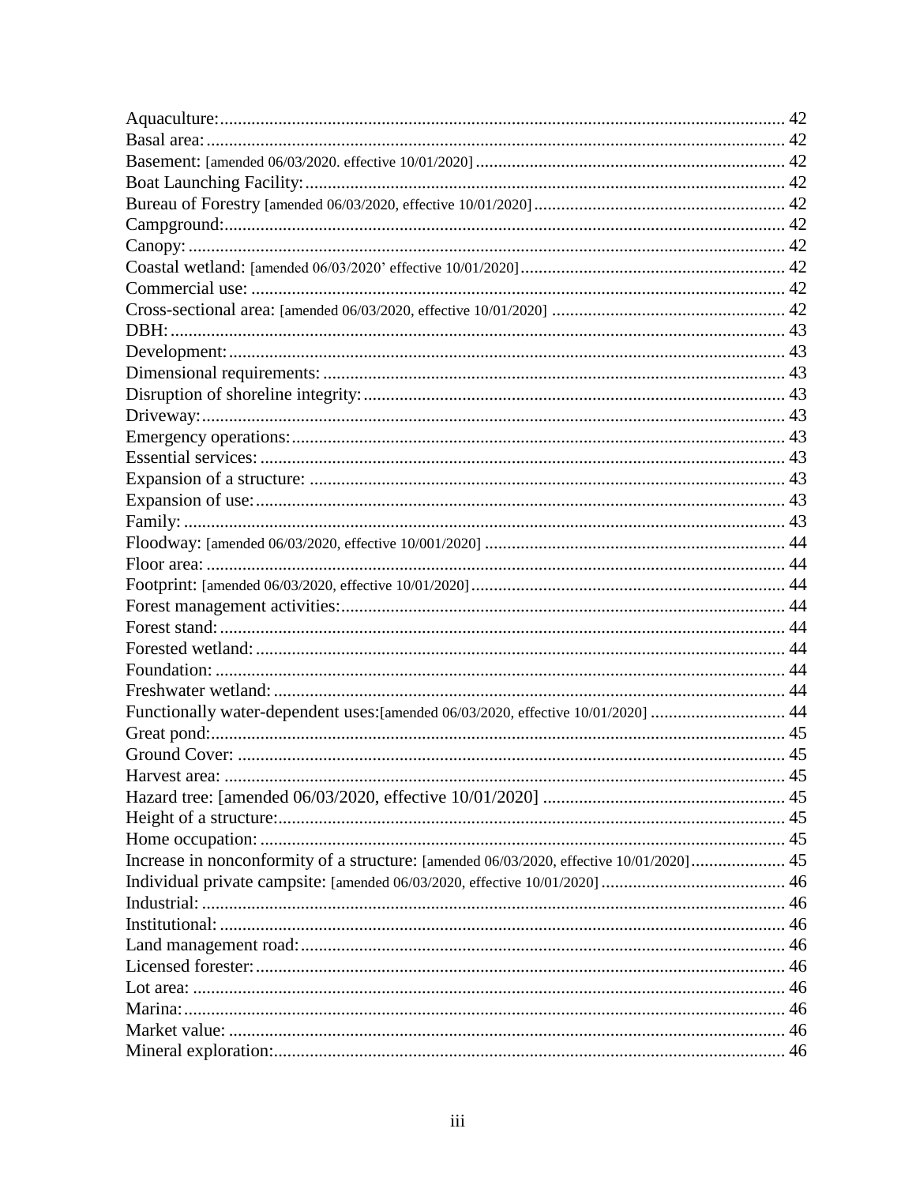Aquaculture: 42
Basal area: 42
Basement: [amended 06/03/2020. effective 10/01/2020] 42
Boat Launching Facility: 42
Bureau of Forestry [amended 06/03/2020, effective 10/01/2020] 42
Campground: 42
Canopy: 42
Coastal wetland: [amended 06/03/2020’ effective 10/01/2020] 42
Commercial use: 42
Cross-sectional area: [amended 06/03/2020, effective 10/01/2020] 42
DBH: 43
Development: 43
Dimensional requirements: 43
Disruption of shoreline integrity: 43
Driveway: 43
Emergency operations: 43
Essential services: 43
Expansion of a structure: 43
Expansion of use: 43
Family: 43
Floodway: [amended 06/03/2020, effective 10/001/2020] 44
Floor area: 44
Footprint: [amended 06/03/2020, effective 10/01/2020] 44
Forest management activities: 44
Forest stand: 44
Forested wetland: 44
Foundation: 44
Freshwater wetland: 44
Functionally water-dependent uses:[amended 06/03/2020, effective 10/01/2020] 44
Great pond: 45
Ground Cover: 45
Harvest area: 45
Hazard tree: [amended 06/03/2020, effective 10/01/2020] 45
Height of a structure: 45
Home occupation: 45
Increase in nonconformity of a structure: [amended 06/03/2020, effective 10/01/2020] 45
Individual private campsite: [amended 06/03/2020, effective 10/01/2020] 46
Industrial: 46
Institutional: 46
Land management road: 46
Licensed forester: 46
Lot area: 46
Marina: 46
Market value: 46
Mineral exploration: 46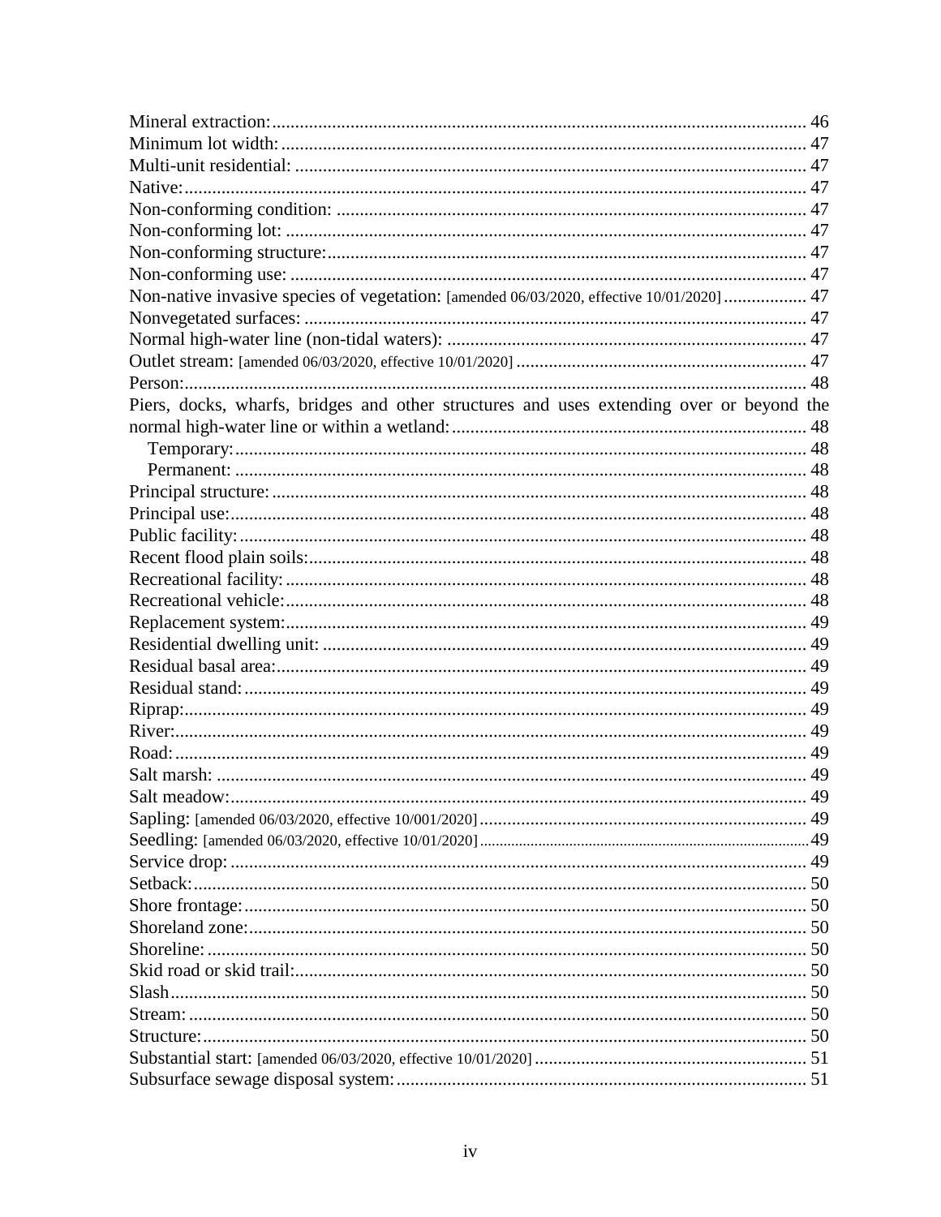Mineral extraction: ... 46
Minimum lot width: ... 47
Multi-unit residential: ... 47
Native: ... 47
Non-conforming condition: ... 47
Non-conforming lot: ... 47
Non-conforming structure: ... 47
Non-conforming use: ... 47
Non-native invasive species of vegetation: [amended 06/03/2020, effective 10/01/2020] ... 47
Nonvegetated surfaces: ... 47
Normal high-water line (non-tidal waters): ... 47
Outlet stream: [amended 06/03/2020, effective 10/01/2020] ... 47
Person: ... 48
Piers, docks, wharfs, bridges and other structures and uses extending over or beyond the normal high-water line or within a wetland: ... 48
  Temporary: ... 48
  Permanent: ... 48
Principal structure: ... 48
Principal use: ... 48
Public facility: ... 48
Recent flood plain soils: ... 48
Recreational facility: ... 48
Recreational vehicle: ... 48
Replacement system: ... 49
Residential dwelling unit: ... 49
Residual basal area: ... 49
Residual stand: ... 49
Riprap: ... 49
River: ... 49
Road: ... 49
Salt marsh: ... 49
Salt meadow: ... 49
Sapling: [amended 06/03/2020, effective 10/001/2020] ... 49
Seedling: [amended 06/03/2020, effective 10/01/2020] ... 49
Service drop: ... 49
Setback: ... 50
Shore frontage: ... 50
Shoreland zone: ... 50
Shoreline: ... 50
Skid road or skid trail: ... 50
Slash ... 50
Stream: ... 50
Structure: ... 50
Substantial start: [amended 06/03/2020, effective 10/01/2020] ... 51
Subsurface sewage disposal system: ... 51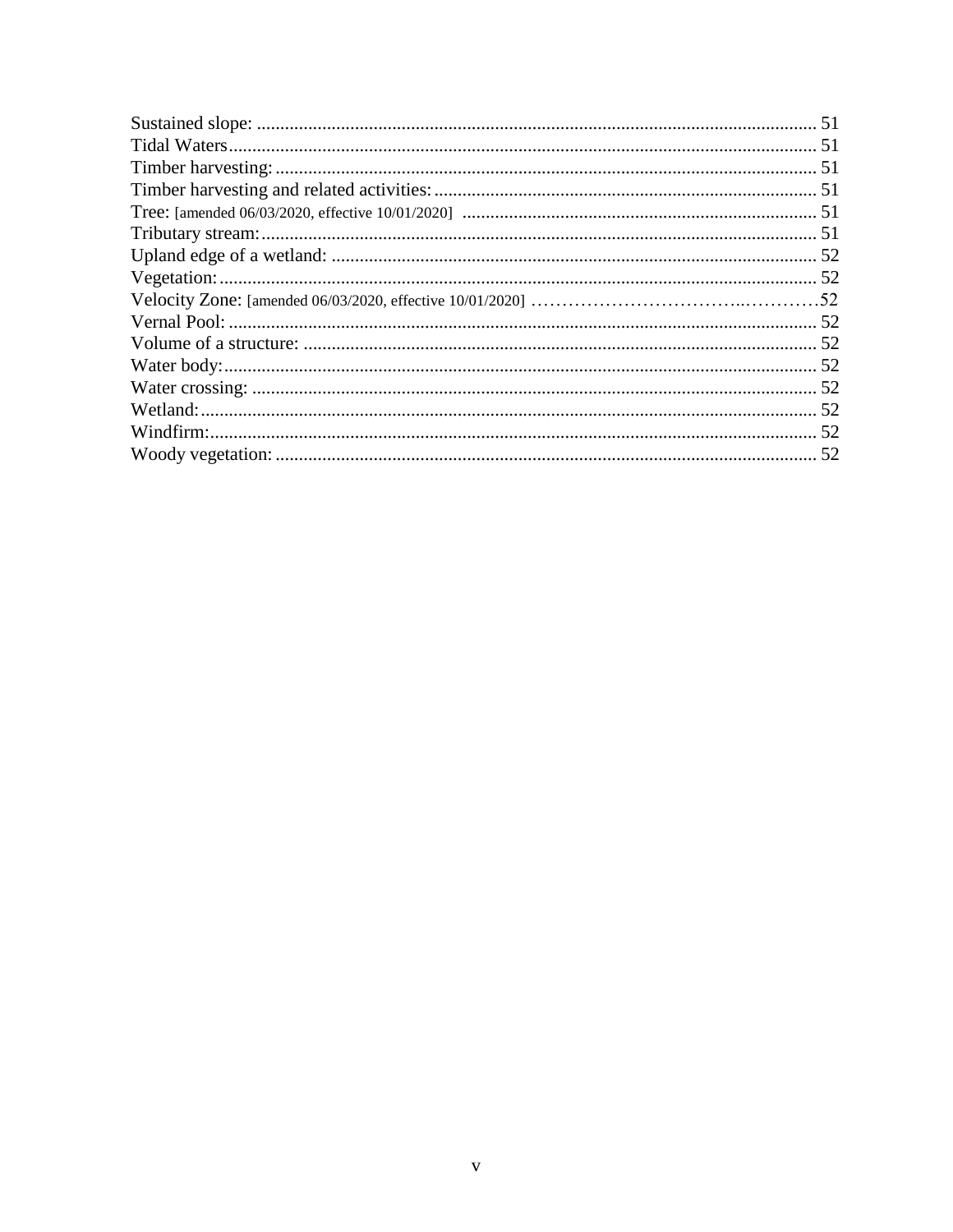Sustained slope: ........................................................................................................................ 51
Tidal Waters.............................................................................................................................. 51
Timber harvesting: .................................................................................................................... 51
Timber harvesting and related activities: .................................................................................. 51
Tree: [amended 06/03/2020, effective 10/01/2020] ............................................................................ 51
Tributary stream: ....................................................................................................................... 51
Upland edge of a wetland: ........................................................................................................ 52
Vegetation: ................................................................................................................................ 52
Velocity Zone: [amended 06/03/2020, effective 10/01/2020] ……………………………..…………52
Vernal Pool: ............................................................................................................................... 52
Volume of a structure: ............................................................................................................... 52
Water body: ............................................................................................................................... 52
Water crossing: .......................................................................................................................... 52
Wetland: .................................................................................................................................... 52
Windfirm: .................................................................................................................................. 52
Woody vegetation: .................................................................................................................... 52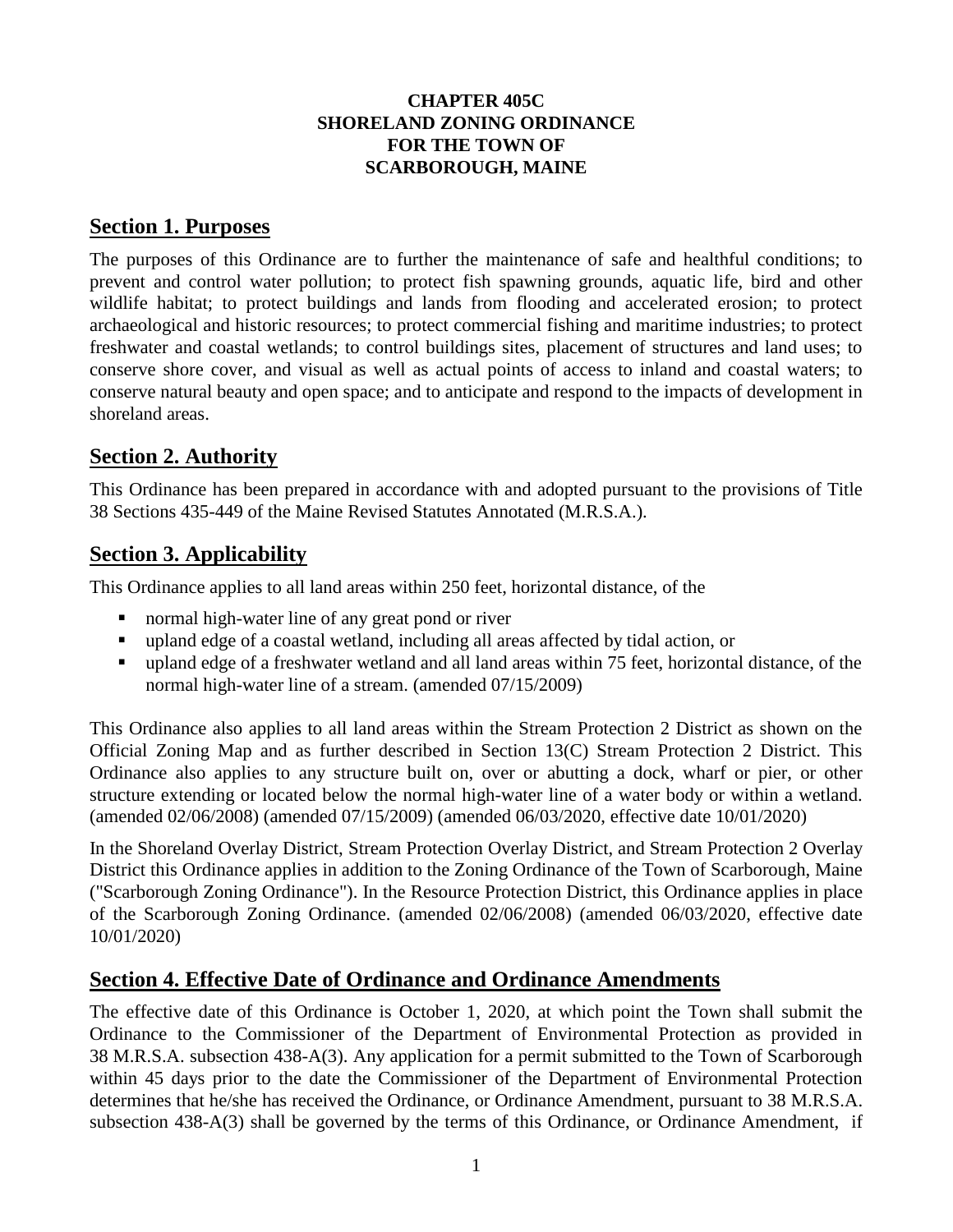**CHAPTER 405C**
**SHORELAND ZONING ORDINANCE**
**FOR THE TOWN OF**
**SCARBOROUGH, MAINE**

## Section 1. Purposes

The purposes of this Ordinance are to further the maintenance of safe and healthful conditions; to prevent and control water pollution; to protect fish spawning grounds, aquatic life, bird and other wildlife habitat; to protect buildings and lands from flooding and accelerated erosion; to protect archaeological and historic resources; to protect commercial fishing and maritime industries; to protect freshwater and coastal wetlands; to control buildings sites, placement of structures and land uses; to conserve shore cover, and visual as well as actual points of access to inland and coastal waters; to conserve natural beauty and open space; and to anticipate and respond to the impacts of development in shoreland areas.

## Section 2. Authority

This Ordinance has been prepared in accordance with and adopted pursuant to the provisions of Title 38 Sections 435-449 of the Maine Revised Statutes Annotated (M.R.S.A.).

## Section 3. Applicability

This Ordinance applies to all land areas within 250 feet, horizontal distance, of the

- normal high-water line of any great pond or river
- upland edge of a coastal wetland, including all areas affected by tidal action, or
- upland edge of a freshwater wetland and all land areas within 75 feet, horizontal distance, of the normal high-water line of a stream. (amended 07/15/2009)

This Ordinance also applies to all land areas within the Stream Protection 2 District as shown on the Official Zoning Map and as further described in Section 13(C) Stream Protection 2 District. This Ordinance also applies to any structure built on, over or abutting a dock, wharf or pier, or other structure extending or located below the normal high-water line of a water body or within a wetland. (amended 02/06/2008) (amended 07/15/2009) (amended 06/03/2020, effective date 10/01/2020)

In the Shoreland Overlay District, Stream Protection Overlay District, and Stream Protection 2 Overlay District this Ordinance applies in addition to the Zoning Ordinance of the Town of Scarborough, Maine ("Scarborough Zoning Ordinance"). In the Resource Protection District, this Ordinance applies in place of the Scarborough Zoning Ordinance. (amended 02/06/2008) (amended 06/03/2020, effective date 10/01/2020)

## Section 4. Effective Date of Ordinance and Ordinance Amendments

The effective date of this Ordinance is October 1, 2020, at which point the Town shall submit the Ordinance to the Commissioner of the Department of Environmental Protection as provided in 38 M.R.S.A. subsection 438-A(3). Any application for a permit submitted to the Town of Scarborough within 45 days prior to the date the Commissioner of the Department of Environmental Protection determines that he/she has received the Ordinance, or Ordinance Amendment, pursuant to 38 M.R.S.A. subsection 438-A(3) shall be governed by the terms of this Ordinance, or Ordinance Amendment, if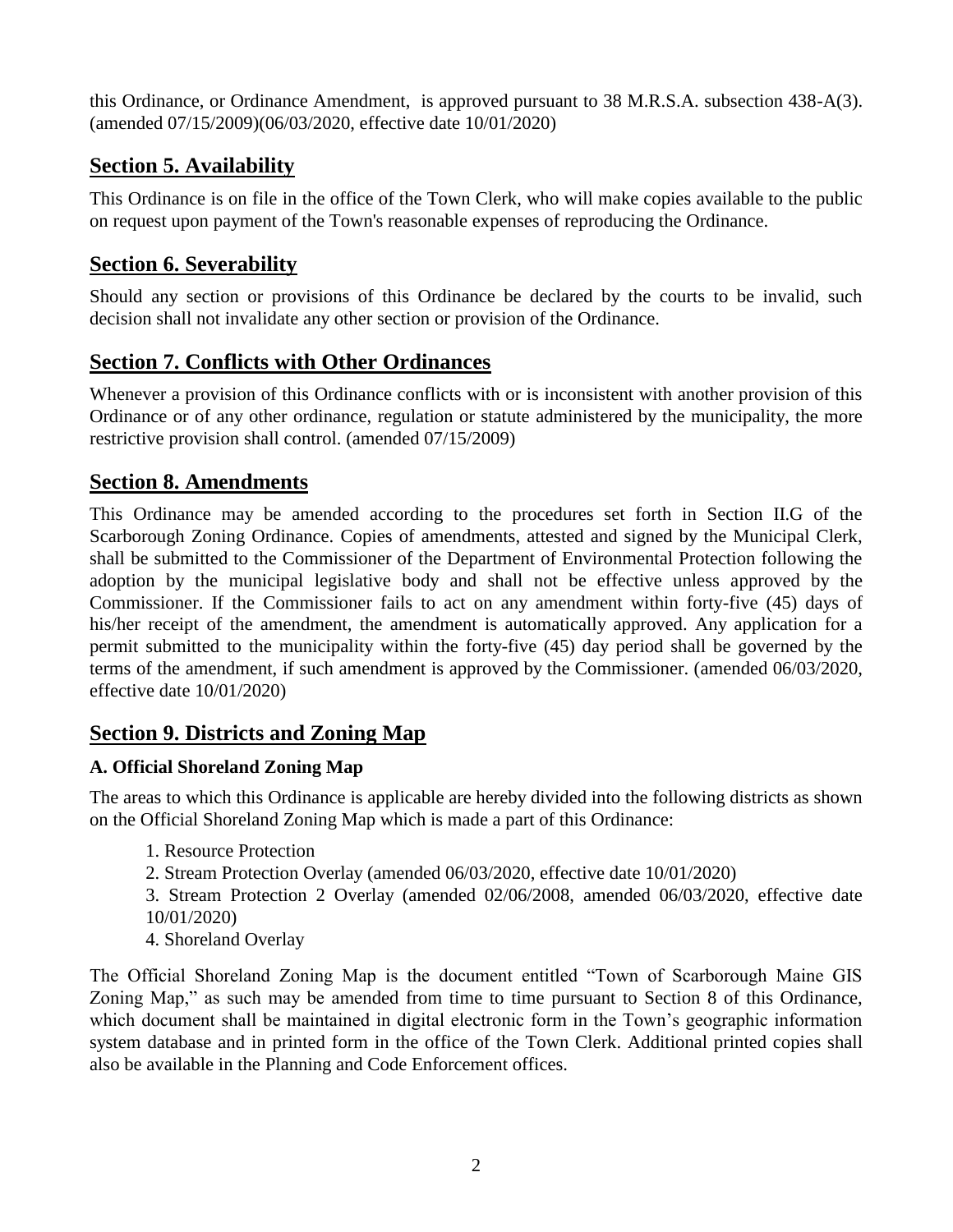this Ordinance, or Ordinance Amendment, is approved pursuant to 38 M.R.S.A. subsection 438-A(3). (amended 07/15/2009)(06/03/2020, effective date 10/01/2020)

## Section 5. Availability

This Ordinance is on file in the office of the Town Clerk, who will make copies available to the public on request upon payment of the Town's reasonable expenses of reproducing the Ordinance.

## Section 6. Severability

Should any section or provisions of this Ordinance be declared by the courts to be invalid, such decision shall not invalidate any other section or provision of the Ordinance.

## Section 7. Conflicts with Other Ordinances

Whenever a provision of this Ordinance conflicts with or is inconsistent with another provision of this Ordinance or of any other ordinance, regulation or statute administered by the municipality, the more restrictive provision shall control. (amended 07/15/2009)

## Section 8. Amendments

This Ordinance may be amended according to the procedures set forth in Section II.G of the Scarborough Zoning Ordinance. Copies of amendments, attested and signed by the Municipal Clerk, shall be submitted to the Commissioner of the Department of Environmental Protection following the adoption by the municipal legislative body and shall not be effective unless approved by the Commissioner. If the Commissioner fails to act on any amendment within forty-five (45) days of his/her receipt of the amendment, the amendment is automatically approved. Any application for a permit submitted to the municipality within the forty-five (45) day period shall be governed by the terms of the amendment, if such amendment is approved by the Commissioner. (amended 06/03/2020, effective date 10/01/2020)

## Section 9. Districts and Zoning Map

### A. Official Shoreland Zoning Map

The areas to which this Ordinance is applicable are hereby divided into the following districts as shown on the Official Shoreland Zoning Map which is made a part of this Ordinance:

1. Resource Protection
2. Stream Protection Overlay (amended 06/03/2020, effective date 10/01/2020)
3. Stream Protection 2 Overlay (amended 02/06/2008, amended 06/03/2020, effective date 10/01/2020)
4. Shoreland Overlay

The Official Shoreland Zoning Map is the document entitled "Town of Scarborough Maine GIS Zoning Map," as such may be amended from time to time pursuant to Section 8 of this Ordinance, which document shall be maintained in digital electronic form in the Town's geographic information system database and in printed form in the office of the Town Clerk. Additional printed copies shall also be available in the Planning and Code Enforcement offices.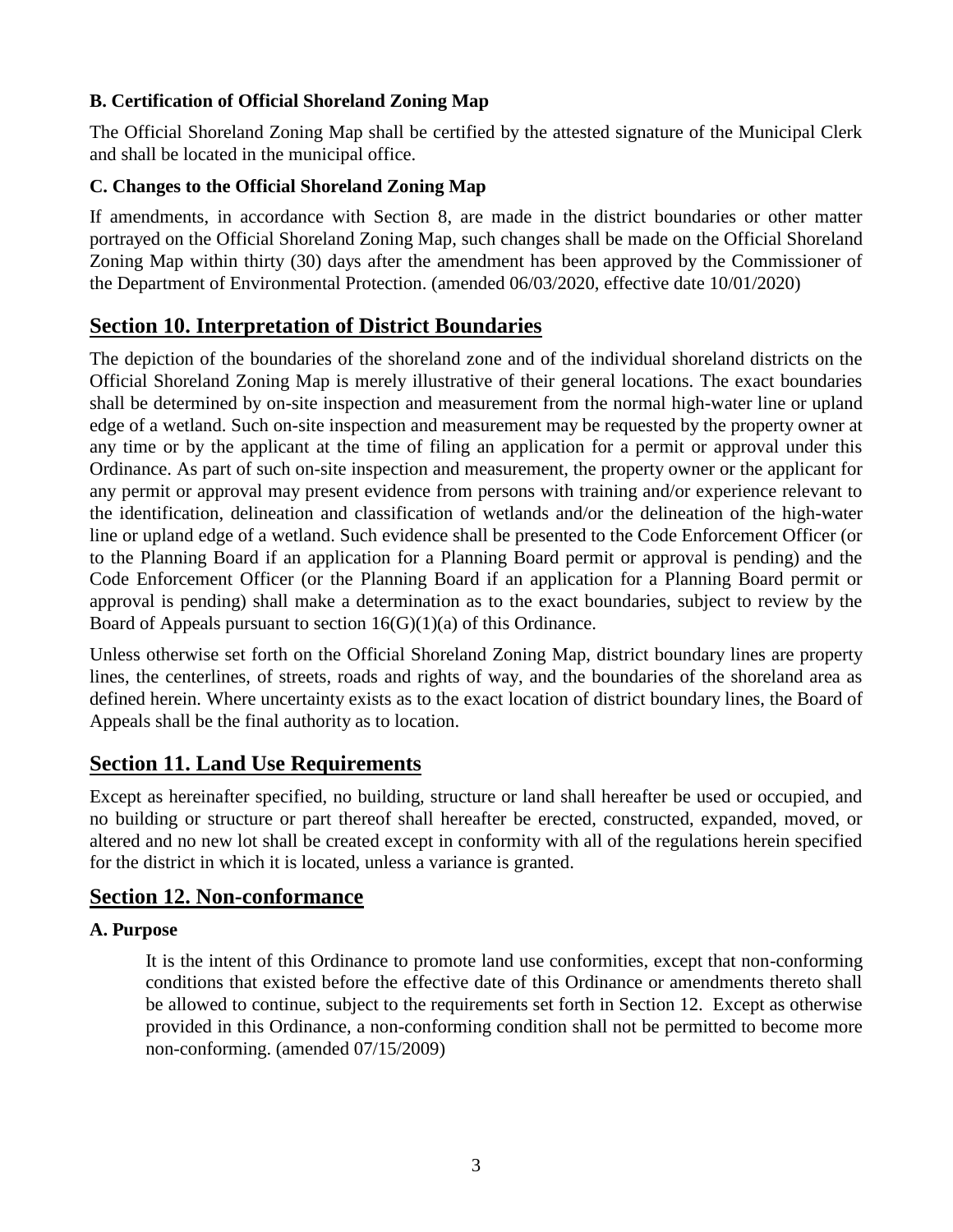### B. Certification of Official Shoreland Zoning Map

The Official Shoreland Zoning Map shall be certified by the attested signature of the Municipal Clerk and shall be located in the municipal office.

### C. Changes to the Official Shoreland Zoning Map

If amendments, in accordance with Section 8, are made in the district boundaries or other matter portrayed on the Official Shoreland Zoning Map, such changes shall be made on the Official Shoreland Zoning Map within thirty (30) days after the amendment has been approved by the Commissioner of the Department of Environmental Protection. (amended 06/03/2020, effective date 10/01/2020)

## Section 10. Interpretation of District Boundaries

The depiction of the boundaries of the shoreland zone and of the individual shoreland districts on the Official Shoreland Zoning Map is merely illustrative of their general locations. The exact boundaries shall be determined by on-site inspection and measurement from the normal high-water line or upland edge of a wetland. Such on-site inspection and measurement may be requested by the property owner at any time or by the applicant at the time of filing an application for a permit or approval under this Ordinance. As part of such on-site inspection and measurement, the property owner or the applicant for any permit or approval may present evidence from persons with training and/or experience relevant to the identification, delineation and classification of wetlands and/or the delineation of the high-water line or upland edge of a wetland. Such evidence shall be presented to the Code Enforcement Officer (or to the Planning Board if an application for a Planning Board permit or approval is pending) and the Code Enforcement Officer (or the Planning Board if an application for a Planning Board permit or approval is pending) shall make a determination as to the exact boundaries, subject to review by the Board of Appeals pursuant to section 16(G)(1)(a) of this Ordinance.

Unless otherwise set forth on the Official Shoreland Zoning Map, district boundary lines are property lines, the centerlines, of streets, roads and rights of way, and the boundaries of the shoreland area as defined herein. Where uncertainty exists as to the exact location of district boundary lines, the Board of Appeals shall be the final authority as to location.

## Section 11. Land Use Requirements

Except as hereinafter specified, no building, structure or land shall hereafter be used or occupied, and no building or structure or part thereof shall hereafter be erected, constructed, expanded, moved, or altered and no new lot shall be created except in conformity with all of the regulations herein specified for the district in which it is located, unless a variance is granted.

## Section 12. Non-conformance

### A. Purpose

It is the intent of this Ordinance to promote land use conformities, except that non-conforming conditions that existed before the effective date of this Ordinance or amendments thereto shall be allowed to continue, subject to the requirements set forth in Section 12. Except as otherwise provided in this Ordinance, a non-conforming condition shall not be permitted to become more non-conforming. (amended 07/15/2009)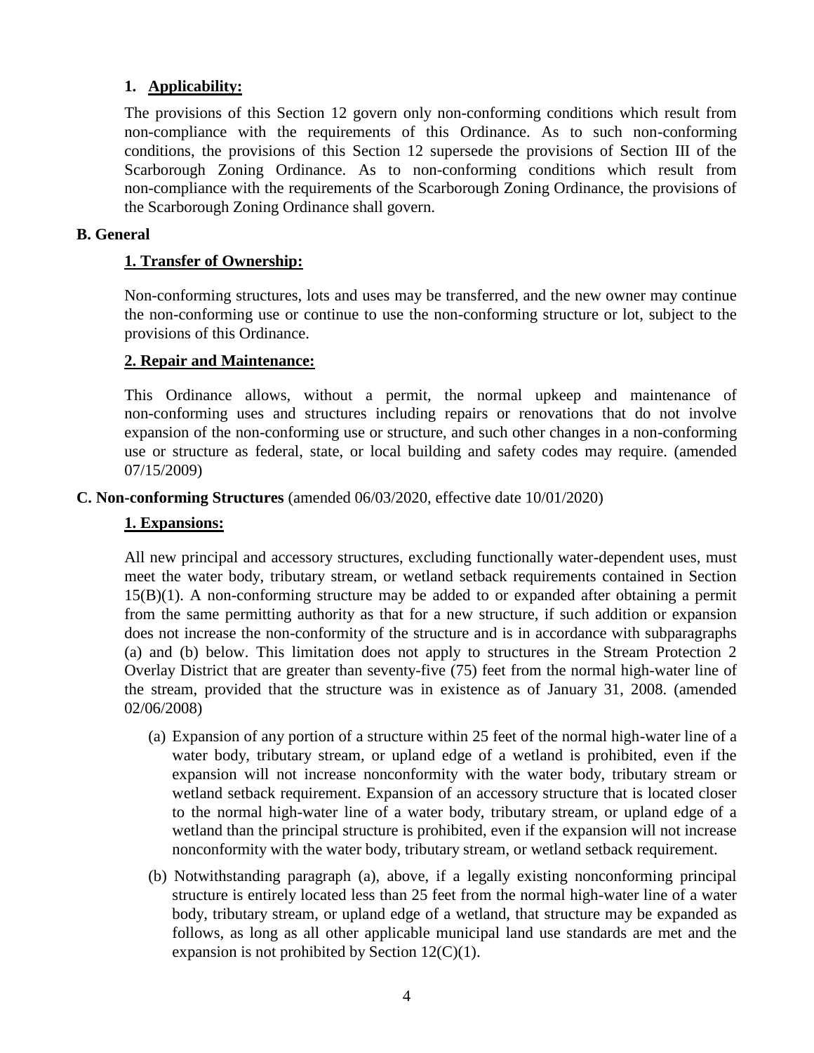### 1. **Applicability:**

The provisions of this Section 12 govern only non-conforming conditions which result from non-compliance with the requirements of this Ordinance. As to such non-conforming conditions, the provisions of this Section 12 supersede the provisions of Section III of the Scarborough Zoning Ordinance. As to non-conforming conditions which result from non-compliance with the requirements of the Scarborough Zoning Ordinance, the provisions of the Scarborough Zoning Ordinance shall govern.

## B. General

### 1. Transfer of Ownership:

Non-conforming structures, lots and uses may be transferred, and the new owner may continue the non-conforming use or continue to use the non-conforming structure or lot, subject to the provisions of this Ordinance.

### 2. Repair and Maintenance:

This Ordinance allows, without a permit, the normal upkeep and maintenance of non-conforming uses and structures including repairs or renovations that do not involve expansion of the non-conforming use or structure, and such other changes in a non-conforming use or structure as federal, state, or local building and safety codes may require. (amended 07/15/2009)

## C. Non-conforming Structures (amended 06/03/2020, effective date 10/01/2020)

### 1. Expansions:

All new principal and accessory structures, excluding functionally water-dependent uses, must meet the water body, tributary stream, or wetland setback requirements contained in Section 15(B)(1). A non-conforming structure may be added to or expanded after obtaining a permit from the same permitting authority as that for a new structure, if such addition or expansion does not increase the non-conformity of the structure and is in accordance with subparagraphs (a) and (b) below. This limitation does not apply to structures in the Stream Protection 2 Overlay District that are greater than seventy-five (75) feet from the normal high-water line of the stream, provided that the structure was in existence as of January 31, 2008. (amended 02/06/2008)

(a) Expansion of any portion of a structure within 25 feet of the normal high-water line of a water body, tributary stream, or upland edge of a wetland is prohibited, even if the expansion will not increase nonconformity with the water body, tributary stream or wetland setback requirement. Expansion of an accessory structure that is located closer to the normal high-water line of a water body, tributary stream, or upland edge of a wetland than the principal structure is prohibited, even if the expansion will not increase nonconformity with the water body, tributary stream, or wetland setback requirement.

(b) Notwithstanding paragraph (a), above, if a legally existing nonconforming principal structure is entirely located less than 25 feet from the normal high-water line of a water body, tributary stream, or upland edge of a wetland, that structure may be expanded as follows, as long as all other applicable municipal land use standards are met and the expansion is not prohibited by Section 12(C)(1).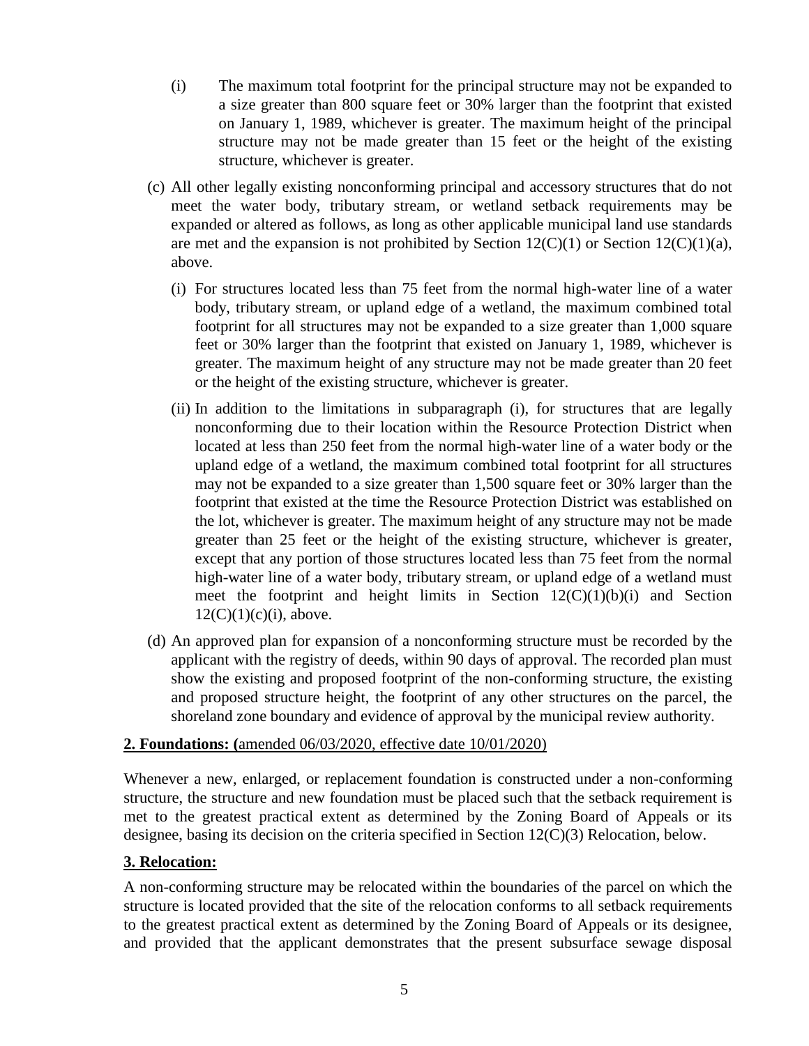(i) The maximum total footprint for the principal structure may not be expanded to a size greater than 800 square feet or 30% larger than the footprint that existed on January 1, 1989, whichever is greater. The maximum height of the principal structure may not be made greater than 15 feet or the height of the existing structure, whichever is greater.

(c) All other legally existing nonconforming principal and accessory structures that do not meet the water body, tributary stream, or wetland setback requirements may be expanded or altered as follows, as long as other applicable municipal land use standards are met and the expansion is not prohibited by Section 12(C)(1) or Section 12(C)(1)(a), above.

(i) For structures located less than 75 feet from the normal high-water line of a water body, tributary stream, or upland edge of a wetland, the maximum combined total footprint for all structures may not be expanded to a size greater than 1,000 square feet or 30% larger than the footprint that existed on January 1, 1989, whichever is greater. The maximum height of any structure may not be made greater than 20 feet or the height of the existing structure, whichever is greater.

(ii) In addition to the limitations in subparagraph (i), for structures that are legally nonconforming due to their location within the Resource Protection District when located at less than 250 feet from the normal high-water line of a water body or the upland edge of a wetland, the maximum combined total footprint for all structures may not be expanded to a size greater than 1,500 square feet or 30% larger than the footprint that existed at the time the Resource Protection District was established on the lot, whichever is greater. The maximum height of any structure may not be made greater than 25 feet or the height of the existing structure, whichever is greater, except that any portion of those structures located less than 75 feet from the normal high-water line of a water body, tributary stream, or upland edge of a wetland must meet the footprint and height limits in Section 12(C)(1)(b)(i) and Section 12(C)(1)(c)(i), above.

(d) An approved plan for expansion of a nonconforming structure must be recorded by the applicant with the registry of deeds, within 90 days of approval. The recorded plan must show the existing and proposed footprint of the non-conforming structure, the existing and proposed structure height, the footprint of any other structures on the parcel, the shoreland zone boundary and evidence of approval by the municipal review authority.

**2. Foundations: (**amended 06/03/2020, effective date 10/01/2020)

Whenever a new, enlarged, or replacement foundation is constructed under a non-conforming structure, the structure and new foundation must be placed such that the setback requirement is met to the greatest practical extent as determined by the Zoning Board of Appeals or its designee, basing its decision on the criteria specified in Section 12(C)(3) Relocation, below.

**3. Relocation:**

A non-conforming structure may be relocated within the boundaries of the parcel on which the structure is located provided that the site of the relocation conforms to all setback requirements to the greatest practical extent as determined by the Zoning Board of Appeals or its designee, and provided that the applicant demonstrates that the present subsurface sewage disposal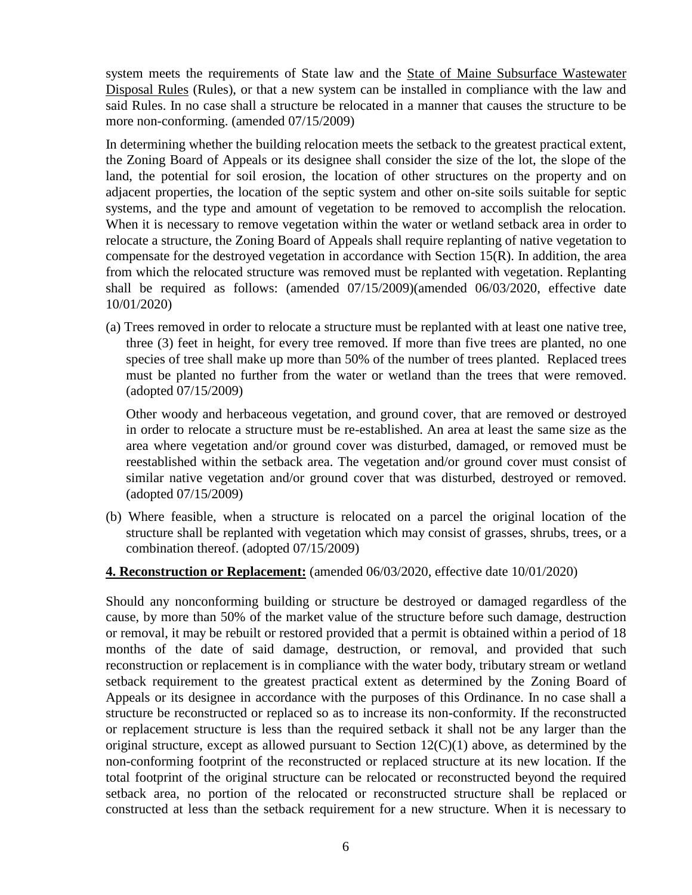system meets the requirements of State law and the State of Maine Subsurface Wastewater Disposal Rules (Rules), or that a new system can be installed in compliance with the law and said Rules. In no case shall a structure be relocated in a manner that causes the structure to be more non-conforming. (amended 07/15/2009)

In determining whether the building relocation meets the setback to the greatest practical extent, the Zoning Board of Appeals or its designee shall consider the size of the lot, the slope of the land, the potential for soil erosion, the location of other structures on the property and on adjacent properties, the location of the septic system and other on-site soils suitable for septic systems, and the type and amount of vegetation to be removed to accomplish the relocation. When it is necessary to remove vegetation within the water or wetland setback area in order to relocate a structure, the Zoning Board of Appeals shall require replanting of native vegetation to compensate for the destroyed vegetation in accordance with Section 15(R). In addition, the area from which the relocated structure was removed must be replanted with vegetation. Replanting shall be required as follows: (amended 07/15/2009)(amended 06/03/2020, effective date 10/01/2020)

(a) Trees removed in order to relocate a structure must be replanted with at least one native tree, three (3) feet in height, for every tree removed. If more than five trees are planted, no one species of tree shall make up more than 50% of the number of trees planted. Replaced trees must be planted no further from the water or wetland than the trees that were removed. (adopted 07/15/2009)

Other woody and herbaceous vegetation, and ground cover, that are removed or destroyed in order to relocate a structure must be re-established. An area at least the same size as the area where vegetation and/or ground cover was disturbed, damaged, or removed must be reestablished within the setback area. The vegetation and/or ground cover must consist of similar native vegetation and/or ground cover that was disturbed, destroyed or removed. (adopted 07/15/2009)

(b) Where feasible, when a structure is relocated on a parcel the original location of the structure shall be replanted with vegetation which may consist of grasses, shrubs, trees, or a combination thereof. (adopted 07/15/2009)

**4. Reconstruction or Replacement:** (amended 06/03/2020, effective date 10/01/2020)

Should any nonconforming building or structure be destroyed or damaged regardless of the cause, by more than 50% of the market value of the structure before such damage, destruction or removal, it may be rebuilt or restored provided that a permit is obtained within a period of 18 months of the date of said damage, destruction, or removal, and provided that such reconstruction or replacement is in compliance with the water body, tributary stream or wetland setback requirement to the greatest practical extent as determined by the Zoning Board of Appeals or its designee in accordance with the purposes of this Ordinance. In no case shall a structure be reconstructed or replaced so as to increase its non-conformity. If the reconstructed or replacement structure is less than the required setback it shall not be any larger than the original structure, except as allowed pursuant to Section 12(C)(1) above, as determined by the non-conforming footprint of the reconstructed or replaced structure at its new location. If the total footprint of the original structure can be relocated or reconstructed beyond the required setback area, no portion of the relocated or reconstructed structure shall be replaced or constructed at less than the setback requirement for a new structure. When it is necessary to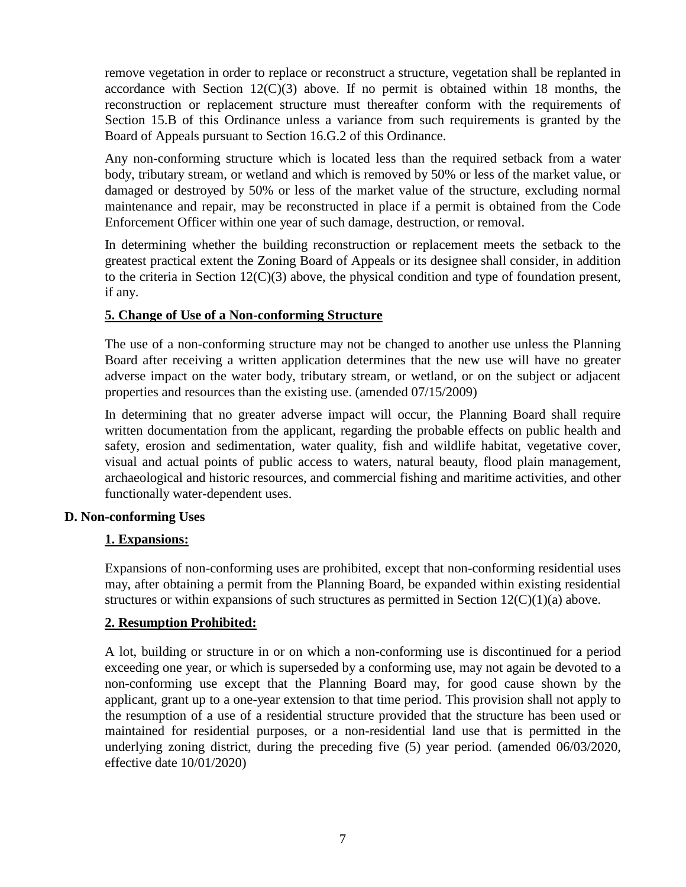remove vegetation in order to replace or reconstruct a structure, vegetation shall be replanted in accordance with Section 12(C)(3) above. If no permit is obtained within 18 months, the reconstruction or replacement structure must thereafter conform with the requirements of Section 15.B of this Ordinance unless a variance from such requirements is granted by the Board of Appeals pursuant to Section 16.G.2 of this Ordinance.

Any non-conforming structure which is located less than the required setback from a water body, tributary stream, or wetland and which is removed by 50% or less of the market value, or damaged or destroyed by 50% or less of the market value of the structure, excluding normal maintenance and repair, may be reconstructed in place if a permit is obtained from the Code Enforcement Officer within one year of such damage, destruction, or removal.

In determining whether the building reconstruction or replacement meets the setback to the greatest practical extent the Zoning Board of Appeals or its designee shall consider, in addition to the criteria in Section 12(C)(3) above, the physical condition and type of foundation present, if any.

#### 5. Change of Use of a Non-conforming Structure

The use of a non-conforming structure may not be changed to another use unless the Planning Board after receiving a written application determines that the new use will have no greater adverse impact on the water body, tributary stream, or wetland, or on the subject or adjacent properties and resources than the existing use. (amended 07/15/2009)

In determining that no greater adverse impact will occur, the Planning Board shall require written documentation from the applicant, regarding the probable effects on public health and safety, erosion and sedimentation, water quality, fish and wildlife habitat, vegetative cover, visual and actual points of public access to waters, natural beauty, flood plain management, archaeological and historic resources, and commercial fishing and maritime activities, and other functionally water-dependent uses.

### D. Non-conforming Uses

#### 1. Expansions:

Expansions of non-conforming uses are prohibited, except that non-conforming residential uses may, after obtaining a permit from the Planning Board, be expanded within existing residential structures or within expansions of such structures as permitted in Section 12(C)(1)(a) above.

#### 2. Resumption Prohibited:

A lot, building or structure in or on which a non-conforming use is discontinued for a period exceeding one year, or which is superseded by a conforming use, may not again be devoted to a non-conforming use except that the Planning Board may, for good cause shown by the applicant, grant up to a one-year extension to that time period. This provision shall not apply to the resumption of a use of a residential structure provided that the structure has been used or maintained for residential purposes, or a non-residential land use that is permitted in the underlying zoning district, during the preceding five (5) year period. (amended 06/03/2020, effective date 10/01/2020)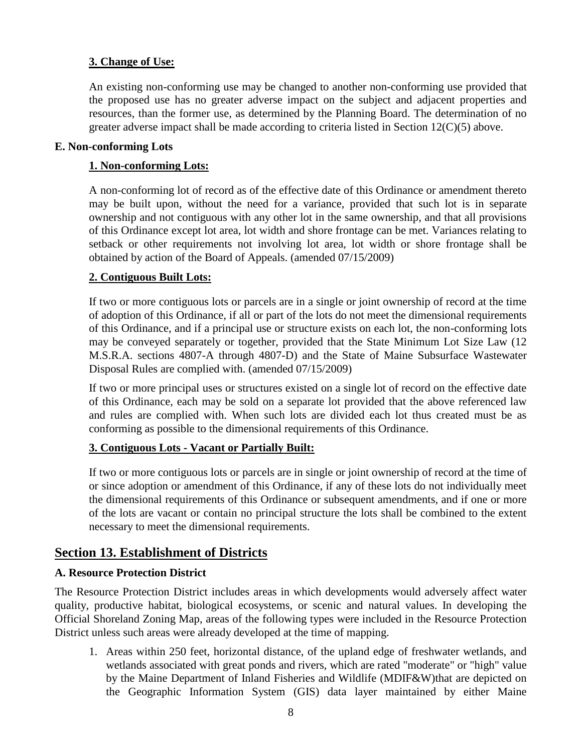**3. Change of Use:**

An existing non-conforming use may be changed to another non-conforming use provided that the proposed use has no greater adverse impact on the subject and adjacent properties and resources, than the former use, as determined by the Planning Board. The determination of no greater adverse impact shall be made according to criteria listed in Section 12(C)(5) above.

**E. Non-conforming Lots**

**1. Non-conforming Lots:**

A non-conforming lot of record as of the effective date of this Ordinance or amendment thereto may be built upon, without the need for a variance, provided that such lot is in separate ownership and not contiguous with any other lot in the same ownership, and that all provisions of this Ordinance except lot area, lot width and shore frontage can be met. Variances relating to setback or other requirements not involving lot area, lot width or shore frontage shall be obtained by action of the Board of Appeals. (amended 07/15/2009)

**2. Contiguous Built Lots:**

If two or more contiguous lots or parcels are in a single or joint ownership of record at the time of adoption of this Ordinance, if all or part of the lots do not meet the dimensional requirements of this Ordinance, and if a principal use or structure exists on each lot, the non-conforming lots may be conveyed separately or together, provided that the State Minimum Lot Size Law (12 M.S.R.A. sections 4807-A through 4807-D) and the State of Maine Subsurface Wastewater Disposal Rules are complied with. (amended 07/15/2009)

If two or more principal uses or structures existed on a single lot of record on the effective date of this Ordinance, each may be sold on a separate lot provided that the above referenced law and rules are complied with. When such lots are divided each lot thus created must be as conforming as possible to the dimensional requirements of this Ordinance.

**3. Contiguous Lots - Vacant or Partially Built:**

If two or more contiguous lots or parcels are in single or joint ownership of record at the time of or since adoption or amendment of this Ordinance, if any of these lots do not individually meet the dimensional requirements of this Ordinance or subsequent amendments, and if one or more of the lots are vacant or contain no principal structure the lots shall be combined to the extent necessary to meet the dimensional requirements.

## Section 13. Establishment of Districts

**A. Resource Protection District**

The Resource Protection District includes areas in which developments would adversely affect water quality, productive habitat, biological ecosystems, or scenic and natural values. In developing the Official Shoreland Zoning Map, areas of the following types were included in the Resource Protection District unless such areas were already developed at the time of mapping.

1. Areas within 250 feet, horizontal distance, of the upland edge of freshwater wetlands, and wetlands associated with great ponds and rivers, which are rated "moderate" or "high" value by the Maine Department of Inland Fisheries and Wildlife (MDIF&W)that are depicted on the Geographic Information System (GIS) data layer maintained by either Maine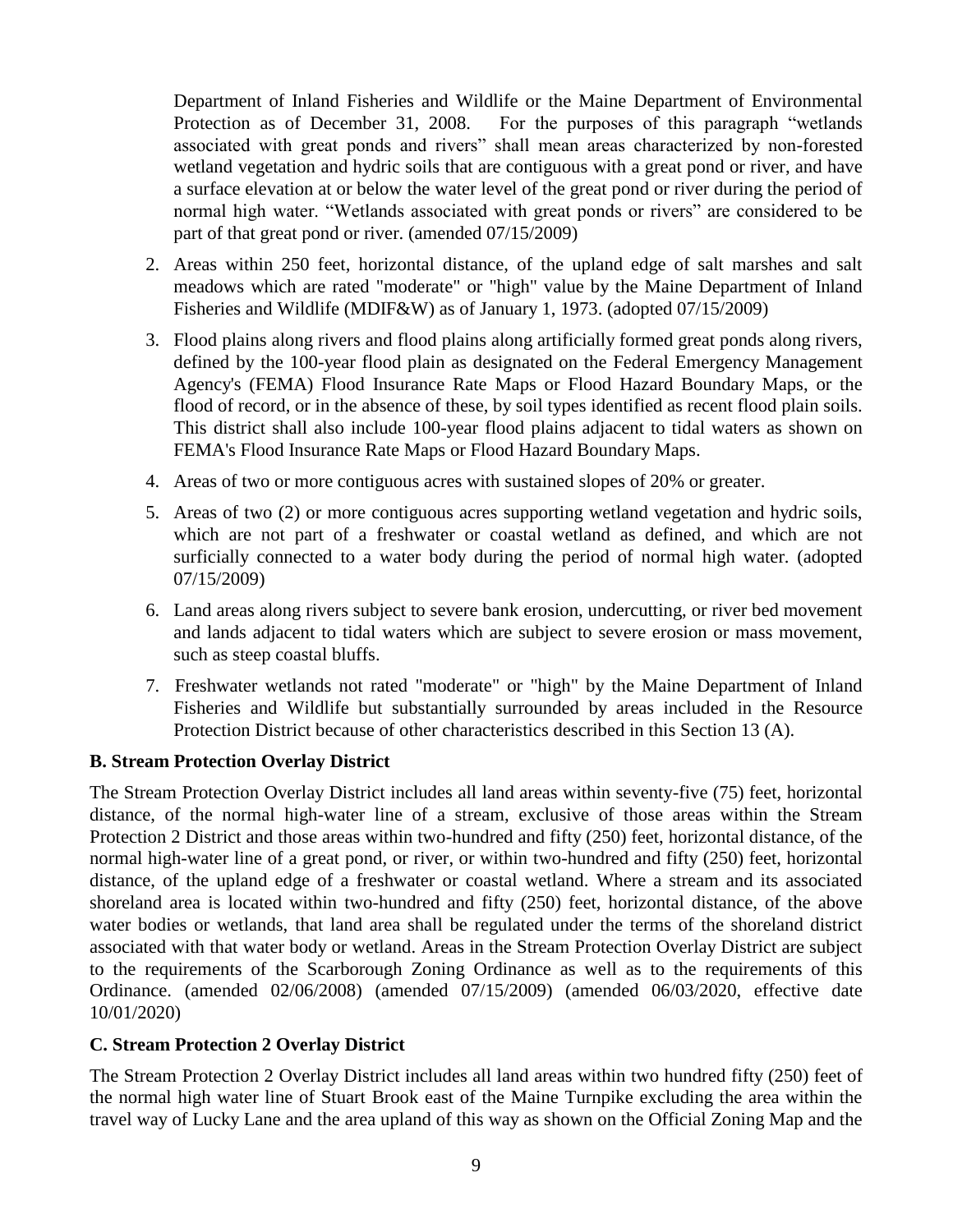Department of Inland Fisheries and Wildlife or the Maine Department of Environmental Protection as of December 31, 2008. For the purposes of this paragraph "wetlands associated with great ponds and rivers" shall mean areas characterized by non-forested wetland vegetation and hydric soils that are contiguous with a great pond or river, and have a surface elevation at or below the water level of the great pond or river during the period of normal high water. "Wetlands associated with great ponds or rivers" are considered to be part of that great pond or river. (amended 07/15/2009)

2. Areas within 250 feet, horizontal distance, of the upland edge of salt marshes and salt meadows which are rated "moderate" or "high" value by the Maine Department of Inland Fisheries and Wildlife (MDIF&W) as of January 1, 1973. (adopted 07/15/2009)
3. Flood plains along rivers and flood plains along artificially formed great ponds along rivers, defined by the 100-year flood plain as designated on the Federal Emergency Management Agency's (FEMA) Flood Insurance Rate Maps or Flood Hazard Boundary Maps, or the flood of record, or in the absence of these, by soil types identified as recent flood plain soils. This district shall also include 100-year flood plains adjacent to tidal waters as shown on FEMA's Flood Insurance Rate Maps or Flood Hazard Boundary Maps.
4. Areas of two or more contiguous acres with sustained slopes of 20% or greater.
5. Areas of two (2) or more contiguous acres supporting wetland vegetation and hydric soils, which are not part of a freshwater or coastal wetland as defined, and which are not surficially connected to a water body during the period of normal high water. (adopted 07/15/2009)
6. Land areas along rivers subject to severe bank erosion, undercutting, or river bed movement and lands adjacent to tidal waters which are subject to severe erosion or mass movement, such as steep coastal bluffs.
7. Freshwater wetlands not rated "moderate" or "high" by the Maine Department of Inland Fisheries and Wildlife but substantially surrounded by areas included in the Resource Protection District because of other characteristics described in this Section 13 (A).

**B. Stream Protection Overlay District**

The Stream Protection Overlay District includes all land areas within seventy-five (75) feet, horizontal distance, of the normal high-water line of a stream, exclusive of those areas within the Stream Protection 2 District and those areas within two-hundred and fifty (250) feet, horizontal distance, of the normal high-water line of a great pond, or river, or within two-hundred and fifty (250) feet, horizontal distance, of the upland edge of a freshwater or coastal wetland. Where a stream and its associated shoreland area is located within two-hundred and fifty (250) feet, horizontal distance, of the above water bodies or wetlands, that land area shall be regulated under the terms of the shoreland district associated with that water body or wetland. Areas in the Stream Protection Overlay District are subject to the requirements of the Scarborough Zoning Ordinance as well as to the requirements of this Ordinance. (amended 02/06/2008) (amended 07/15/2009) (amended 06/03/2020, effective date 10/01/2020)

**C. Stream Protection 2 Overlay District**

The Stream Protection 2 Overlay District includes all land areas within two hundred fifty (250) feet of the normal high water line of Stuart Brook east of the Maine Turnpike excluding the area within the travel way of Lucky Lane and the area upland of this way as shown on the Official Zoning Map and the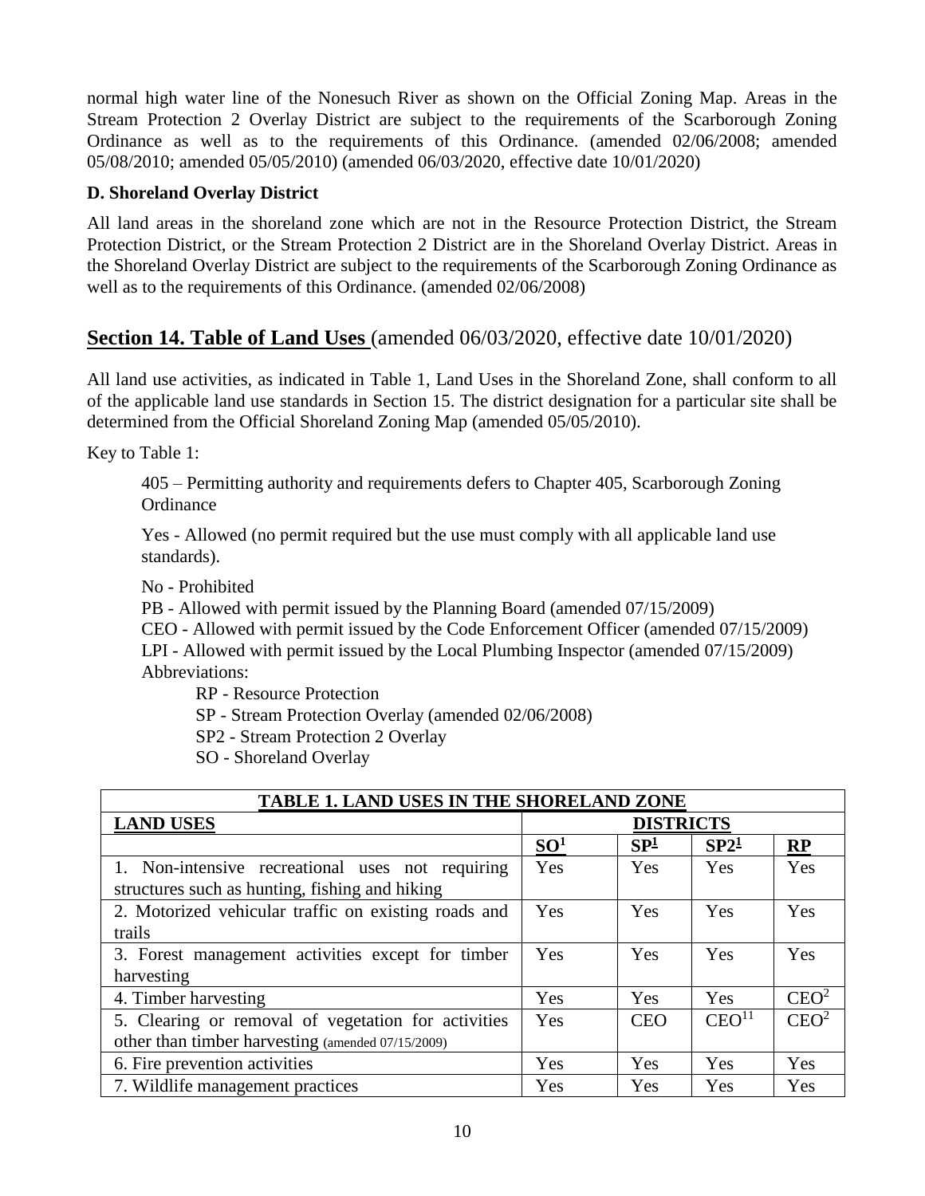normal high water line of the Nonesuch River as shown on the Official Zoning Map. Areas in the Stream Protection 2 Overlay District are subject to the requirements of the Scarborough Zoning Ordinance as well as to the requirements of this Ordinance. (amended 02/06/2008; amended 05/08/2010; amended 05/05/2010) (amended 06/03/2020, effective date 10/01/2020)

**D. Shoreland Overlay District**

All land areas in the shoreland zone which are not in the Resource Protection District, the Stream Protection District, or the Stream Protection 2 District are in the Shoreland Overlay District. Areas in the Shoreland Overlay District are subject to the requirements of the Scarborough Zoning Ordinance as well as to the requirements of this Ordinance. (amended 02/06/2008)

## Section 14. Table of Land Uses (amended 06/03/2020, effective date 10/01/2020)

All land use activities, as indicated in Table 1, Land Uses in the Shoreland Zone, shall conform to all of the applicable land use standards in Section 15. The district designation for a particular site shall be determined from the Official Shoreland Zoning Map (amended 05/05/2010).

Key to Table 1:

405 – Permitting authority and requirements defers to Chapter 405, Scarborough Zoning Ordinance

Yes - Allowed (no permit required but the use must comply with all applicable land use standards).

No - Prohibited
PB - Allowed with permit issued by the Planning Board (amended 07/15/2009)
CEO - Allowed with permit issued by the Code Enforcement Officer (amended 07/15/2009)
LPI - Allowed with permit issued by the Local Plumbing Inspector (amended 07/15/2009)
Abbreviations:

RP - Resource Protection
SP - Stream Protection Overlay (amended 02/06/2008)
SP2 - Stream Protection 2 Overlay
SO - Shoreland Overlay

| **TABLE 1. LAND USES IN THE SHORELAND ZONE** | | | | |
|---|---|---|---|---|
| **LAND USES** | **DISTRICTS** | | | |
| | **SO**[1] | **SP**[1] | **SP2**[1] | **RP** |
| 1. Non-intensive recreational uses not requiring structures such as hunting, fishing and hiking | Yes | Yes | Yes | Yes |
| 2. Motorized vehicular traffic on existing roads and trails | Yes | Yes | Yes | Yes |
| 3. Forest management activities except for timber harvesting | Yes | Yes | Yes | Yes |
| 4. Timber harvesting | Yes | Yes | Yes | CEO[2] |
| 5. Clearing or removal of vegetation for activities other than timber harvesting (amended 07/15/2009) | Yes | CEO | CEO[11] | CEO[2] |
| 6. Fire prevention activities | Yes | Yes | Yes | Yes |
| 7. Wildlife management practices | Yes | Yes | Yes | Yes |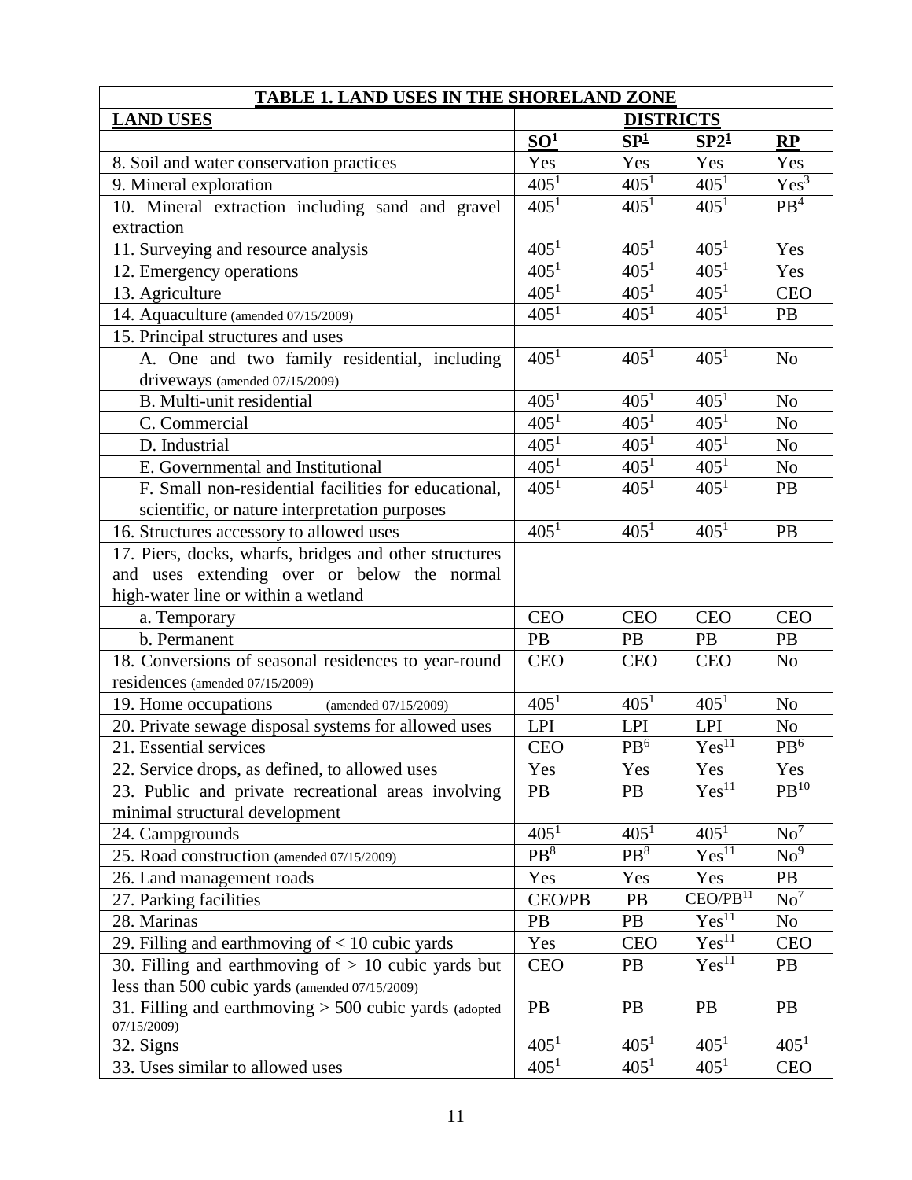| TABLE 1. LAND USES IN THE SHORELAND ZONE | | | | |
|---|---|---|---|---|
| **LAND USES** | **DISTRICTS** | | | |
| | **SO**[1] | **SP**[1] | **SP2**[1] | **RP** |
| 8. Soil and water conservation practices | Yes | Yes | Yes | Yes |
| 9. Mineral exploration | 405[1] | 405[1] | 405[1] | Yes[3] |
| 10. Mineral extraction including sand and gravel extraction | 405[1] | 405[1] | 405[1] | PB[4] |
| 11. Surveying and resource analysis | 405[1] | 405[1] | 405[1] | Yes |
| 12. Emergency operations | 405[1] | 405[1] | 405[1] | Yes |
| 13. Agriculture | 405[1] | 405[1] | 405[1] | CEO |
| 14. Aquaculture (amended 07/15/2009) | 405[1] | 405[1] | 405[1] | PB |
| 15. Principal structures and uses | | | | |
| A. One and two family residential, including driveways (amended 07/15/2009) | 405[1] | 405[1] | 405[1] | No |
| B. Multi-unit residential | 405[1] | 405[1] | 405[1] | No |
| C. Commercial | 405[1] | 405[1] | 405[1] | No |
| D. Industrial | 405[1] | 405[1] | 405[1] | No |
| E. Governmental and Institutional | 405[1] | 405[1] | 405[1] | No |
| F. Small non-residential facilities for educational, scientific, or nature interpretation purposes | 405[1] | 405[1] | 405[1] | PB |
| 16. Structures accessory to allowed uses | 405[1] | 405[1] | 405[1] | PB |
| 17. Piers, docks, wharfs, bridges and other structures and uses extending over or below the normal high-water line or within a wetland | | | | |
| a. Temporary | CEO | CEO | CEO | CEO |
| b. Permanent | PB | PB | PB | PB |
| 18. Conversions of seasonal residences to year-round residences (amended 07/15/2009) | CEO | CEO | CEO | No |
| 19. Home occupations (amended 07/15/2009) | 405[1] | 405[1] | 405[1] | No |
| 20. Private sewage disposal systems for allowed uses | LPI | LPI | LPI | No |
| 21. Essential services | CEO | PB[6] | Yes[11] | PB[6] |
| 22. Service drops, as defined, to allowed uses | Yes | Yes | Yes | Yes |
| 23. Public and private recreational areas involving minimal structural development | PB | PB | Yes[11] | PB[10] |
| 24. Campgrounds | 405[1] | 405[1] | 405[1] | No[7] |
| 25. Road construction (amended 07/15/2009) | PB[8] | PB[8] | Yes[11] | No[9] |
| 26. Land management roads | Yes | Yes | Yes | PB |
| 27. Parking facilities | CEO/PB | PB | CEO/PB[11] | No[7] |
| 28. Marinas | PB | PB | Yes[11] | No |
| 29. Filling and earthmoving of < 10 cubic yards | Yes | CEO | Yes[11] | CEO |
| 30. Filling and earthmoving of > 10 cubic yards but less than 500 cubic yards (amended 07/15/2009) | CEO | PB | Yes[11] | PB |
| 31. Filling and earthmoving > 500 cubic yards (adopted 07/15/2009) | PB | PB | PB | PB |
| 32. Signs | 405[1] | 405[1] | 405[1] | 405[1] |
| 33. Uses similar to allowed uses | 405[1] | 405[1] | 405[1] | CEO |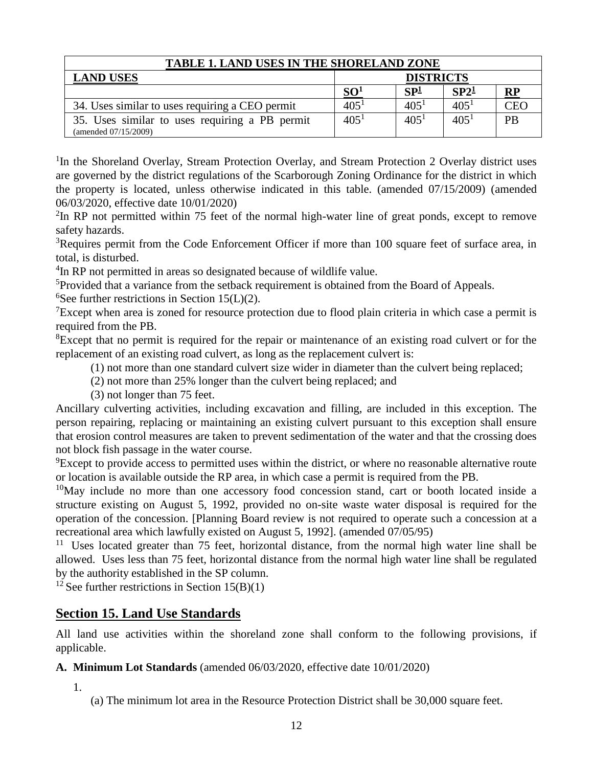| TABLE 1. LAND USES IN THE SHORELAND ZONE | | | | |
|---|---|---|---|---|
| **LAND USES** | **DISTRICTS** | | | |
| | **SO**[1] | **SP**[1] | **SP2**[1] | **RP** |
| 34. Uses similar to uses requiring a CEO permit | 405[1] | 405[1] | 405[1] | CEO |
| 35. Uses similar to uses requiring a PB permit (amended 07/15/2009) | 405[1] | 405[1] | 405[1] | PB |

[1]In the Shoreland Overlay, Stream Protection Overlay, and Stream Protection 2 Overlay district uses are governed by the district regulations of the Scarborough Zoning Ordinance for the district in which the property is located, unless otherwise indicated in this table. (amended 07/15/2009) (amended 06/03/2020, effective date 10/01/2020)

[2]In RP not permitted within 75 feet of the normal high-water line of great ponds, except to remove safety hazards.

[3]Requires permit from the Code Enforcement Officer if more than 100 square feet of surface area, in total, is disturbed.

[4]In RP not permitted in areas so designated because of wildlife value.

[5]Provided that a variance from the setback requirement is obtained from the Board of Appeals.

[6]See further restrictions in Section 15(L)(2).

[7]Except when area is zoned for resource protection due to flood plain criteria in which case a permit is required from the PB.

[8]Except that no permit is required for the repair or maintenance of an existing road culvert or for the replacement of an existing road culvert, as long as the replacement culvert is:

(1) not more than one standard culvert size wider in diameter than the culvert being replaced;

(2) not more than 25% longer than the culvert being replaced; and

(3) not longer than 75 feet.

Ancillary culverting activities, including excavation and filling, are included in this exception. The person repairing, replacing or maintaining an existing culvert pursuant to this exception shall ensure that erosion control measures are taken to prevent sedimentation of the water and that the crossing does not block fish passage in the water course.

[9]Except to provide access to permitted uses within the district, or where no reasonable alternative route or location is available outside the RP area, in which case a permit is required from the PB.

[10]May include no more than one accessory food concession stand, cart or booth located inside a structure existing on August 5, 1992, provided no on-site waste water disposal is required for the operation of the concession. [Planning Board review is not required to operate such a concession at a recreational area which lawfully existed on August 5, 1992]. (amended 07/05/95)

[11] Uses located greater than 75 feet, horizontal distance, from the normal high water line shall be allowed. Uses less than 75 feet, horizontal distance from the normal high water line shall be regulated by the authority established in the SP column.

[12] See further restrictions in Section 15(B)(1)

## Section 15. Land Use Standards

All land use activities within the shoreland zone shall conform to the following provisions, if applicable.

**A. Minimum Lot Standards** (amended 06/03/2020, effective date 10/01/2020)

1.

(a) The minimum lot area in the Resource Protection District shall be 30,000 square feet.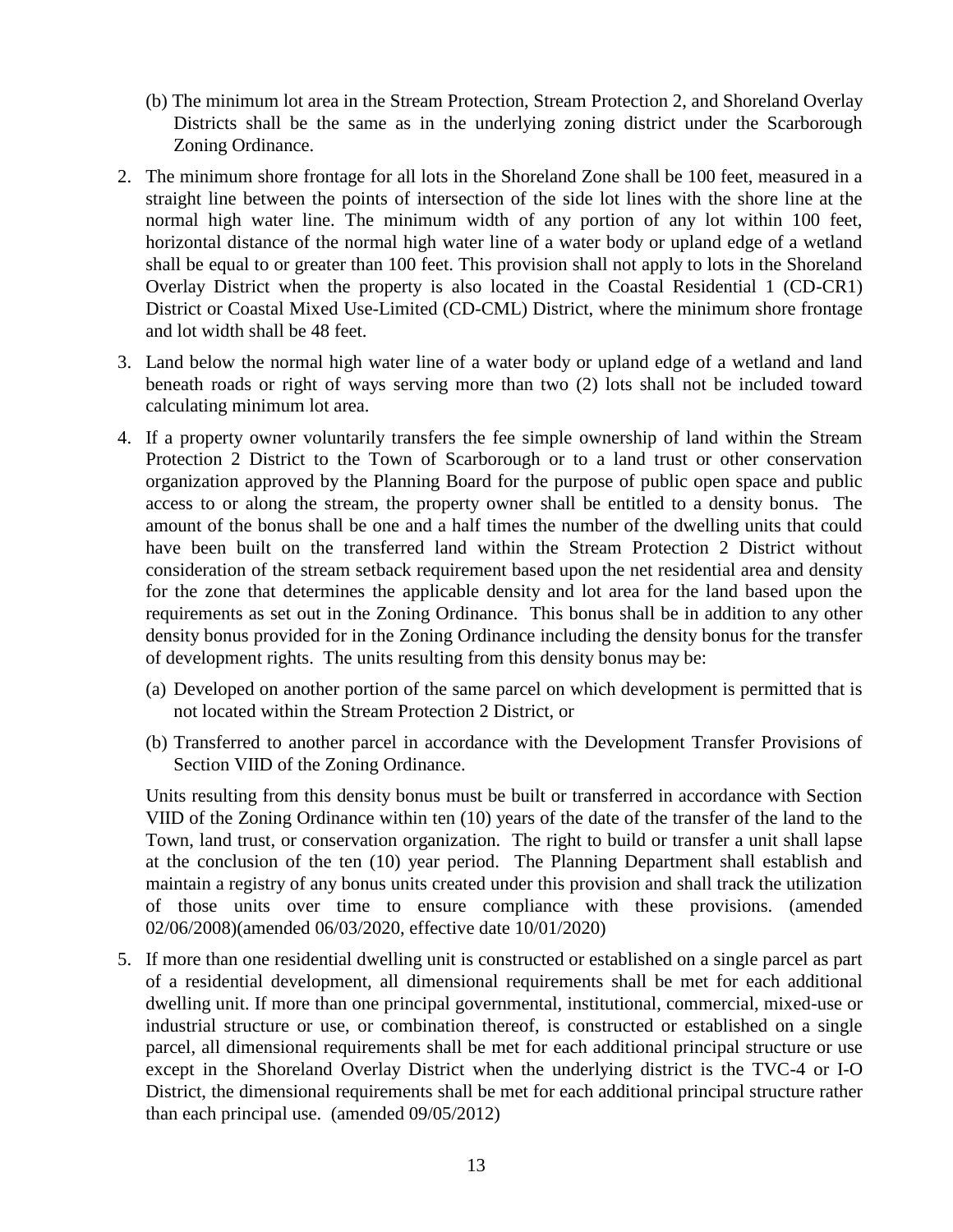(b) The minimum lot area in the Stream Protection, Stream Protection 2, and Shoreland Overlay Districts shall be the same as in the underlying zoning district under the Scarborough Zoning Ordinance.

2. The minimum shore frontage for all lots in the Shoreland Zone shall be 100 feet, measured in a straight line between the points of intersection of the side lot lines with the shore line at the normal high water line. The minimum width of any portion of any lot within 100 feet, horizontal distance of the normal high water line of a water body or upland edge of a wetland shall be equal to or greater than 100 feet. This provision shall not apply to lots in the Shoreland Overlay District when the property is also located in the Coastal Residential 1 (CD-CR1) District or Coastal Mixed Use-Limited (CD-CML) District, where the minimum shore frontage and lot width shall be 48 feet.

3. Land below the normal high water line of a water body or upland edge of a wetland and land beneath roads or right of ways serving more than two (2) lots shall not be included toward calculating minimum lot area.

4. If a property owner voluntarily transfers the fee simple ownership of land within the Stream Protection 2 District to the Town of Scarborough or to a land trust or other conservation organization approved by the Planning Board for the purpose of public open space and public access to or along the stream, the property owner shall be entitled to a density bonus. The amount of the bonus shall be one and a half times the number of the dwelling units that could have been built on the transferred land within the Stream Protection 2 District without consideration of the stream setback requirement based upon the net residential area and density for the zone that determines the applicable density and lot area for the land based upon the requirements as set out in the Zoning Ordinance. This bonus shall be in addition to any other density bonus provided for in the Zoning Ordinance including the density bonus for the transfer of development rights. The units resulting from this density bonus may be:

   (a) Developed on another portion of the same parcel on which development is permitted that is not located within the Stream Protection 2 District, or

   (b) Transferred to another parcel in accordance with the Development Transfer Provisions of Section VIID of the Zoning Ordinance.

   Units resulting from this density bonus must be built or transferred in accordance with Section VIID of the Zoning Ordinance within ten (10) years of the date of the transfer of the land to the Town, land trust, or conservation organization. The right to build or transfer a unit shall lapse at the conclusion of the ten (10) year period. The Planning Department shall establish and maintain a registry of any bonus units created under this provision and shall track the utilization of those units over time to ensure compliance with these provisions. (amended 02/06/2008)(amended 06/03/2020, effective date 10/01/2020)

5. If more than one residential dwelling unit is constructed or established on a single parcel as part of a residential development, all dimensional requirements shall be met for each additional dwelling unit. If more than one principal governmental, institutional, commercial, mixed-use or industrial structure or use, or combination thereof, is constructed or established on a single parcel, all dimensional requirements shall be met for each additional principal structure or use except in the Shoreland Overlay District when the underlying district is the TVC-4 or I-O District, the dimensional requirements shall be met for each additional principal structure rather than each principal use. (amended 09/05/2012)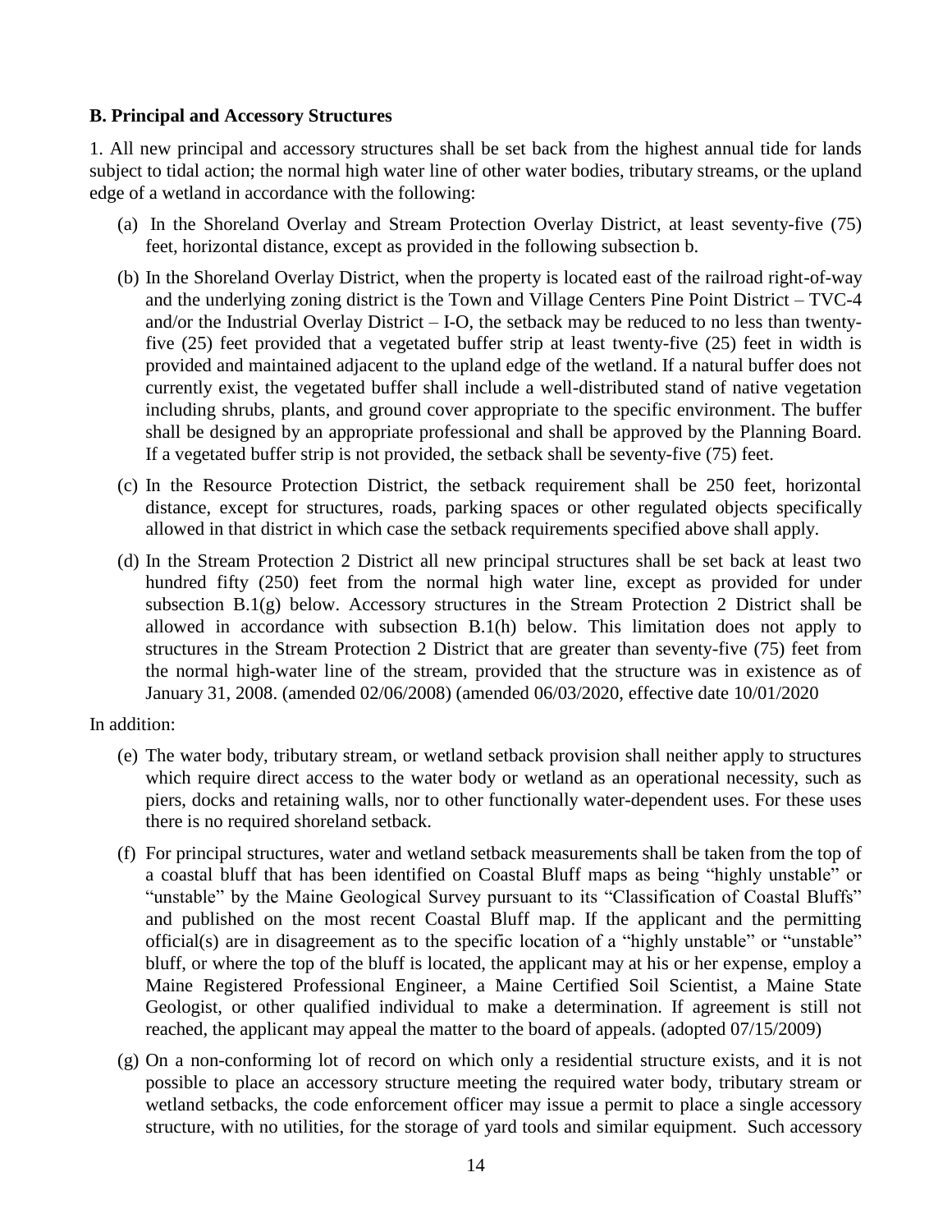**B. Principal and Accessory Structures**

1. All new principal and accessory structures shall be set back from the highest annual tide for lands subject to tidal action; the normal high water line of other water bodies, tributary streams, or the upland edge of a wetland in accordance with the following:

(a) In the Shoreland Overlay and Stream Protection Overlay District, at least seventy-five (75) feet, horizontal distance, except as provided in the following subsection b.

(b) In the Shoreland Overlay District, when the property is located east of the railroad right-of-way and the underlying zoning district is the Town and Village Centers Pine Point District – TVC-4 and/or the Industrial Overlay District – I-O, the setback may be reduced to no less than twenty-five (25) feet provided that a vegetated buffer strip at least twenty-five (25) feet in width is provided and maintained adjacent to the upland edge of the wetland. If a natural buffer does not currently exist, the vegetated buffer shall include a well-distributed stand of native vegetation including shrubs, plants, and ground cover appropriate to the specific environment. The buffer shall be designed by an appropriate professional and shall be approved by the Planning Board. If a vegetated buffer strip is not provided, the setback shall be seventy-five (75) feet.

(c) In the Resource Protection District, the setback requirement shall be 250 feet, horizontal distance, except for structures, roads, parking spaces or other regulated objects specifically allowed in that district in which case the setback requirements specified above shall apply.

(d) In the Stream Protection 2 District all new principal structures shall be set back at least two hundred fifty (250) feet from the normal high water line, except as provided for under subsection B.1(g) below. Accessory structures in the Stream Protection 2 District shall be allowed in accordance with subsection B.1(h) below. This limitation does not apply to structures in the Stream Protection 2 District that are greater than seventy-five (75) feet from the normal high-water line of the stream, provided that the structure was in existence as of January 31, 2008. (amended 02/06/2008) (amended 06/03/2020, effective date 10/01/2020

In addition:

(e) The water body, tributary stream, or wetland setback provision shall neither apply to structures which require direct access to the water body or wetland as an operational necessity, such as piers, docks and retaining walls, nor to other functionally water-dependent uses. For these uses there is no required shoreland setback.

(f) For principal structures, water and wetland setback measurements shall be taken from the top of a coastal bluff that has been identified on Coastal Bluff maps as being "highly unstable" or "unstable" by the Maine Geological Survey pursuant to its "Classification of Coastal Bluffs" and published on the most recent Coastal Bluff map. If the applicant and the permitting official(s) are in disagreement as to the specific location of a "highly unstable" or "unstable" bluff, or where the top of the bluff is located, the applicant may at his or her expense, employ a Maine Registered Professional Engineer, a Maine Certified Soil Scientist, a Maine State Geologist, or other qualified individual to make a determination. If agreement is still not reached, the applicant may appeal the matter to the board of appeals. (adopted 07/15/2009)

(g) On a non-conforming lot of record on which only a residential structure exists, and it is not possible to place an accessory structure meeting the required water body, tributary stream or wetland setbacks, the code enforcement officer may issue a permit to place a single accessory structure, with no utilities, for the storage of yard tools and similar equipment. Such accessory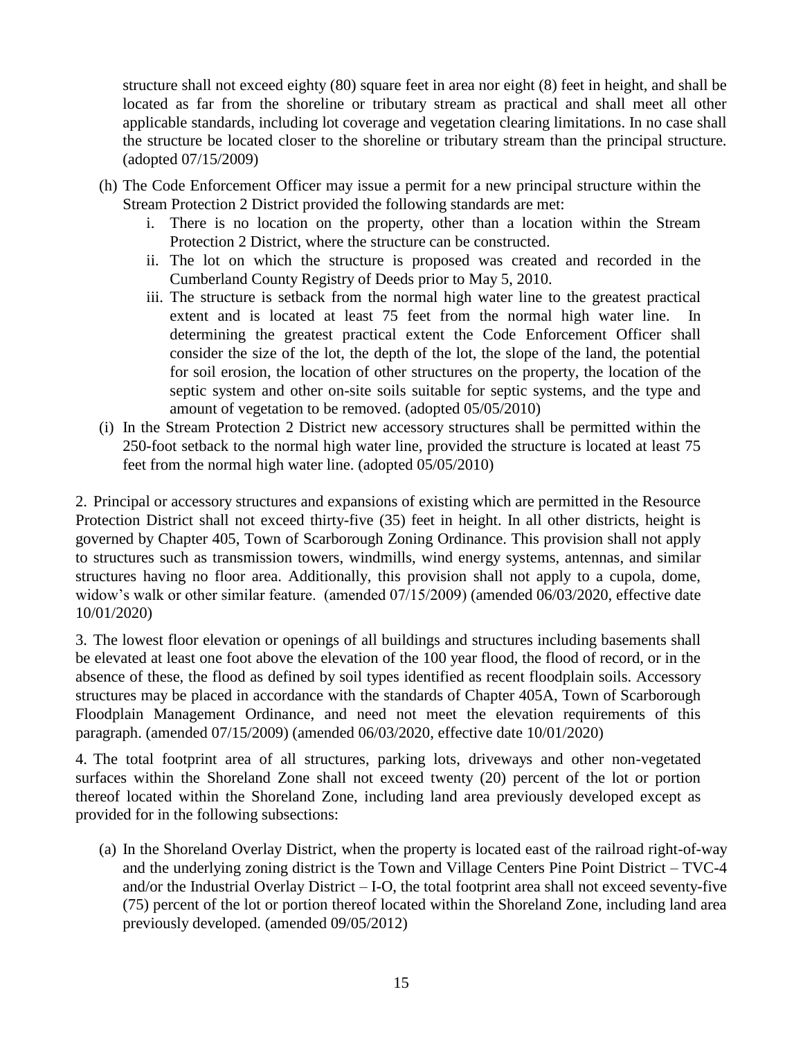structure shall not exceed eighty (80) square feet in area nor eight (8) feet in height, and shall be located as far from the shoreline or tributary stream as practical and shall meet all other applicable standards, including lot coverage and vegetation clearing limitations. In no case shall the structure be located closer to the shoreline or tributary stream than the principal structure. (adopted 07/15/2009)

(h) The Code Enforcement Officer may issue a permit for a new principal structure within the Stream Protection 2 District provided the following standards are met:

   i. There is no location on the property, other than a location within the Stream Protection 2 District, where the structure can be constructed.

   ii. The lot on which the structure is proposed was created and recorded in the Cumberland County Registry of Deeds prior to May 5, 2010.

   iii. The structure is setback from the normal high water line to the greatest practical extent and is located at least 75 feet from the normal high water line. In determining the greatest practical extent the Code Enforcement Officer shall consider the size of the lot, the depth of the lot, the slope of the land, the potential for soil erosion, the location of other structures on the property, the location of the septic system and other on-site soils suitable for septic systems, and the type and amount of vegetation to be removed. (adopted 05/05/2010)

(i) In the Stream Protection 2 District new accessory structures shall be permitted within the 250-foot setback to the normal high water line, provided the structure is located at least 75 feet from the normal high water line. (adopted 05/05/2010)

2. Principal or accessory structures and expansions of existing which are permitted in the Resource Protection District shall not exceed thirty-five (35) feet in height. In all other districts, height is governed by Chapter 405, Town of Scarborough Zoning Ordinance. This provision shall not apply to structures such as transmission towers, windmills, wind energy systems, antennas, and similar structures having no floor area. Additionally, this provision shall not apply to a cupola, dome, widow's walk or other similar feature. (amended 07/15/2009) (amended 06/03/2020, effective date 10/01/2020)

3. The lowest floor elevation or openings of all buildings and structures including basements shall be elevated at least one foot above the elevation of the 100 year flood, the flood of record, or in the absence of these, the flood as defined by soil types identified as recent floodplain soils. Accessory structures may be placed in accordance with the standards of Chapter 405A, Town of Scarborough Floodplain Management Ordinance, and need not meet the elevation requirements of this paragraph. (amended 07/15/2009) (amended 06/03/2020, effective date 10/01/2020)

4. The total footprint area of all structures, parking lots, driveways and other non-vegetated surfaces within the Shoreland Zone shall not exceed twenty (20) percent of the lot or portion thereof located within the Shoreland Zone, including land area previously developed except as provided for in the following subsections:

(a) In the Shoreland Overlay District, when the property is located east of the railroad right-of-way and the underlying zoning district is the Town and Village Centers Pine Point District – TVC-4 and/or the Industrial Overlay District – I-O, the total footprint area shall not exceed seventy-five (75) percent of the lot or portion thereof located within the Shoreland Zone, including land area previously developed. (amended 09/05/2012)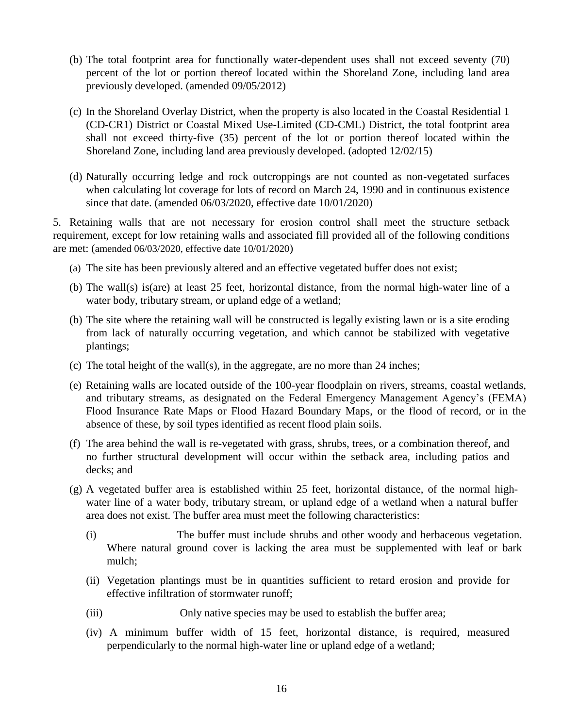(b) The total footprint area for functionally water-dependent uses shall not exceed seventy (70) percent of the lot or portion thereof located within the Shoreland Zone, including land area previously developed. (amended 09/05/2012)

(c) In the Shoreland Overlay District, when the property is also located in the Coastal Residential 1 (CD-CR1) District or Coastal Mixed Use-Limited (CD-CML) District, the total footprint area shall not exceed thirty-five (35) percent of the lot or portion thereof located within the Shoreland Zone, including land area previously developed. (adopted 12/02/15)

(d) Naturally occurring ledge and rock outcroppings are not counted as non-vegetated surfaces when calculating lot coverage for lots of record on March 24, 1990 and in continuous existence since that date. (amended 06/03/2020, effective date 10/01/2020)

5. Retaining walls that are not necessary for erosion control shall meet the structure setback requirement, except for low retaining walls and associated fill provided all of the following conditions are met: (amended 06/03/2020, effective date 10/01/2020)

(a) The site has been previously altered and an effective vegetated buffer does not exist;

(b) The wall(s) is(are) at least 25 feet, horizontal distance, from the normal high-water line of a water body, tributary stream, or upland edge of a wetland;

(b) The site where the retaining wall will be constructed is legally existing lawn or is a site eroding from lack of naturally occurring vegetation, and which cannot be stabilized with vegetative plantings;

(c) The total height of the wall(s), in the aggregate, are no more than 24 inches;

(e) Retaining walls are located outside of the 100-year floodplain on rivers, streams, coastal wetlands, and tributary streams, as designated on the Federal Emergency Management Agency's (FEMA) Flood Insurance Rate Maps or Flood Hazard Boundary Maps, or the flood of record, or in the absence of these, by soil types identified as recent flood plain soils.

(f) The area behind the wall is re-vegetated with grass, shrubs, trees, or a combination thereof, and no further structural development will occur within the setback area, including patios and decks; and

(g) A vegetated buffer area is established within 25 feet, horizontal distance, of the normal high-water line of a water body, tributary stream, or upland edge of a wetland when a natural buffer area does not exist. The buffer area must meet the following characteristics:

(i) The buffer must include shrubs and other woody and herbaceous vegetation. Where natural ground cover is lacking the area must be supplemented with leaf or bark mulch;

(ii) Vegetation plantings must be in quantities sufficient to retard erosion and provide for effective infiltration of stormwater runoff;

(iii) Only native species may be used to establish the buffer area;

(iv) A minimum buffer width of 15 feet, horizontal distance, is required, measured perpendicularly to the normal high-water line or upland edge of a wetland;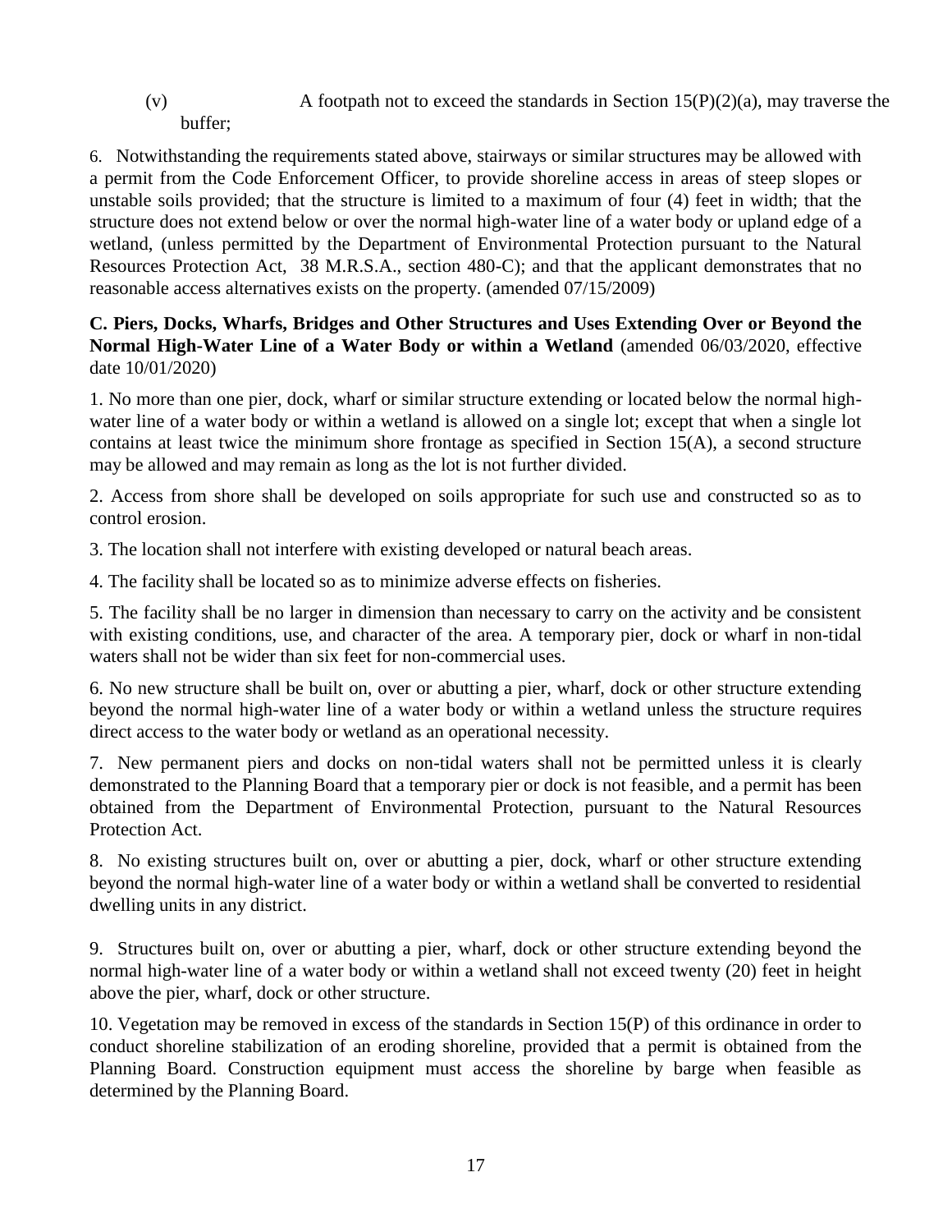(v) A footpath not to exceed the standards in Section 15(P)(2)(a), may traverse the buffer;

6. Notwithstanding the requirements stated above, stairways or similar structures may be allowed with a permit from the Code Enforcement Officer, to provide shoreline access in areas of steep slopes or unstable soils provided; that the structure is limited to a maximum of four (4) feet in width; that the structure does not extend below or over the normal high-water line of a water body or upland edge of a wetland, (unless permitted by the Department of Environmental Protection pursuant to the Natural Resources Protection Act, 38 M.R.S.A., section 480-C); and that the applicant demonstrates that no reasonable access alternatives exists on the property. (amended 07/15/2009)

**C. Piers, Docks, Wharfs, Bridges and Other Structures and Uses Extending Over or Beyond the Normal High-Water Line of a Water Body or within a Wetland** (amended 06/03/2020, effective date 10/01/2020)

1. No more than one pier, dock, wharf or similar structure extending or located below the normal high-water line of a water body or within a wetland is allowed on a single lot; except that when a single lot contains at least twice the minimum shore frontage as specified in Section 15(A), a second structure may be allowed and may remain as long as the lot is not further divided.

2. Access from shore shall be developed on soils appropriate for such use and constructed so as to control erosion.

3. The location shall not interfere with existing developed or natural beach areas.

4. The facility shall be located so as to minimize adverse effects on fisheries.

5. The facility shall be no larger in dimension than necessary to carry on the activity and be consistent with existing conditions, use, and character of the area. A temporary pier, dock or wharf in non-tidal waters shall not be wider than six feet for non-commercial uses.

6. No new structure shall be built on, over or abutting a pier, wharf, dock or other structure extending beyond the normal high-water line of a water body or within a wetland unless the structure requires direct access to the water body or wetland as an operational necessity.

7. New permanent piers and docks on non-tidal waters shall not be permitted unless it is clearly demonstrated to the Planning Board that a temporary pier or dock is not feasible, and a permit has been obtained from the Department of Environmental Protection, pursuant to the Natural Resources Protection Act.

8. No existing structures built on, over or abutting a pier, dock, wharf or other structure extending beyond the normal high-water line of a water body or within a wetland shall be converted to residential dwelling units in any district.

9. Structures built on, over or abutting a pier, wharf, dock or other structure extending beyond the normal high-water line of a water body or within a wetland shall not exceed twenty (20) feet in height above the pier, wharf, dock or other structure.

10. Vegetation may be removed in excess of the standards in Section 15(P) of this ordinance in order to conduct shoreline stabilization of an eroding shoreline, provided that a permit is obtained from the Planning Board. Construction equipment must access the shoreline by barge when feasible as determined by the Planning Board.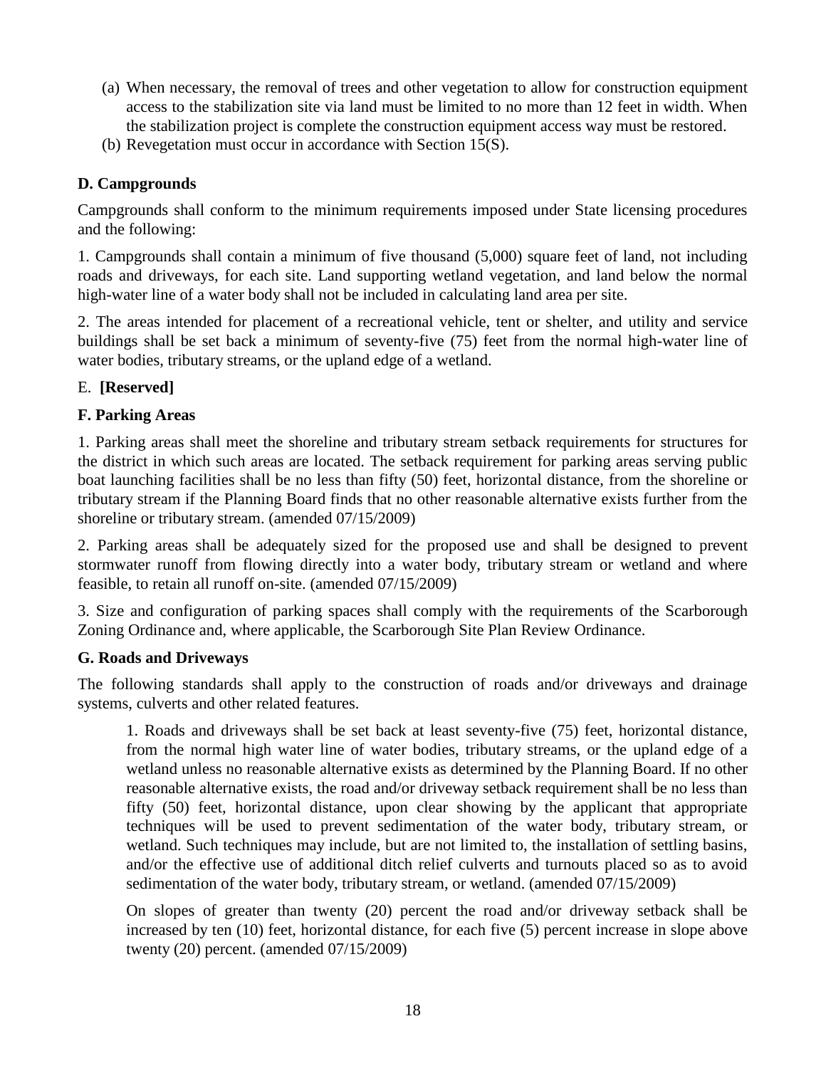(a) When necessary, the removal of trees and other vegetation to allow for construction equipment access to the stabilization site via land must be limited to no more than 12 feet in width. When the stabilization project is complete the construction equipment access way must be restored.

(b) Revegetation must occur in accordance with Section 15(S).

**D. Campgrounds**

Campgrounds shall conform to the minimum requirements imposed under State licensing procedures and the following:

1. Campgrounds shall contain a minimum of five thousand (5,000) square feet of land, not including roads and driveways, for each site. Land supporting wetland vegetation, and land below the normal high-water line of a water body shall not be included in calculating land area per site.

2. The areas intended for placement of a recreational vehicle, tent or shelter, and utility and service buildings shall be set back a minimum of seventy-five (75) feet from the normal high-water line of water bodies, tributary streams, or the upland edge of a wetland.

E. **[Reserved]**

**F. Parking Areas**

1. Parking areas shall meet the shoreline and tributary stream setback requirements for structures for the district in which such areas are located. The setback requirement for parking areas serving public boat launching facilities shall be no less than fifty (50) feet, horizontal distance, from the shoreline or tributary stream if the Planning Board finds that no other reasonable alternative exists further from the shoreline or tributary stream. (amended 07/15/2009)

2. Parking areas shall be adequately sized for the proposed use and shall be designed to prevent stormwater runoff from flowing directly into a water body, tributary stream or wetland and where feasible, to retain all runoff on-site. (amended 07/15/2009)

3. Size and configuration of parking spaces shall comply with the requirements of the Scarborough Zoning Ordinance and, where applicable, the Scarborough Site Plan Review Ordinance.

**G. Roads and Driveways**

The following standards shall apply to the construction of roads and/or driveways and drainage systems, culverts and other related features.

1. Roads and driveways shall be set back at least seventy-five (75) feet, horizontal distance, from the normal high water line of water bodies, tributary streams, or the upland edge of a wetland unless no reasonable alternative exists as determined by the Planning Board. If no other reasonable alternative exists, the road and/or driveway setback requirement shall be no less than fifty (50) feet, horizontal distance, upon clear showing by the applicant that appropriate techniques will be used to prevent sedimentation of the water body, tributary stream, or wetland. Such techniques may include, but are not limited to, the installation of settling basins, and/or the effective use of additional ditch relief culverts and turnouts placed so as to avoid sedimentation of the water body, tributary stream, or wetland. (amended 07/15/2009)

On slopes of greater than twenty (20) percent the road and/or driveway setback shall be increased by ten (10) feet, horizontal distance, for each five (5) percent increase in slope above twenty (20) percent. (amended 07/15/2009)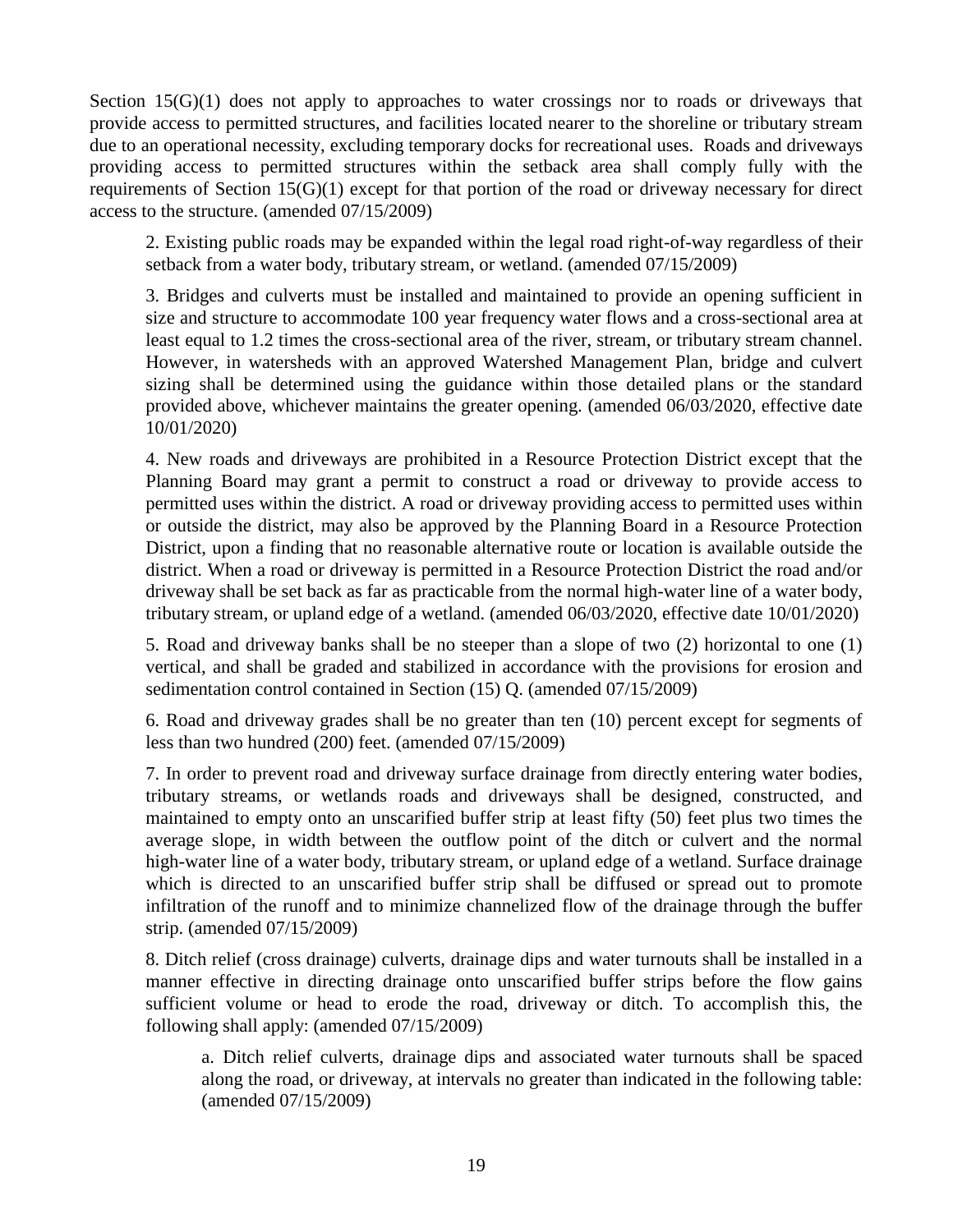Section 15(G)(1) does not apply to approaches to water crossings nor to roads or driveways that provide access to permitted structures, and facilities located nearer to the shoreline or tributary stream due to an operational necessity, excluding temporary docks for recreational uses. Roads and driveways providing access to permitted structures within the setback area shall comply fully with the requirements of Section 15(G)(1) except for that portion of the road or driveway necessary for direct access to the structure. (amended 07/15/2009)

2. Existing public roads may be expanded within the legal road right-of-way regardless of their setback from a water body, tributary stream, or wetland. (amended 07/15/2009)

3. Bridges and culverts must be installed and maintained to provide an opening sufficient in size and structure to accommodate 100 year frequency water flows and a cross-sectional area at least equal to 1.2 times the cross-sectional area of the river, stream, or tributary stream channel. However, in watersheds with an approved Watershed Management Plan, bridge and culvert sizing shall be determined using the guidance within those detailed plans or the standard provided above, whichever maintains the greater opening. (amended 06/03/2020, effective date 10/01/2020)

4. New roads and driveways are prohibited in a Resource Protection District except that the Planning Board may grant a permit to construct a road or driveway to provide access to permitted uses within the district. A road or driveway providing access to permitted uses within or outside the district, may also be approved by the Planning Board in a Resource Protection District, upon a finding that no reasonable alternative route or location is available outside the district. When a road or driveway is permitted in a Resource Protection District the road and/or driveway shall be set back as far as practicable from the normal high-water line of a water body, tributary stream, or upland edge of a wetland. (amended 06/03/2020, effective date 10/01/2020)

5. Road and driveway banks shall be no steeper than a slope of two (2) horizontal to one (1) vertical, and shall be graded and stabilized in accordance with the provisions for erosion and sedimentation control contained in Section (15) Q. (amended 07/15/2009)

6. Road and driveway grades shall be no greater than ten (10) percent except for segments of less than two hundred (200) feet. (amended 07/15/2009)

7. In order to prevent road and driveway surface drainage from directly entering water bodies, tributary streams, or wetlands roads and driveways shall be designed, constructed, and maintained to empty onto an unscarified buffer strip at least fifty (50) feet plus two times the average slope, in width between the outflow point of the ditch or culvert and the normal high-water line of a water body, tributary stream, or upland edge of a wetland. Surface drainage which is directed to an unscarified buffer strip shall be diffused or spread out to promote infiltration of the runoff and to minimize channelized flow of the drainage through the buffer strip. (amended 07/15/2009)

8. Ditch relief (cross drainage) culverts, drainage dips and water turnouts shall be installed in a manner effective in directing drainage onto unscarified buffer strips before the flow gains sufficient volume or head to erode the road, driveway or ditch. To accomplish this, the following shall apply: (amended 07/15/2009)

a. Ditch relief culverts, drainage dips and associated water turnouts shall be spaced along the road, or driveway, at intervals no greater than indicated in the following table: (amended 07/15/2009)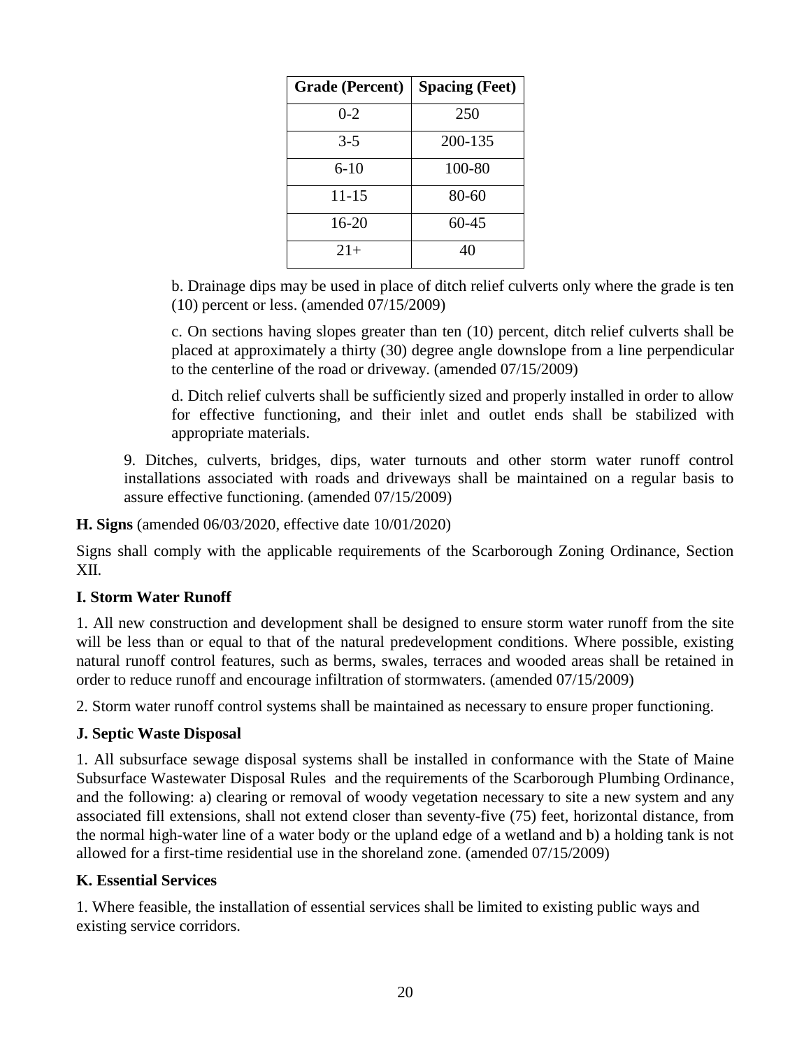| Grade (Percent) | Spacing (Feet) |
| --- | --- |
| 0-2 | 250 |
| 3-5 | 200-135 |
| 6-10 | 100-80 |
| 11-15 | 80-60 |
| 16-20 | 60-45 |
| 21+ | 40 |

b. Drainage dips may be used in place of ditch relief culverts only where the grade is ten (10) percent or less. (amended 07/15/2009)

c. On sections having slopes greater than ten (10) percent, ditch relief culverts shall be placed at approximately a thirty (30) degree angle downslope from a line perpendicular to the centerline of the road or driveway. (amended 07/15/2009)

d. Ditch relief culverts shall be sufficiently sized and properly installed in order to allow for effective functioning, and their inlet and outlet ends shall be stabilized with appropriate materials.

9. Ditches, culverts, bridges, dips, water turnouts and other storm water runoff control installations associated with roads and driveways shall be maintained on a regular basis to assure effective functioning. (amended 07/15/2009)

**H. Signs** (amended 06/03/2020, effective date 10/01/2020)

Signs shall comply with the applicable requirements of the Scarborough Zoning Ordinance, Section XII.

**I. Storm Water Runoff**

1. All new construction and development shall be designed to ensure storm water runoff from the site will be less than or equal to that of the natural predevelopment conditions. Where possible, existing natural runoff control features, such as berms, swales, terraces and wooded areas shall be retained in order to reduce runoff and encourage infiltration of stormwaters. (amended 07/15/2009)

2. Storm water runoff control systems shall be maintained as necessary to ensure proper functioning.

**J. Septic Waste Disposal**

1. All subsurface sewage disposal systems shall be installed in conformance with the State of Maine Subsurface Wastewater Disposal Rules and the requirements of the Scarborough Plumbing Ordinance, and the following: a) clearing or removal of woody vegetation necessary to site a new system and any associated fill extensions, shall not extend closer than seventy-five (75) feet, horizontal distance, from the normal high-water line of a water body or the upland edge of a wetland and b) a holding tank is not allowed for a first-time residential use in the shoreland zone. (amended 07/15/2009)

**K. Essential Services**

1. Where feasible, the installation of essential services shall be limited to existing public ways and existing service corridors.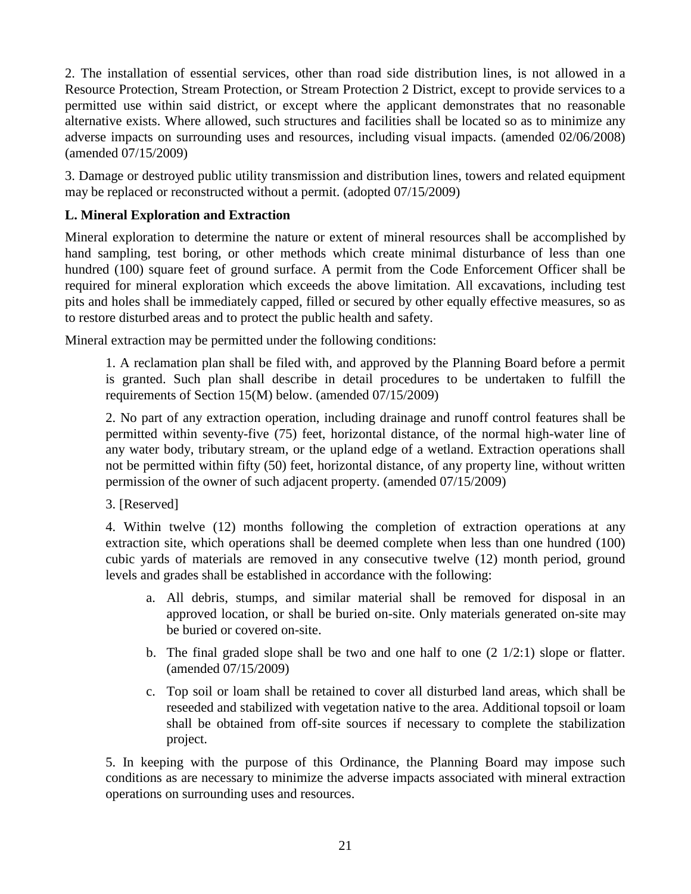2. The installation of essential services, other than road side distribution lines, is not allowed in a Resource Protection, Stream Protection, or Stream Protection 2 District, except to provide services to a permitted use within said district, or except where the applicant demonstrates that no reasonable alternative exists. Where allowed, such structures and facilities shall be located so as to minimize any adverse impacts on surrounding uses and resources, including visual impacts. (amended 02/06/2008) (amended 07/15/2009)

3. Damage or destroyed public utility transmission and distribution lines, towers and related equipment may be replaced or reconstructed without a permit. (adopted 07/15/2009)

**L. Mineral Exploration and Extraction**

Mineral exploration to determine the nature or extent of mineral resources shall be accomplished by hand sampling, test boring, or other methods which create minimal disturbance of less than one hundred (100) square feet of ground surface. A permit from the Code Enforcement Officer shall be required for mineral exploration which exceeds the above limitation. All excavations, including test pits and holes shall be immediately capped, filled or secured by other equally effective measures, so as to restore disturbed areas and to protect the public health and safety.

Mineral extraction may be permitted under the following conditions:

1. A reclamation plan shall be filed with, and approved by the Planning Board before a permit is granted. Such plan shall describe in detail procedures to be undertaken to fulfill the requirements of Section 15(M) below. (amended 07/15/2009)

2. No part of any extraction operation, including drainage and runoff control features shall be permitted within seventy-five (75) feet, horizontal distance, of the normal high-water line of any water body, tributary stream, or the upland edge of a wetland. Extraction operations shall not be permitted within fifty (50) feet, horizontal distance, of any property line, without written permission of the owner of such adjacent property. (amended 07/15/2009)

3. [Reserved]

4. Within twelve (12) months following the completion of extraction operations at any extraction site, which operations shall be deemed complete when less than one hundred (100) cubic yards of materials are removed in any consecutive twelve (12) month period, ground levels and grades shall be established in accordance with the following:

   a. All debris, stumps, and similar material shall be removed for disposal in an approved location, or shall be buried on-site. Only materials generated on-site may be buried or covered on-site.

   b. The final graded slope shall be two and one half to one (2 1/2:1) slope or flatter. (amended 07/15/2009)

   c. Top soil or loam shall be retained to cover all disturbed land areas, which shall be reseeded and stabilized with vegetation native to the area. Additional topsoil or loam shall be obtained from off-site sources if necessary to complete the stabilization project.

5. In keeping with the purpose of this Ordinance, the Planning Board may impose such conditions as are necessary to minimize the adverse impacts associated with mineral extraction operations on surrounding uses and resources.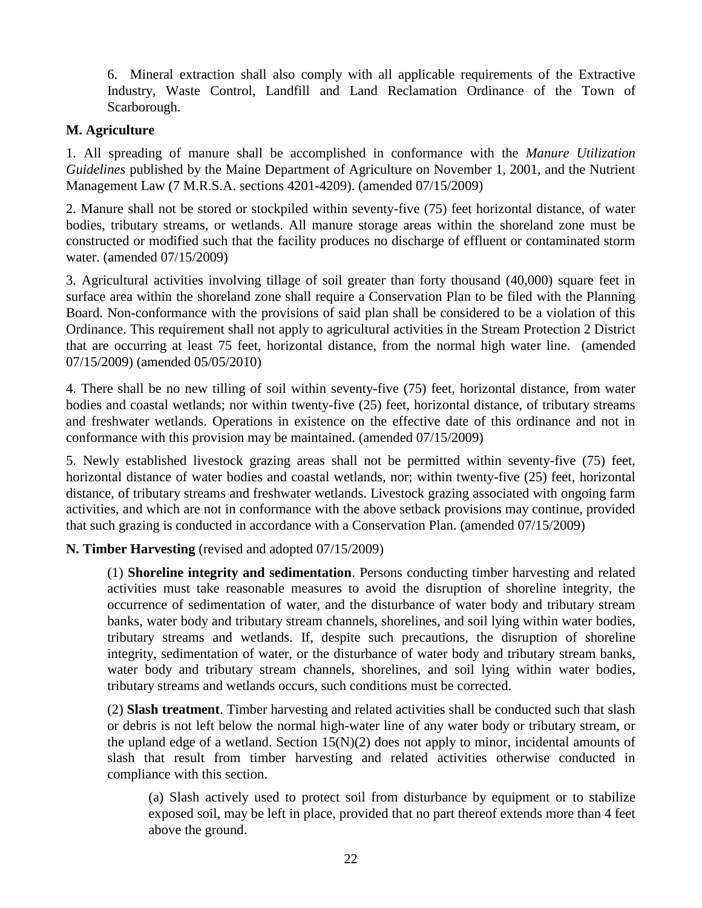6. Mineral extraction shall also comply with all applicable requirements of the Extractive Industry, Waste Control, Landfill and Land Reclamation Ordinance of the Town of Scarborough.

**M. Agriculture**

1. All spreading of manure shall be accomplished in conformance with the *Manure Utilization Guidelines* published by the Maine Department of Agriculture on November 1, 2001, and the Nutrient Management Law (7 M.R.S.A. sections 4201-4209). (amended 07/15/2009)

2. Manure shall not be stored or stockpiled within seventy-five (75) feet horizontal distance, of water bodies, tributary streams, or wetlands. All manure storage areas within the shoreland zone must be constructed or modified such that the facility produces no discharge of effluent or contaminated storm water. (amended 07/15/2009)

3. Agricultural activities involving tillage of soil greater than forty thousand (40,000) square feet in surface area within the shoreland zone shall require a Conservation Plan to be filed with the Planning Board. Non-conformance with the provisions of said plan shall be considered to be a violation of this Ordinance. This requirement shall not apply to agricultural activities in the Stream Protection 2 District that are occurring at least 75 feet, horizontal distance, from the normal high water line. (amended 07/15/2009) (amended 05/05/2010)

4. There shall be no new tilling of soil within seventy-five (75) feet, horizontal distance, from water bodies and coastal wetlands; nor within twenty-five (25) feet, horizontal distance, of tributary streams and freshwater wetlands. Operations in existence on the effective date of this ordinance and not in conformance with this provision may be maintained. (amended 07/15/2009)

5. Newly established livestock grazing areas shall not be permitted within seventy-five (75) feet, horizontal distance of water bodies and coastal wetlands, nor; within twenty-five (25) feet, horizontal distance, of tributary streams and freshwater wetlands. Livestock grazing associated with ongoing farm activities, and which are not in conformance with the above setback provisions may continue, provided that such grazing is conducted in accordance with a Conservation Plan. (amended 07/15/2009)

**N. Timber Harvesting** (revised and adopted 07/15/2009)

(1) **Shoreline integrity and sedimentation**. Persons conducting timber harvesting and related activities must take reasonable measures to avoid the disruption of shoreline integrity, the occurrence of sedimentation of water, and the disturbance of water body and tributary stream banks, water body and tributary stream channels, shorelines, and soil lying within water bodies, tributary streams and wetlands. If, despite such precautions, the disruption of shoreline integrity, sedimentation of water, or the disturbance of water body and tributary stream banks, water body and tributary stream channels, shorelines, and soil lying within water bodies, tributary streams and wetlands occurs, such conditions must be corrected.

(2) **Slash treatment**. Timber harvesting and related activities shall be conducted such that slash or debris is not left below the normal high-water line of any water body or tributary stream, or the upland edge of a wetland. Section 15(N)(2) does not apply to minor, incidental amounts of slash that result from timber harvesting and related activities otherwise conducted in compliance with this section.

(a) Slash actively used to protect soil from disturbance by equipment or to stabilize exposed soil, may be left in place, provided that no part thereof extends more than 4 feet above the ground.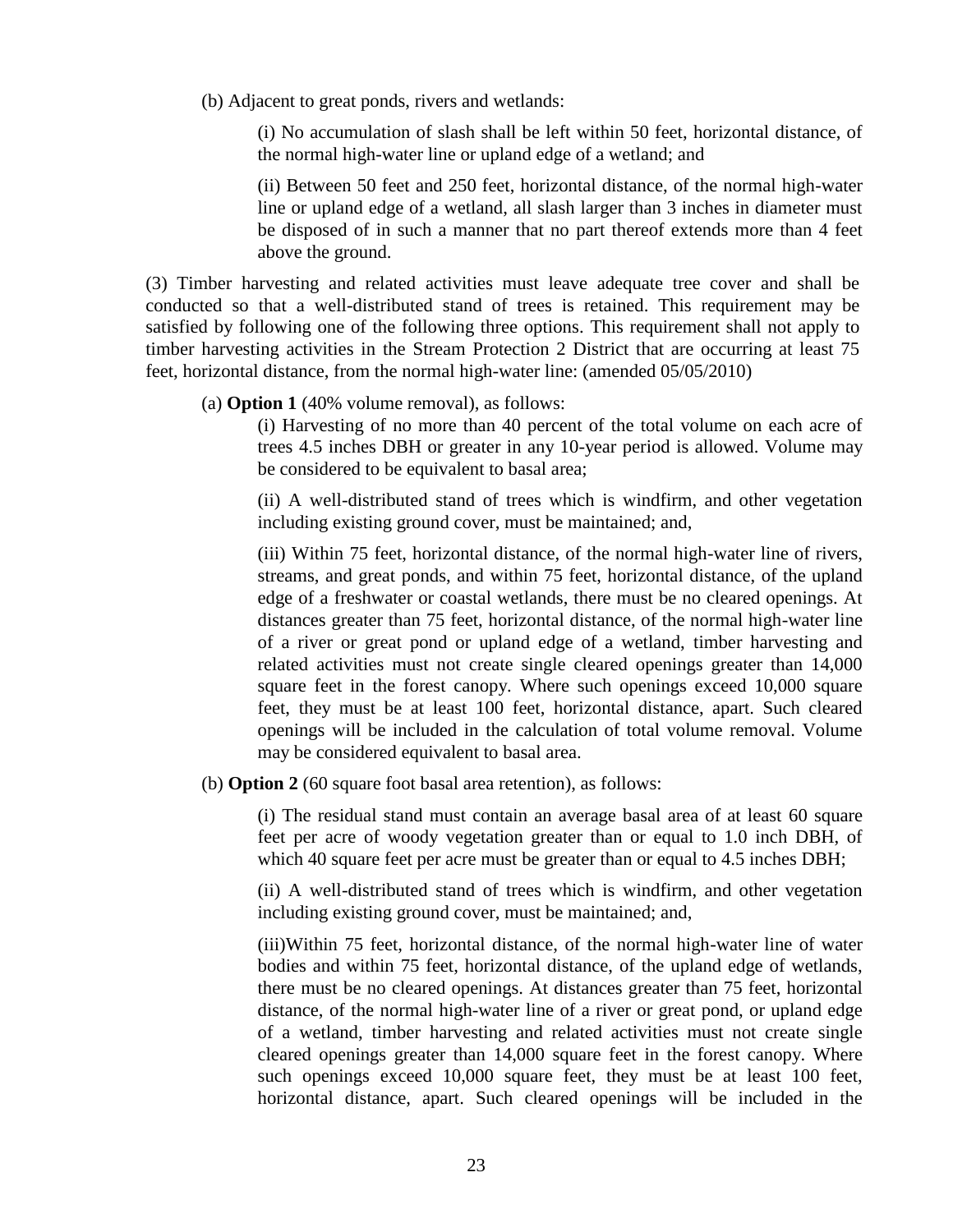(b) Adjacent to great ponds, rivers and wetlands:

(i) No accumulation of slash shall be left within 50 feet, horizontal distance, of the normal high-water line or upland edge of a wetland; and

(ii) Between 50 feet and 250 feet, horizontal distance, of the normal high-water line or upland edge of a wetland, all slash larger than 3 inches in diameter must be disposed of in such a manner that no part thereof extends more than 4 feet above the ground.

(3) Timber harvesting and related activities must leave adequate tree cover and shall be conducted so that a well-distributed stand of trees is retained. This requirement may be satisfied by following one of the following three options. This requirement shall not apply to timber harvesting activities in the Stream Protection 2 District that are occurring at least 75 feet, horizontal distance, from the normal high-water line: (amended 05/05/2010)

(a) **Option 1** (40% volume removal), as follows:

(i) Harvesting of no more than 40 percent of the total volume on each acre of trees 4.5 inches DBH or greater in any 10-year period is allowed. Volume may be considered to be equivalent to basal area;

(ii) A well-distributed stand of trees which is windfirm, and other vegetation including existing ground cover, must be maintained; and,

(iii) Within 75 feet, horizontal distance, of the normal high-water line of rivers, streams, and great ponds, and within 75 feet, horizontal distance, of the upland edge of a freshwater or coastal wetlands, there must be no cleared openings. At distances greater than 75 feet, horizontal distance, of the normal high-water line of a river or great pond or upland edge of a wetland, timber harvesting and related activities must not create single cleared openings greater than 14,000 square feet in the forest canopy. Where such openings exceed 10,000 square feet, they must be at least 100 feet, horizontal distance, apart. Such cleared openings will be included in the calculation of total volume removal. Volume may be considered equivalent to basal area.

(b) **Option 2** (60 square foot basal area retention), as follows:

(i) The residual stand must contain an average basal area of at least 60 square feet per acre of woody vegetation greater than or equal to 1.0 inch DBH, of which 40 square feet per acre must be greater than or equal to 4.5 inches DBH;

(ii) A well-distributed stand of trees which is windfirm, and other vegetation including existing ground cover, must be maintained; and,

(iii)Within 75 feet, horizontal distance, of the normal high-water line of water bodies and within 75 feet, horizontal distance, of the upland edge of wetlands, there must be no cleared openings. At distances greater than 75 feet, horizontal distance, of the normal high-water line of a river or great pond, or upland edge of a wetland, timber harvesting and related activities must not create single cleared openings greater than 14,000 square feet in the forest canopy. Where such openings exceed 10,000 square feet, they must be at least 100 feet, horizontal distance, apart. Such cleared openings will be included in the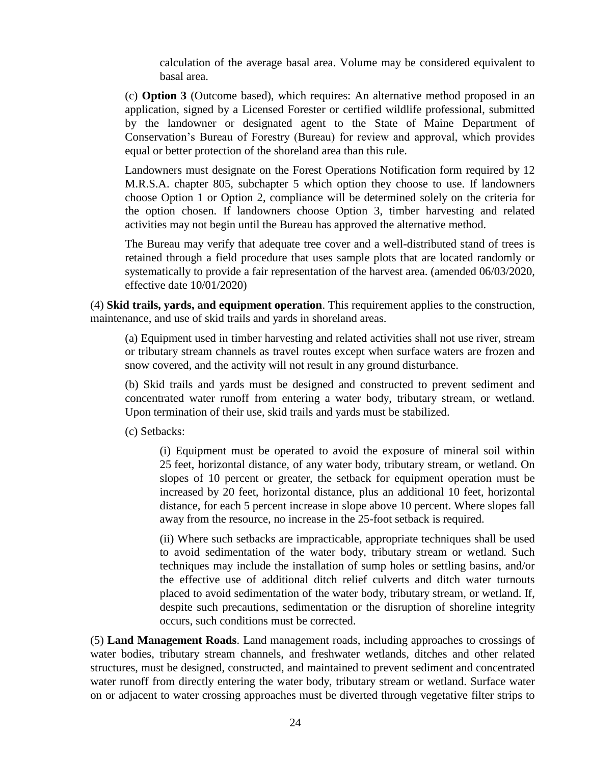calculation of the average basal area. Volume may be considered equivalent to basal area.

(c) **Option 3** (Outcome based), which requires: An alternative method proposed in an application, signed by a Licensed Forester or certified wildlife professional, submitted by the landowner or designated agent to the State of Maine Department of Conservation's Bureau of Forestry (Bureau) for review and approval, which provides equal or better protection of the shoreland area than this rule.

Landowners must designate on the Forest Operations Notification form required by 12 M.R.S.A. chapter 805, subchapter 5 which option they choose to use. If landowners choose Option 1 or Option 2, compliance will be determined solely on the criteria for the option chosen. If landowners choose Option 3, timber harvesting and related activities may not begin until the Bureau has approved the alternative method.

The Bureau may verify that adequate tree cover and a well-distributed stand of trees is retained through a field procedure that uses sample plots that are located randomly or systematically to provide a fair representation of the harvest area. (amended 06/03/2020, effective date 10/01/2020)

(4) **Skid trails, yards, and equipment operation**. This requirement applies to the construction, maintenance, and use of skid trails and yards in shoreland areas.

(a) Equipment used in timber harvesting and related activities shall not use river, stream or tributary stream channels as travel routes except when surface waters are frozen and snow covered, and the activity will not result in any ground disturbance.

(b) Skid trails and yards must be designed and constructed to prevent sediment and concentrated water runoff from entering a water body, tributary stream, or wetland. Upon termination of their use, skid trails and yards must be stabilized.

(c) Setbacks:

(i) Equipment must be operated to avoid the exposure of mineral soil within 25 feet, horizontal distance, of any water body, tributary stream, or wetland. On slopes of 10 percent or greater, the setback for equipment operation must be increased by 20 feet, horizontal distance, plus an additional 10 feet, horizontal distance, for each 5 percent increase in slope above 10 percent. Where slopes fall away from the resource, no increase in the 25-foot setback is required.

(ii) Where such setbacks are impracticable, appropriate techniques shall be used to avoid sedimentation of the water body, tributary stream or wetland. Such techniques may include the installation of sump holes or settling basins, and/or the effective use of additional ditch relief culverts and ditch water turnouts placed to avoid sedimentation of the water body, tributary stream, or wetland. If, despite such precautions, sedimentation or the disruption of shoreline integrity occurs, such conditions must be corrected.

(5) **Land Management Roads**. Land management roads, including approaches to crossings of water bodies, tributary stream channels, and freshwater wetlands, ditches and other related structures, must be designed, constructed, and maintained to prevent sediment and concentrated water runoff from directly entering the water body, tributary stream or wetland. Surface water on or adjacent to water crossing approaches must be diverted through vegetative filter strips to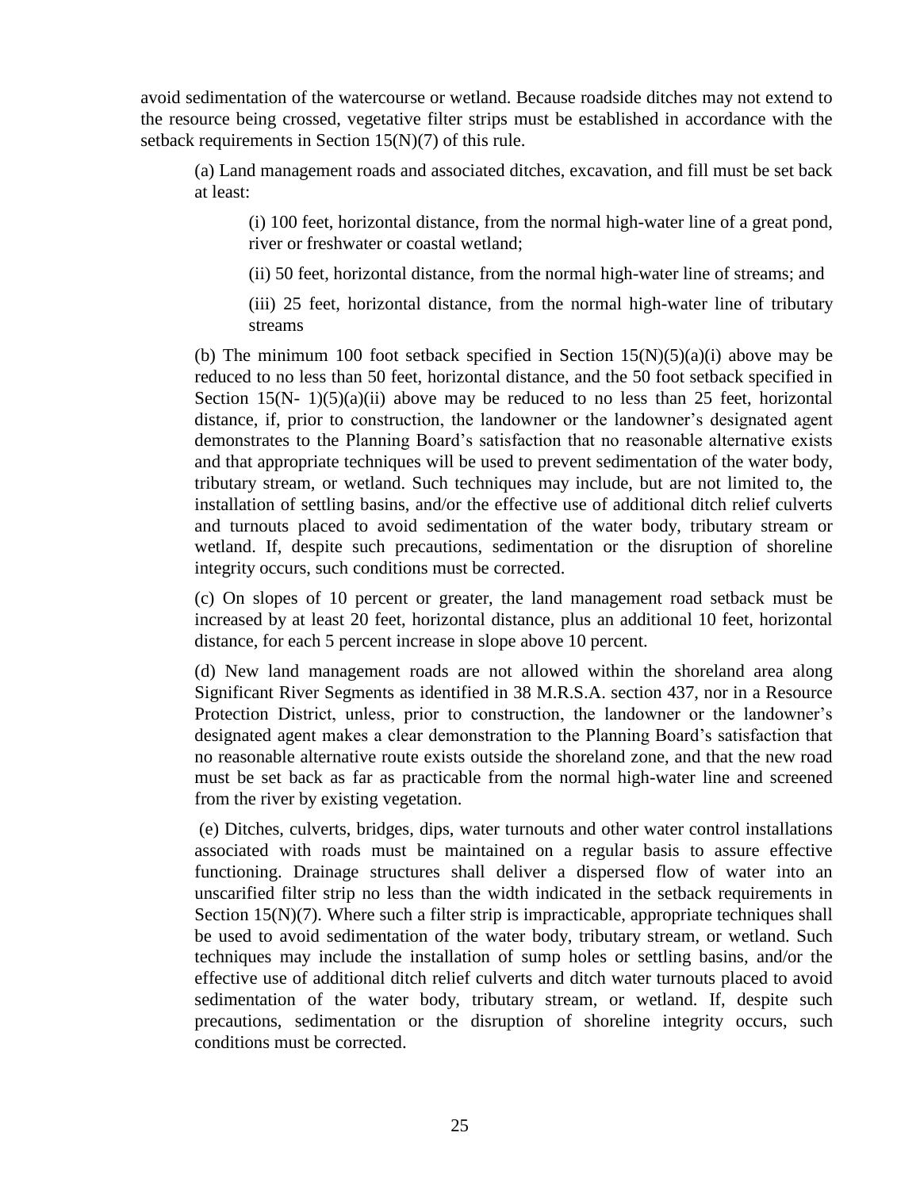avoid sedimentation of the watercourse or wetland. Because roadside ditches may not extend to the resource being crossed, vegetative filter strips must be established in accordance with the setback requirements in Section 15(N)(7) of this rule.

(a) Land management roads and associated ditches, excavation, and fill must be set back at least:

(i) 100 feet, horizontal distance, from the normal high-water line of a great pond, river or freshwater or coastal wetland;

(ii) 50 feet, horizontal distance, from the normal high-water line of streams; and

(iii) 25 feet, horizontal distance, from the normal high-water line of tributary streams

(b) The minimum 100 foot setback specified in Section 15(N)(5)(a)(i) above may be reduced to no less than 50 feet, horizontal distance, and the 50 foot setback specified in Section 15(N- 1)(5)(a)(ii) above may be reduced to no less than 25 feet, horizontal distance, if, prior to construction, the landowner or the landowner's designated agent demonstrates to the Planning Board's satisfaction that no reasonable alternative exists and that appropriate techniques will be used to prevent sedimentation of the water body, tributary stream, or wetland. Such techniques may include, but are not limited to, the installation of settling basins, and/or the effective use of additional ditch relief culverts and turnouts placed to avoid sedimentation of the water body, tributary stream or wetland. If, despite such precautions, sedimentation or the disruption of shoreline integrity occurs, such conditions must be corrected.

(c) On slopes of 10 percent or greater, the land management road setback must be increased by at least 20 feet, horizontal distance, plus an additional 10 feet, horizontal distance, for each 5 percent increase in slope above 10 percent.

(d) New land management roads are not allowed within the shoreland area along Significant River Segments as identified in 38 M.R.S.A. section 437, nor in a Resource Protection District, unless, prior to construction, the landowner or the landowner's designated agent makes a clear demonstration to the Planning Board's satisfaction that no reasonable alternative route exists outside the shoreland zone, and that the new road must be set back as far as practicable from the normal high-water line and screened from the river by existing vegetation.

(e) Ditches, culverts, bridges, dips, water turnouts and other water control installations associated with roads must be maintained on a regular basis to assure effective functioning. Drainage structures shall deliver a dispersed flow of water into an unscarified filter strip no less than the width indicated in the setback requirements in Section 15(N)(7). Where such a filter strip is impracticable, appropriate techniques shall be used to avoid sedimentation of the water body, tributary stream, or wetland. Such techniques may include the installation of sump holes or settling basins, and/or the effective use of additional ditch relief culverts and ditch water turnouts placed to avoid sedimentation of the water body, tributary stream, or wetland. If, despite such precautions, sedimentation or the disruption of shoreline integrity occurs, such conditions must be corrected.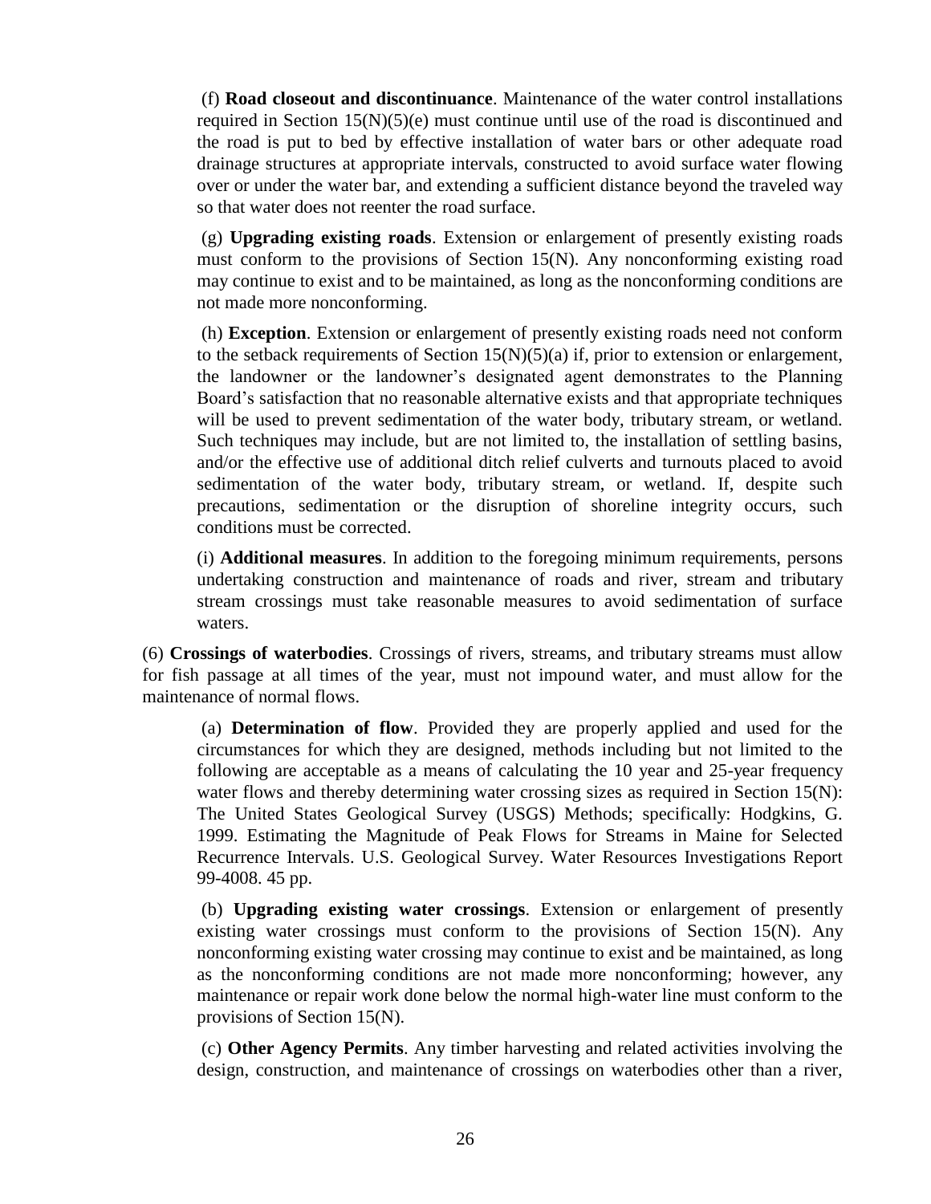(f) **Road closeout and discontinuance**. Maintenance of the water control installations required in Section 15(N)(5)(e) must continue until use of the road is discontinued and the road is put to bed by effective installation of water bars or other adequate road drainage structures at appropriate intervals, constructed to avoid surface water flowing over or under the water bar, and extending a sufficient distance beyond the traveled way so that water does not reenter the road surface.

(g) **Upgrading existing roads**. Extension or enlargement of presently existing roads must conform to the provisions of Section 15(N). Any nonconforming existing road may continue to exist and to be maintained, as long as the nonconforming conditions are not made more nonconforming.

(h) **Exception**. Extension or enlargement of presently existing roads need not conform to the setback requirements of Section 15(N)(5)(a) if, prior to extension or enlargement, the landowner or the landowner's designated agent demonstrates to the Planning Board's satisfaction that no reasonable alternative exists and that appropriate techniques will be used to prevent sedimentation of the water body, tributary stream, or wetland. Such techniques may include, but are not limited to, the installation of settling basins, and/or the effective use of additional ditch relief culverts and turnouts placed to avoid sedimentation of the water body, tributary stream, or wetland. If, despite such precautions, sedimentation or the disruption of shoreline integrity occurs, such conditions must be corrected.

(i) **Additional measures**. In addition to the foregoing minimum requirements, persons undertaking construction and maintenance of roads and river, stream and tributary stream crossings must take reasonable measures to avoid sedimentation of surface waters.

(6) **Crossings of waterbodies**. Crossings of rivers, streams, and tributary streams must allow for fish passage at all times of the year, must not impound water, and must allow for the maintenance of normal flows.

(a) **Determination of flow**. Provided they are properly applied and used for the circumstances for which they are designed, methods including but not limited to the following are acceptable as a means of calculating the 10 year and 25-year frequency water flows and thereby determining water crossing sizes as required in Section 15(N): The United States Geological Survey (USGS) Methods; specifically: Hodgkins, G. 1999. Estimating the Magnitude of Peak Flows for Streams in Maine for Selected Recurrence Intervals. U.S. Geological Survey. Water Resources Investigations Report 99-4008. 45 pp.

(b) **Upgrading existing water crossings**. Extension or enlargement of presently existing water crossings must conform to the provisions of Section 15(N). Any nonconforming existing water crossing may continue to exist and be maintained, as long as the nonconforming conditions are not made more nonconforming; however, any maintenance or repair work done below the normal high-water line must conform to the provisions of Section 15(N).

(c) **Other Agency Permits**. Any timber harvesting and related activities involving the design, construction, and maintenance of crossings on waterbodies other than a river,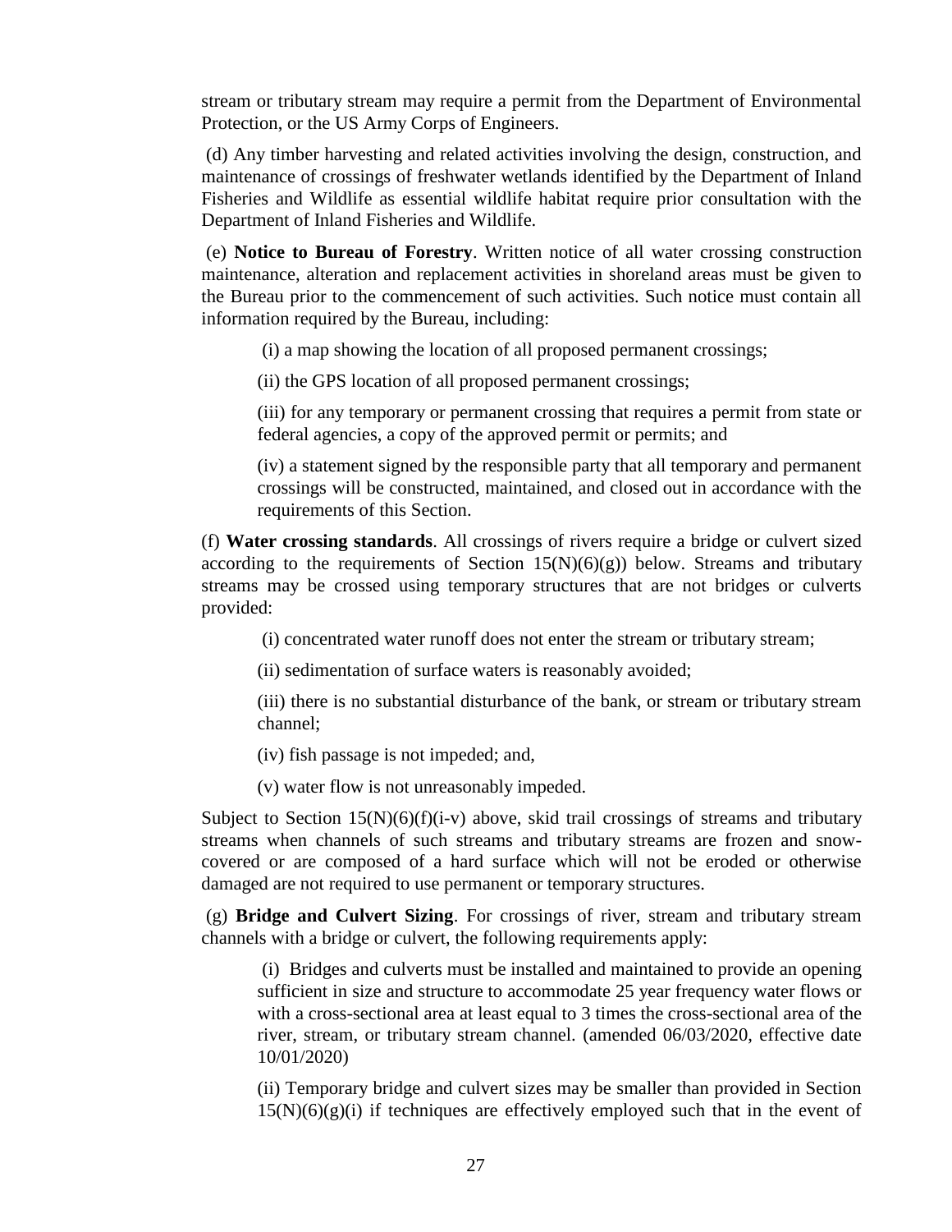stream or tributary stream may require a permit from the Department of Environmental Protection, or the US Army Corps of Engineers.

(d) Any timber harvesting and related activities involving the design, construction, and maintenance of crossings of freshwater wetlands identified by the Department of Inland Fisheries and Wildlife as essential wildlife habitat require prior consultation with the Department of Inland Fisheries and Wildlife.

(e) **Notice to Bureau of Forestry**. Written notice of all water crossing construction maintenance, alteration and replacement activities in shoreland areas must be given to the Bureau prior to the commencement of such activities. Such notice must contain all information required by the Bureau, including:

> (i) a map showing the location of all proposed permanent crossings;
>
> (ii) the GPS location of all proposed permanent crossings;
>
> (iii) for any temporary or permanent crossing that requires a permit from state or federal agencies, a copy of the approved permit or permits; and
>
> (iv) a statement signed by the responsible party that all temporary and permanent crossings will be constructed, maintained, and closed out in accordance with the requirements of this Section.

(f) **Water crossing standards**. All crossings of rivers require a bridge or culvert sized according to the requirements of Section 15(N)(6)(g)) below. Streams and tributary streams may be crossed using temporary structures that are not bridges or culverts provided:

> (i) concentrated water runoff does not enter the stream or tributary stream;
>
> (ii) sedimentation of surface waters is reasonably avoided;
>
> (iii) there is no substantial disturbance of the bank, or stream or tributary stream channel;
>
> (iv) fish passage is not impeded; and,
>
> (v) water flow is not unreasonably impeded.

Subject to Section 15(N)(6)(f)(i-v) above, skid trail crossings of streams and tributary streams when channels of such streams and tributary streams are frozen and snow-covered or are composed of a hard surface which will not be eroded or otherwise damaged are not required to use permanent or temporary structures.

(g) **Bridge and Culvert Sizing**. For crossings of river, stream and tributary stream channels with a bridge or culvert, the following requirements apply:

> (i) Bridges and culverts must be installed and maintained to provide an opening sufficient in size and structure to accommodate 25 year frequency water flows or with a cross-sectional area at least equal to 3 times the cross-sectional area of the river, stream, or tributary stream channel. (amended 06/03/2020, effective date 10/01/2020)
>
> (ii) Temporary bridge and culvert sizes may be smaller than provided in Section 15(N)(6)(g)(i) if techniques are effectively employed such that in the event of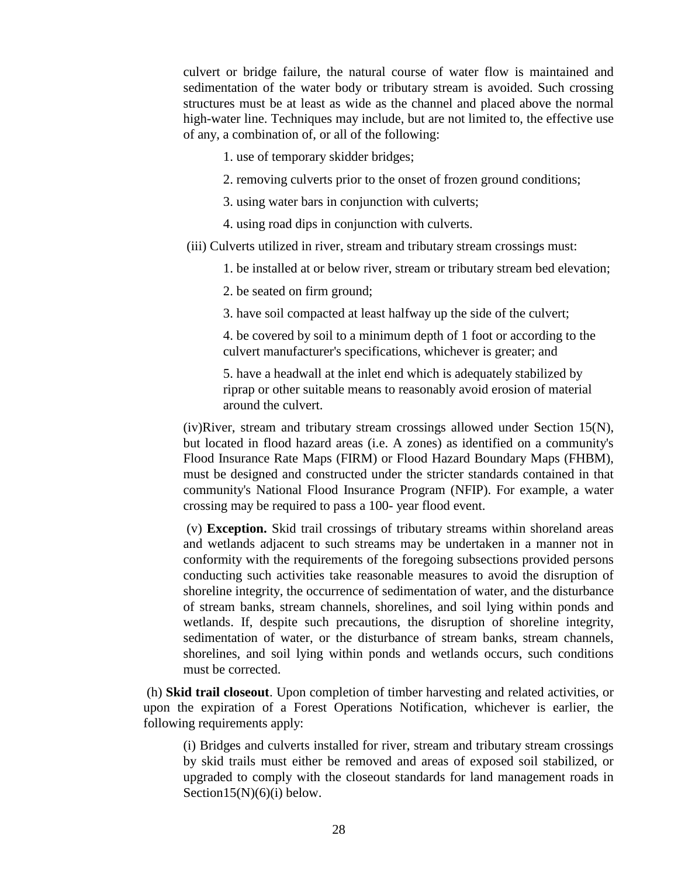culvert or bridge failure, the natural course of water flow is maintained and sedimentation of the water body or tributary stream is avoided. Such crossing structures must be at least as wide as the channel and placed above the normal high-water line. Techniques may include, but are not limited to, the effective use of any, a combination of, or all of the following:

1. use of temporary skidder bridges;

2. removing culverts prior to the onset of frozen ground conditions;

3. using water bars in conjunction with culverts;

4. using road dips in conjunction with culverts.

(iii) Culverts utilized in river, stream and tributary stream crossings must:

1. be installed at or below river, stream or tributary stream bed elevation;

2. be seated on firm ground;

3. have soil compacted at least halfway up the side of the culvert;

4. be covered by soil to a minimum depth of 1 foot or according to the culvert manufacturer's specifications, whichever is greater; and

5. have a headwall at the inlet end which is adequately stabilized by riprap or other suitable means to reasonably avoid erosion of material around the culvert.

(iv)River, stream and tributary stream crossings allowed under Section 15(N), but located in flood hazard areas (i.e. A zones) as identified on a community's Flood Insurance Rate Maps (FIRM) or Flood Hazard Boundary Maps (FHBM), must be designed and constructed under the stricter standards contained in that community's National Flood Insurance Program (NFIP). For example, a water crossing may be required to pass a 100- year flood event.

(v) **Exception.** Skid trail crossings of tributary streams within shoreland areas and wetlands adjacent to such streams may be undertaken in a manner not in conformity with the requirements of the foregoing subsections provided persons conducting such activities take reasonable measures to avoid the disruption of shoreline integrity, the occurrence of sedimentation of water, and the disturbance of stream banks, stream channels, shorelines, and soil lying within ponds and wetlands. If, despite such precautions, the disruption of shoreline integrity, sedimentation of water, or the disturbance of stream banks, stream channels, shorelines, and soil lying within ponds and wetlands occurs, such conditions must be corrected.

(h) **Skid trail closeout**. Upon completion of timber harvesting and related activities, or upon the expiration of a Forest Operations Notification, whichever is earlier, the following requirements apply:

(i) Bridges and culverts installed for river, stream and tributary stream crossings by skid trails must either be removed and areas of exposed soil stabilized, or upgraded to comply with the closeout standards for land management roads in Section15(N)(6)(i) below.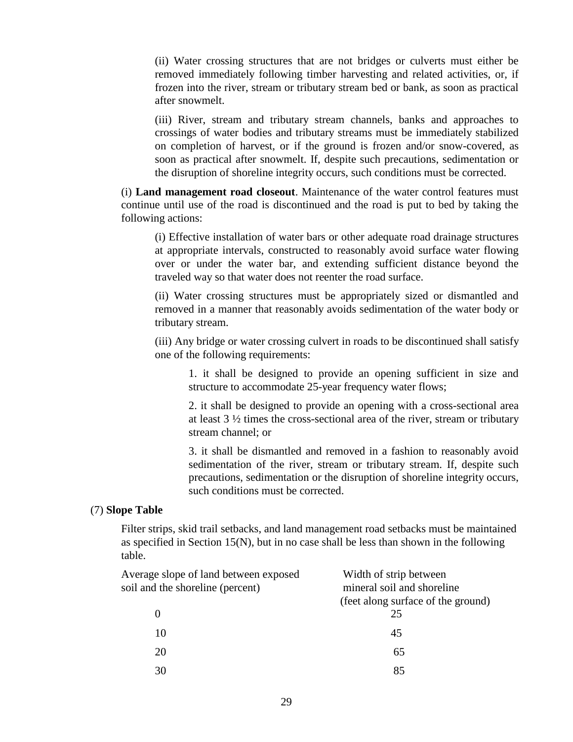(ii) Water crossing structures that are not bridges or culverts must either be removed immediately following timber harvesting and related activities, or, if frozen into the river, stream or tributary stream bed or bank, as soon as practical after snowmelt.

(iii) River, stream and tributary stream channels, banks and approaches to crossings of water bodies and tributary streams must be immediately stabilized on completion of harvest, or if the ground is frozen and/or snow-covered, as soon as practical after snowmelt. If, despite such precautions, sedimentation or the disruption of shoreline integrity occurs, such conditions must be corrected.

(i) **Land management road closeout**. Maintenance of the water control features must continue until use of the road is discontinued and the road is put to bed by taking the following actions:

(i) Effective installation of water bars or other adequate road drainage structures at appropriate intervals, constructed to reasonably avoid surface water flowing over or under the water bar, and extending sufficient distance beyond the traveled way so that water does not reenter the road surface.

(ii) Water crossing structures must be appropriately sized or dismantled and removed in a manner that reasonably avoids sedimentation of the water body or tributary stream.

(iii) Any bridge or water crossing culvert in roads to be discontinued shall satisfy one of the following requirements:

1. it shall be designed to provide an opening sufficient in size and structure to accommodate 25-year frequency water flows;

2. it shall be designed to provide an opening with a cross-sectional area at least 3 ½ times the cross-sectional area of the river, stream or tributary stream channel; or

3. it shall be dismantled and removed in a fashion to reasonably avoid sedimentation of the river, stream or tributary stream. If, despite such precautions, sedimentation or the disruption of shoreline integrity occurs, such conditions must be corrected.

(7) **Slope Table**

Filter strips, skid trail setbacks, and land management road setbacks must be maintained as specified in Section 15(N), but in no case shall be less than shown in the following table.

| Average slope of land between exposed soil and the shoreline (percent) | Width of strip between mineral soil and shoreline (feet along surface of the ground) |
|---|---|
| 0 | 25 |
| 10 | 45 |
| 20 | 65 |
| 30 | 85 |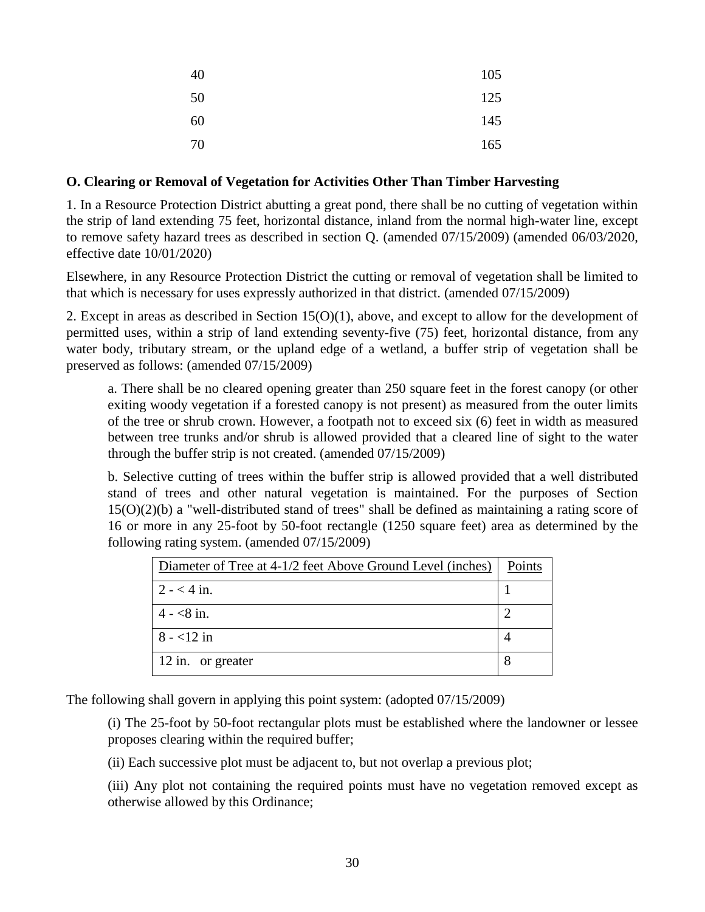| | |
|---|---|
| 40 | 105 |
| 50 | 125 |
| 60 | 145 |
| 70 | 165 |

**O. Clearing or Removal of Vegetation for Activities Other Than Timber Harvesting**

1. In a Resource Protection District abutting a great pond, there shall be no cutting of vegetation within the strip of land extending 75 feet, horizontal distance, inland from the normal high-water line, except to remove safety hazard trees as described in section Q. (amended 07/15/2009) (amended 06/03/2020, effective date 10/01/2020)

Elsewhere, in any Resource Protection District the cutting or removal of vegetation shall be limited to that which is necessary for uses expressly authorized in that district. (amended 07/15/2009)

2. Except in areas as described in Section 15(O)(1), above, and except to allow for the development of permitted uses, within a strip of land extending seventy-five (75) feet, horizontal distance, from any water body, tributary stream, or the upland edge of a wetland, a buffer strip of vegetation shall be preserved as follows: (amended 07/15/2009)

a. There shall be no cleared opening greater than 250 square feet in the forest canopy (or other exiting woody vegetation if a forested canopy is not present) as measured from the outer limits of the tree or shrub crown. However, a footpath not to exceed six (6) feet in width as measured between tree trunks and/or shrub is allowed provided that a cleared line of sight to the water through the buffer strip is not created. (amended 07/15/2009)

b. Selective cutting of trees within the buffer strip is allowed provided that a well distributed stand of trees and other natural vegetation is maintained. For the purposes of Section 15(O)(2)(b) a "well-distributed stand of trees" shall be defined as maintaining a rating score of 16 or more in any 25-foot by 50-foot rectangle (1250 square feet) area as determined by the following rating system. (amended 07/15/2009)

| Diameter of Tree at 4-1/2 feet Above Ground Level (inches) | Points |
|---|---|
| 2 - < 4 in. | 1 |
| 4 - <8 in. | 2 |
| 8 - <12 in | 4 |
| 12 in. or greater | 8 |

The following shall govern in applying this point system: (adopted 07/15/2009)

(i) The 25-foot by 50-foot rectangular plots must be established where the landowner or lessee proposes clearing within the required buffer;

(ii) Each successive plot must be adjacent to, but not overlap a previous plot;

(iii) Any plot not containing the required points must have no vegetation removed except as otherwise allowed by this Ordinance;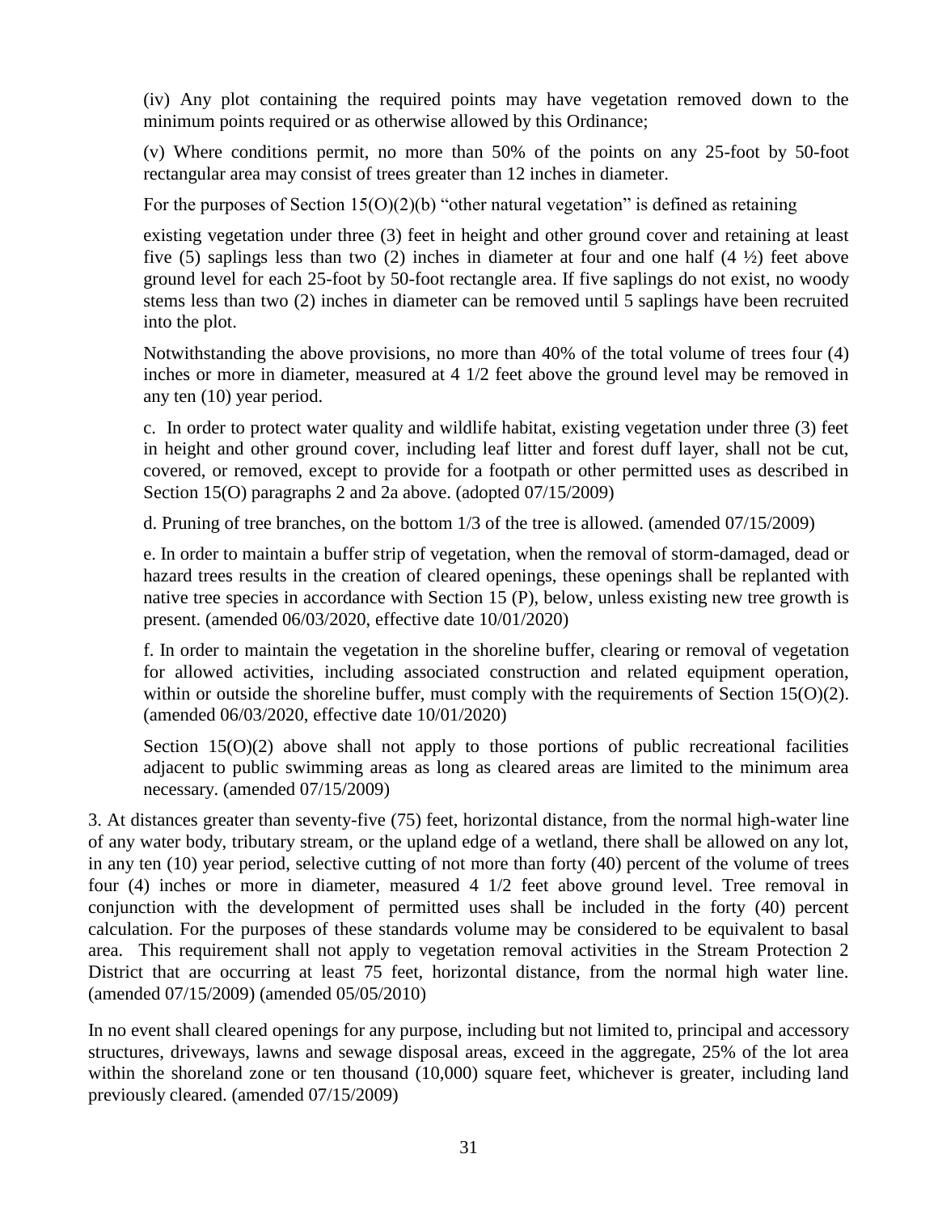(iv) Any plot containing the required points may have vegetation removed down to the minimum points required or as otherwise allowed by this Ordinance;

(v) Where conditions permit, no more than 50% of the points on any 25-foot by 50-foot rectangular area may consist of trees greater than 12 inches in diameter.

For the purposes of Section 15(O)(2)(b) "other natural vegetation" is defined as retaining

existing vegetation under three (3) feet in height and other ground cover and retaining at least five (5) saplings less than two (2) inches in diameter at four and one half (4 ½) feet above ground level for each 25-foot by 50-foot rectangle area. If five saplings do not exist, no woody stems less than two (2) inches in diameter can be removed until 5 saplings have been recruited into the plot.

Notwithstanding the above provisions, no more than 40% of the total volume of trees four (4) inches or more in diameter, measured at 4 1/2 feet above the ground level may be removed in any ten (10) year period.

c. In order to protect water quality and wildlife habitat, existing vegetation under three (3) feet in height and other ground cover, including leaf litter and forest duff layer, shall not be cut, covered, or removed, except to provide for a footpath or other permitted uses as described in Section 15(O) paragraphs 2 and 2a above. (adopted 07/15/2009)

d. Pruning of tree branches, on the bottom 1/3 of the tree is allowed. (amended 07/15/2009)

e. In order to maintain a buffer strip of vegetation, when the removal of storm-damaged, dead or hazard trees results in the creation of cleared openings, these openings shall be replanted with native tree species in accordance with Section 15 (P), below, unless existing new tree growth is present. (amended 06/03/2020, effective date 10/01/2020)

f. In order to maintain the vegetation in the shoreline buffer, clearing or removal of vegetation for allowed activities, including associated construction and related equipment operation, within or outside the shoreline buffer, must comply with the requirements of Section 15(O)(2). (amended 06/03/2020, effective date 10/01/2020)

Section 15(O)(2) above shall not apply to those portions of public recreational facilities adjacent to public swimming areas as long as cleared areas are limited to the minimum area necessary. (amended 07/15/2009)

3. At distances greater than seventy-five (75) feet, horizontal distance, from the normal high-water line of any water body, tributary stream, or the upland edge of a wetland, there shall be allowed on any lot, in any ten (10) year period, selective cutting of not more than forty (40) percent of the volume of trees four (4) inches or more in diameter, measured 4 1/2 feet above ground level. Tree removal in conjunction with the development of permitted uses shall be included in the forty (40) percent calculation. For the purposes of these standards volume may be considered to be equivalent to basal area. This requirement shall not apply to vegetation removal activities in the Stream Protection 2 District that are occurring at least 75 feet, horizontal distance, from the normal high water line. (amended 07/15/2009) (amended 05/05/2010)

In no event shall cleared openings for any purpose, including but not limited to, principal and accessory structures, driveways, lawns and sewage disposal areas, exceed in the aggregate, 25% of the lot area within the shoreland zone or ten thousand (10,000) square feet, whichever is greater, including land previously cleared. (amended 07/15/2009)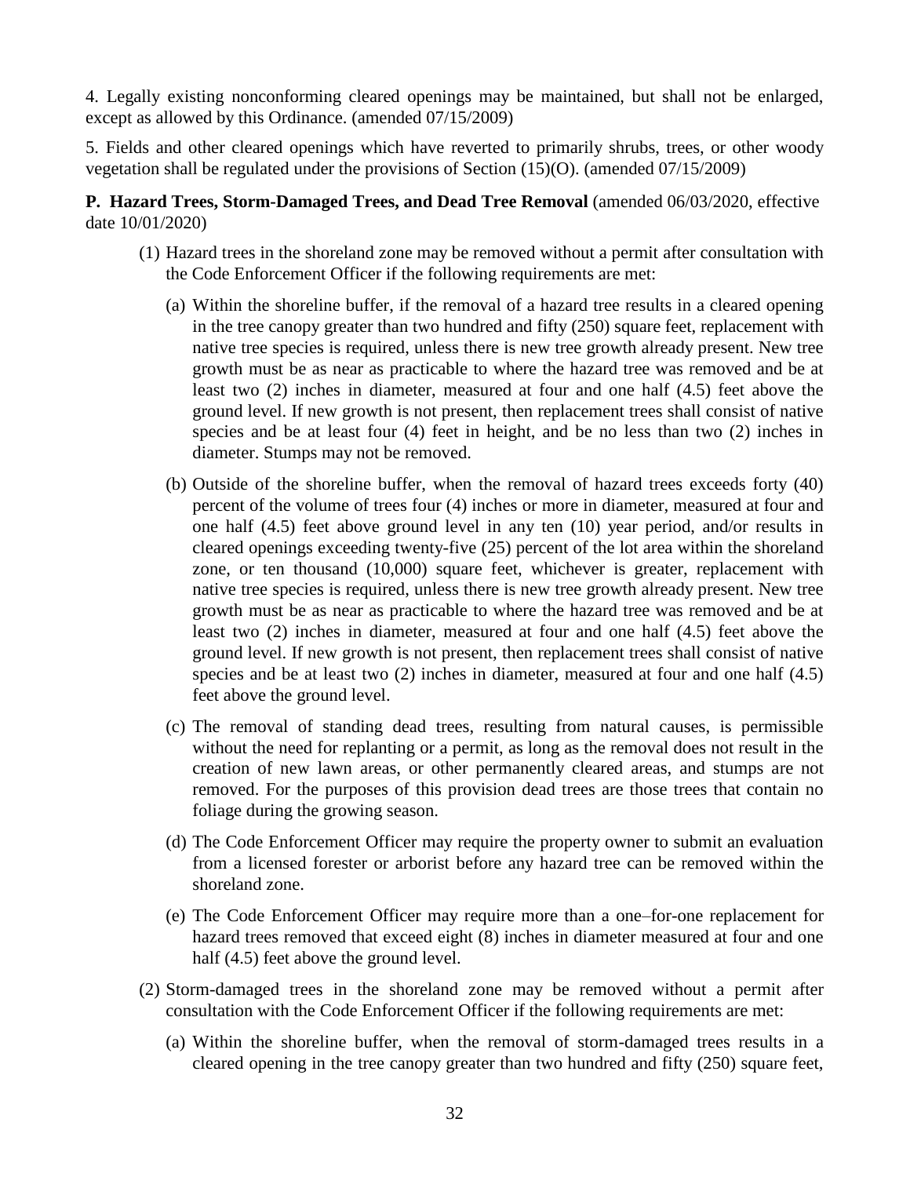4. Legally existing nonconforming cleared openings may be maintained, but shall not be enlarged, except as allowed by this Ordinance. (amended 07/15/2009)

5. Fields and other cleared openings which have reverted to primarily shrubs, trees, or other woody vegetation shall be regulated under the provisions of Section (15)(O). (amended 07/15/2009)

**P. Hazard Trees, Storm-Damaged Trees, and Dead Tree Removal** (amended 06/03/2020, effective date 10/01/2020)

(1) Hazard trees in the shoreland zone may be removed without a permit after consultation with the Code Enforcement Officer if the following requirements are met:

(a) Within the shoreline buffer, if the removal of a hazard tree results in a cleared opening in the tree canopy greater than two hundred and fifty (250) square feet, replacement with native tree species is required, unless there is new tree growth already present. New tree growth must be as near as practicable to where the hazard tree was removed and be at least two (2) inches in diameter, measured at four and one half (4.5) feet above the ground level. If new growth is not present, then replacement trees shall consist of native species and be at least four (4) feet in height, and be no less than two (2) inches in diameter. Stumps may not be removed.

(b) Outside of the shoreline buffer, when the removal of hazard trees exceeds forty (40) percent of the volume of trees four (4) inches or more in diameter, measured at four and one half (4.5) feet above ground level in any ten (10) year period, and/or results in cleared openings exceeding twenty-five (25) percent of the lot area within the shoreland zone, or ten thousand (10,000) square feet, whichever is greater, replacement with native tree species is required, unless there is new tree growth already present. New tree growth must be as near as practicable to where the hazard tree was removed and be at least two (2) inches in diameter, measured at four and one half (4.5) feet above the ground level. If new growth is not present, then replacement trees shall consist of native species and be at least two (2) inches in diameter, measured at four and one half (4.5) feet above the ground level.

(c) The removal of standing dead trees, resulting from natural causes, is permissible without the need for replanting or a permit, as long as the removal does not result in the creation of new lawn areas, or other permanently cleared areas, and stumps are not removed. For the purposes of this provision dead trees are those trees that contain no foliage during the growing season.

(d) The Code Enforcement Officer may require the property owner to submit an evaluation from a licensed forester or arborist before any hazard tree can be removed within the shoreland zone.

(e) The Code Enforcement Officer may require more than a one–for-one replacement for hazard trees removed that exceed eight (8) inches in diameter measured at four and one half (4.5) feet above the ground level.

(2) Storm-damaged trees in the shoreland zone may be removed without a permit after consultation with the Code Enforcement Officer if the following requirements are met:

(a) Within the shoreline buffer, when the removal of storm-damaged trees results in a cleared opening in the tree canopy greater than two hundred and fifty (250) square feet,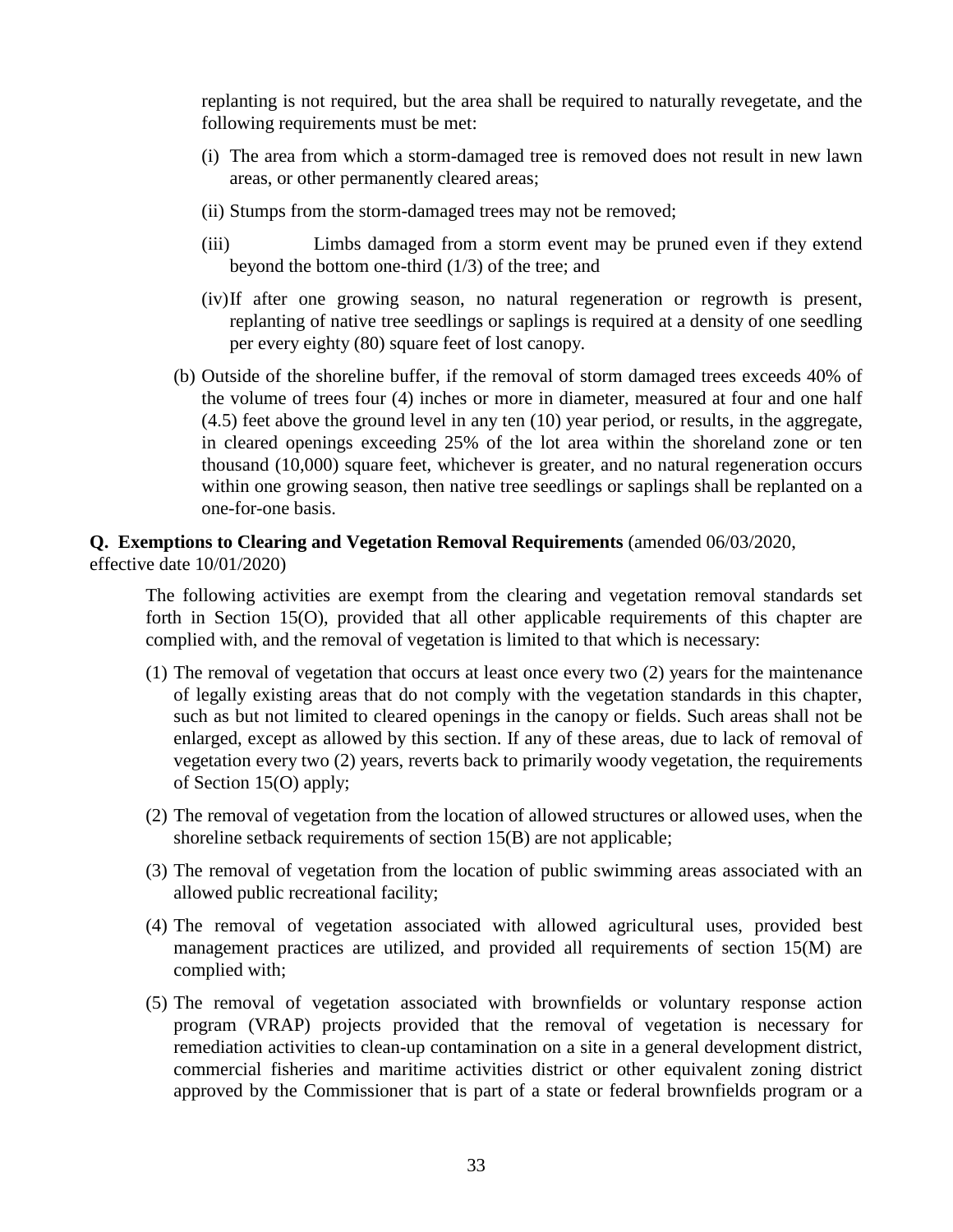replanting is not required, but the area shall be required to naturally revegetate, and the following requirements must be met:

(i) The area from which a storm-damaged tree is removed does not result in new lawn areas, or other permanently cleared areas;

(ii) Stumps from the storm-damaged trees may not be removed;

(iii) Limbs damaged from a storm event may be pruned even if they extend beyond the bottom one-third (1/3) of the tree; and

(iv) If after one growing season, no natural regeneration or regrowth is present, replanting of native tree seedlings or saplings is required at a density of one seedling per every eighty (80) square feet of lost canopy.

(b) Outside of the shoreline buffer, if the removal of storm damaged trees exceeds 40% of the volume of trees four (4) inches or more in diameter, measured at four and one half (4.5) feet above the ground level in any ten (10) year period, or results, in the aggregate, in cleared openings exceeding 25% of the lot area within the shoreland zone or ten thousand (10,000) square feet, whichever is greater, and no natural regeneration occurs within one growing season, then native tree seedlings or saplings shall be replanted on a one-for-one basis.

**Q. Exemptions to Clearing and Vegetation Removal Requirements** (amended 06/03/2020, effective date 10/01/2020)

The following activities are exempt from the clearing and vegetation removal standards set forth in Section 15(O), provided that all other applicable requirements of this chapter are complied with, and the removal of vegetation is limited to that which is necessary:

(1) The removal of vegetation that occurs at least once every two (2) years for the maintenance of legally existing areas that do not comply with the vegetation standards in this chapter, such as but not limited to cleared openings in the canopy or fields. Such areas shall not be enlarged, except as allowed by this section. If any of these areas, due to lack of removal of vegetation every two (2) years, reverts back to primarily woody vegetation, the requirements of Section 15(O) apply;

(2) The removal of vegetation from the location of allowed structures or allowed uses, when the shoreline setback requirements of section 15(B) are not applicable;

(3) The removal of vegetation from the location of public swimming areas associated with an allowed public recreational facility;

(4) The removal of vegetation associated with allowed agricultural uses, provided best management practices are utilized, and provided all requirements of section 15(M) are complied with;

(5) The removal of vegetation associated with brownfields or voluntary response action program (VRAP) projects provided that the removal of vegetation is necessary for remediation activities to clean-up contamination on a site in a general development district, commercial fisheries and maritime activities district or other equivalent zoning district approved by the Commissioner that is part of a state or federal brownfields program or a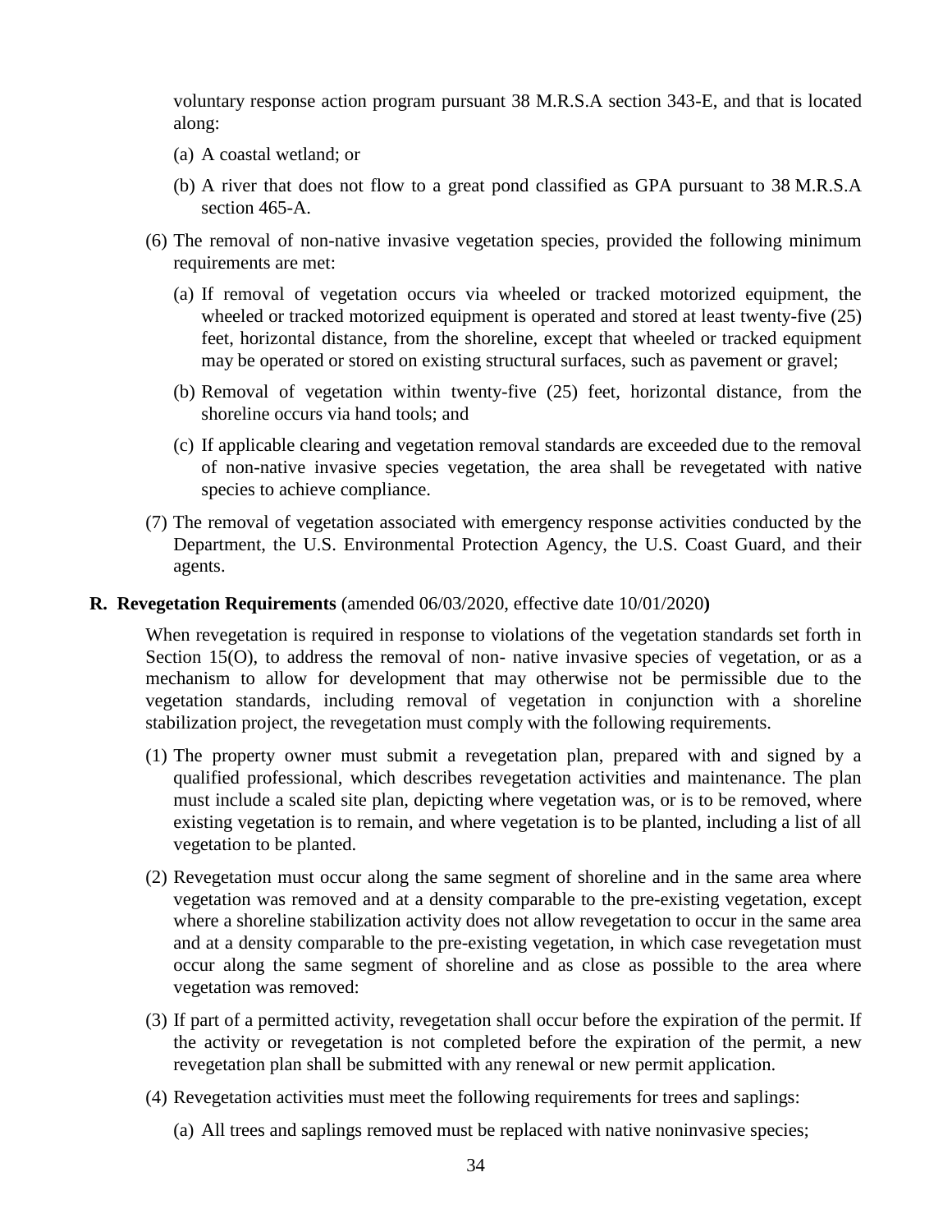voluntary response action program pursuant 38 M.R.S.A section 343-E, and that is located along:

(a) A coastal wetland; or

(b) A river that does not flow to a great pond classified as GPA pursuant to 38 M.R.S.A section 465-A.

(6) The removal of non-native invasive vegetation species, provided the following minimum requirements are met:

(a) If removal of vegetation occurs via wheeled or tracked motorized equipment, the wheeled or tracked motorized equipment is operated and stored at least twenty-five (25) feet, horizontal distance, from the shoreline, except that wheeled or tracked equipment may be operated or stored on existing structural surfaces, such as pavement or gravel;

(b) Removal of vegetation within twenty-five (25) feet, horizontal distance, from the shoreline occurs via hand tools; and

(c) If applicable clearing and vegetation removal standards are exceeded due to the removal of non-native invasive species vegetation, the area shall be revegetated with native species to achieve compliance.

(7) The removal of vegetation associated with emergency response activities conducted by the Department, the U.S. Environmental Protection Agency, the U.S. Coast Guard, and their agents.

**R. Revegetation Requirements** (amended 06/03/2020, effective date 10/01/2020**)**

When revegetation is required in response to violations of the vegetation standards set forth in Section 15(O), to address the removal of non- native invasive species of vegetation, or as a mechanism to allow for development that may otherwise not be permissible due to the vegetation standards, including removal of vegetation in conjunction with a shoreline stabilization project, the revegetation must comply with the following requirements.

(1) The property owner must submit a revegetation plan, prepared with and signed by a qualified professional, which describes revegetation activities and maintenance. The plan must include a scaled site plan, depicting where vegetation was, or is to be removed, where existing vegetation is to remain, and where vegetation is to be planted, including a list of all vegetation to be planted.

(2) Revegetation must occur along the same segment of shoreline and in the same area where vegetation was removed and at a density comparable to the pre-existing vegetation, except where a shoreline stabilization activity does not allow revegetation to occur in the same area and at a density comparable to the pre-existing vegetation, in which case revegetation must occur along the same segment of shoreline and as close as possible to the area where vegetation was removed:

(3) If part of a permitted activity, revegetation shall occur before the expiration of the permit. If the activity or revegetation is not completed before the expiration of the permit, a new revegetation plan shall be submitted with any renewal or new permit application.

(4) Revegetation activities must meet the following requirements for trees and saplings:

(a) All trees and saplings removed must be replaced with native noninvasive species;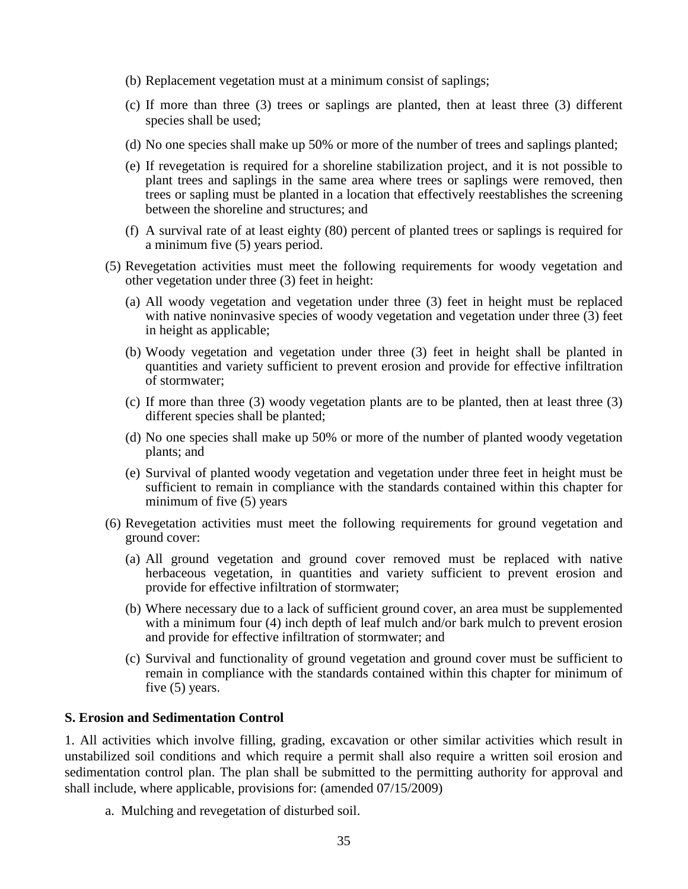(b) Replacement vegetation must at a minimum consist of saplings;

(c) If more than three (3) trees or saplings are planted, then at least three (3) different species shall be used;

(d) No one species shall make up 50% or more of the number of trees and saplings planted;

(e) If revegetation is required for a shoreline stabilization project, and it is not possible to plant trees and saplings in the same area where trees or saplings were removed, then trees or sapling must be planted in a location that effectively reestablishes the screening between the shoreline and structures; and

(f) A survival rate of at least eighty (80) percent of planted trees or saplings is required for a minimum five (5) years period.

(5) Revegetation activities must meet the following requirements for woody vegetation and other vegetation under three (3) feet in height:

(a) All woody vegetation and vegetation under three (3) feet in height must be replaced with native noninvasive species of woody vegetation and vegetation under three (3) feet in height as applicable;

(b) Woody vegetation and vegetation under three (3) feet in height shall be planted in quantities and variety sufficient to prevent erosion and provide for effective infiltration of stormwater;

(c) If more than three (3) woody vegetation plants are to be planted, then at least three (3) different species shall be planted;

(d) No one species shall make up 50% or more of the number of planted woody vegetation plants; and

(e) Survival of planted woody vegetation and vegetation under three feet in height must be sufficient to remain in compliance with the standards contained within this chapter for minimum of five (5) years

(6) Revegetation activities must meet the following requirements for ground vegetation and ground cover:

(a) All ground vegetation and ground cover removed must be replaced with native herbaceous vegetation, in quantities and variety sufficient to prevent erosion and provide for effective infiltration of stormwater;

(b) Where necessary due to a lack of sufficient ground cover, an area must be supplemented with a minimum four (4) inch depth of leaf mulch and/or bark mulch to prevent erosion and provide for effective infiltration of stormwater; and

(c) Survival and functionality of ground vegetation and ground cover must be sufficient to remain in compliance with the standards contained within this chapter for minimum of five (5) years.

**S. Erosion and Sedimentation Control**

1. All activities which involve filling, grading, excavation or other similar activities which result in unstabilized soil conditions and which require a permit shall also require a written soil erosion and sedimentation control plan. The plan shall be submitted to the permitting authority for approval and shall include, where applicable, provisions for: (amended 07/15/2009)

a. Mulching and revegetation of disturbed soil.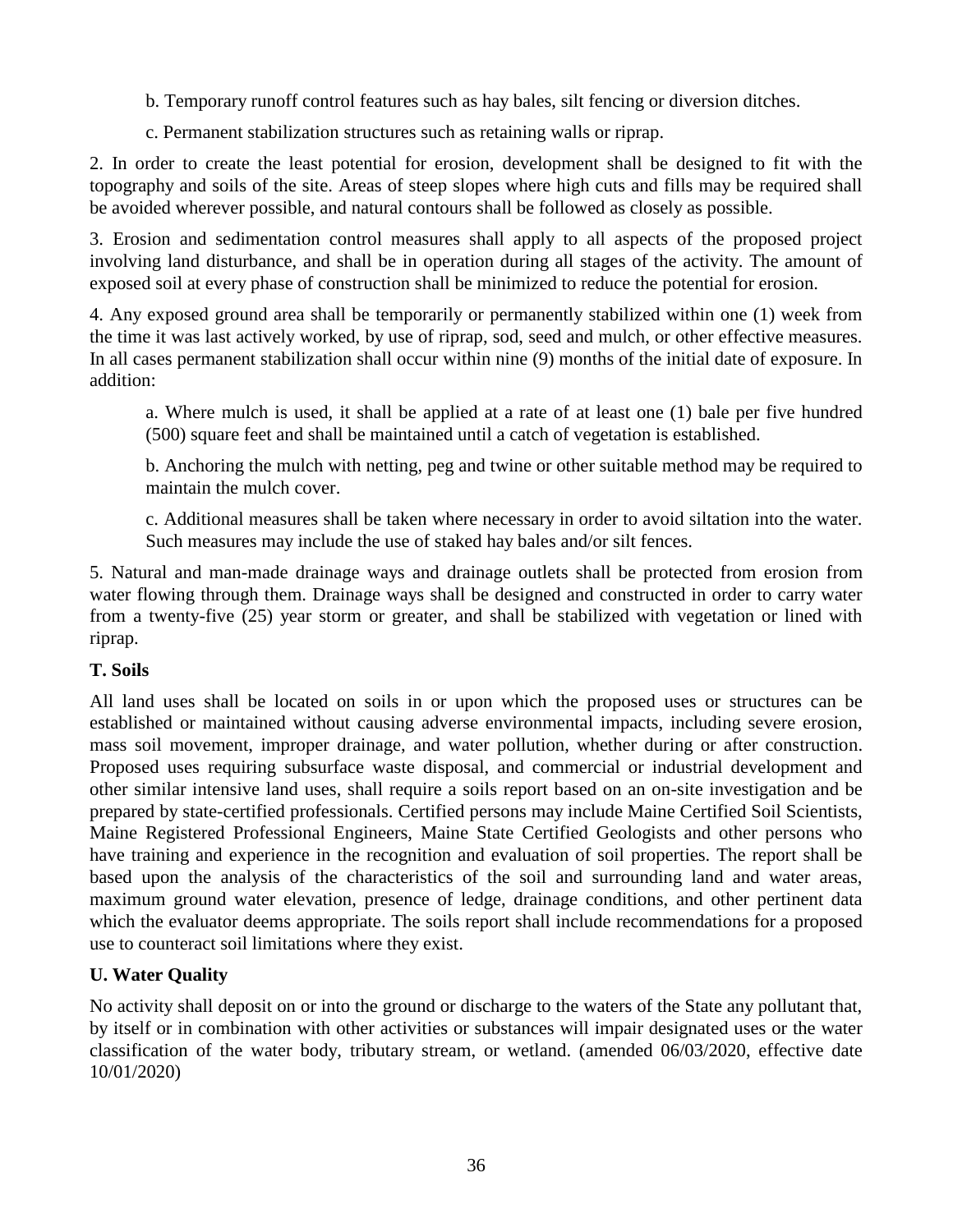b. Temporary runoff control features such as hay bales, silt fencing or diversion ditches.

c. Permanent stabilization structures such as retaining walls or riprap.

2. In order to create the least potential for erosion, development shall be designed to fit with the topography and soils of the site. Areas of steep slopes where high cuts and fills may be required shall be avoided wherever possible, and natural contours shall be followed as closely as possible.

3. Erosion and sedimentation control measures shall apply to all aspects of the proposed project involving land disturbance, and shall be in operation during all stages of the activity. The amount of exposed soil at every phase of construction shall be minimized to reduce the potential for erosion.

4. Any exposed ground area shall be temporarily or permanently stabilized within one (1) week from the time it was last actively worked, by use of riprap, sod, seed and mulch, or other effective measures. In all cases permanent stabilization shall occur within nine (9) months of the initial date of exposure. In addition:

a. Where mulch is used, it shall be applied at a rate of at least one (1) bale per five hundred (500) square feet and shall be maintained until a catch of vegetation is established.

b. Anchoring the mulch with netting, peg and twine or other suitable method may be required to maintain the mulch cover.

c. Additional measures shall be taken where necessary in order to avoid siltation into the water. Such measures may include the use of staked hay bales and/or silt fences.

5. Natural and man-made drainage ways and drainage outlets shall be protected from erosion from water flowing through them. Drainage ways shall be designed and constructed in order to carry water from a twenty-five (25) year storm or greater, and shall be stabilized with vegetation or lined with riprap.

**T. Soils**

All land uses shall be located on soils in or upon which the proposed uses or structures can be established or maintained without causing adverse environmental impacts, including severe erosion, mass soil movement, improper drainage, and water pollution, whether during or after construction. Proposed uses requiring subsurface waste disposal, and commercial or industrial development and other similar intensive land uses, shall require a soils report based on an on-site investigation and be prepared by state-certified professionals. Certified persons may include Maine Certified Soil Scientists, Maine Registered Professional Engineers, Maine State Certified Geologists and other persons who have training and experience in the recognition and evaluation of soil properties. The report shall be based upon the analysis of the characteristics of the soil and surrounding land and water areas, maximum ground water elevation, presence of ledge, drainage conditions, and other pertinent data which the evaluator deems appropriate. The soils report shall include recommendations for a proposed use to counteract soil limitations where they exist.

**U. Water Quality**

No activity shall deposit on or into the ground or discharge to the waters of the State any pollutant that, by itself or in combination with other activities or substances will impair designated uses or the water classification of the water body, tributary stream, or wetland. (amended 06/03/2020, effective date 10/01/2020)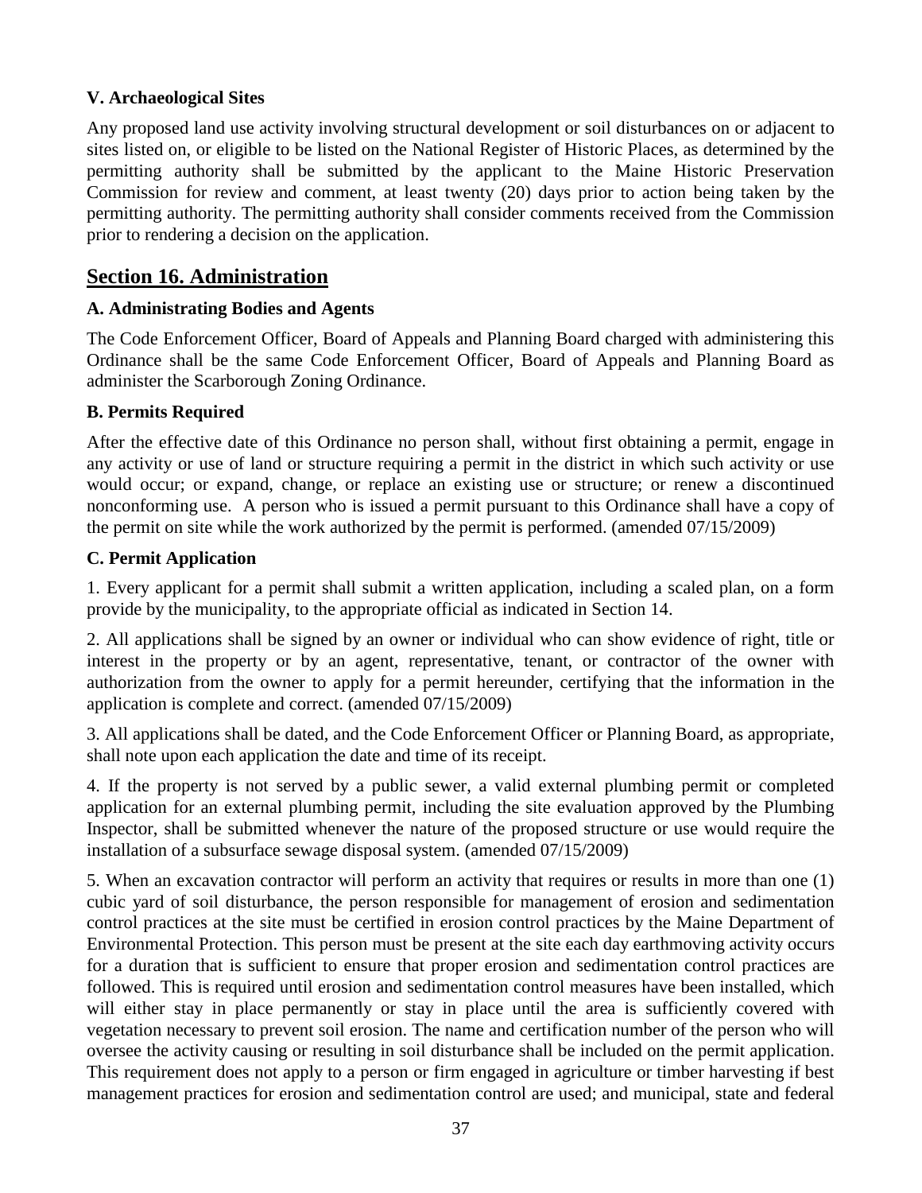### V. Archaeological Sites

Any proposed land use activity involving structural development or soil disturbances on or adjacent to sites listed on, or eligible to be listed on the National Register of Historic Places, as determined by the permitting authority shall be submitted by the applicant to the Maine Historic Preservation Commission for review and comment, at least twenty (20) days prior to action being taken by the permitting authority. The permitting authority shall consider comments received from the Commission prior to rendering a decision on the application.

## Section 16. Administration

### A. Administrating Bodies and Agents

The Code Enforcement Officer, Board of Appeals and Planning Board charged with administering this Ordinance shall be the same Code Enforcement Officer, Board of Appeals and Planning Board as administer the Scarborough Zoning Ordinance.

### B. Permits Required

After the effective date of this Ordinance no person shall, without first obtaining a permit, engage in any activity or use of land or structure requiring a permit in the district in which such activity or use would occur; or expand, change, or replace an existing use or structure; or renew a discontinued nonconforming use. A person who is issued a permit pursuant to this Ordinance shall have a copy of the permit on site while the work authorized by the permit is performed. (amended 07/15/2009)

### C. Permit Application

1. Every applicant for a permit shall submit a written application, including a scaled plan, on a form provide by the municipality, to the appropriate official as indicated in Section 14.

2. All applications shall be signed by an owner or individual who can show evidence of right, title or interest in the property or by an agent, representative, tenant, or contractor of the owner with authorization from the owner to apply for a permit hereunder, certifying that the information in the application is complete and correct. (amended 07/15/2009)

3. All applications shall be dated, and the Code Enforcement Officer or Planning Board, as appropriate, shall note upon each application the date and time of its receipt.

4. If the property is not served by a public sewer, a valid external plumbing permit or completed application for an external plumbing permit, including the site evaluation approved by the Plumbing Inspector, shall be submitted whenever the nature of the proposed structure or use would require the installation of a subsurface sewage disposal system. (amended 07/15/2009)

5. When an excavation contractor will perform an activity that requires or results in more than one (1) cubic yard of soil disturbance, the person responsible for management of erosion and sedimentation control practices at the site must be certified in erosion control practices by the Maine Department of Environmental Protection. This person must be present at the site each day earthmoving activity occurs for a duration that is sufficient to ensure that proper erosion and sedimentation control practices are followed. This is required until erosion and sedimentation control measures have been installed, which will either stay in place permanently or stay in place until the area is sufficiently covered with vegetation necessary to prevent soil erosion. The name and certification number of the person who will oversee the activity causing or resulting in soil disturbance shall be included on the permit application. This requirement does not apply to a person or firm engaged in agriculture or timber harvesting if best management practices for erosion and sedimentation control are used; and municipal, state and federal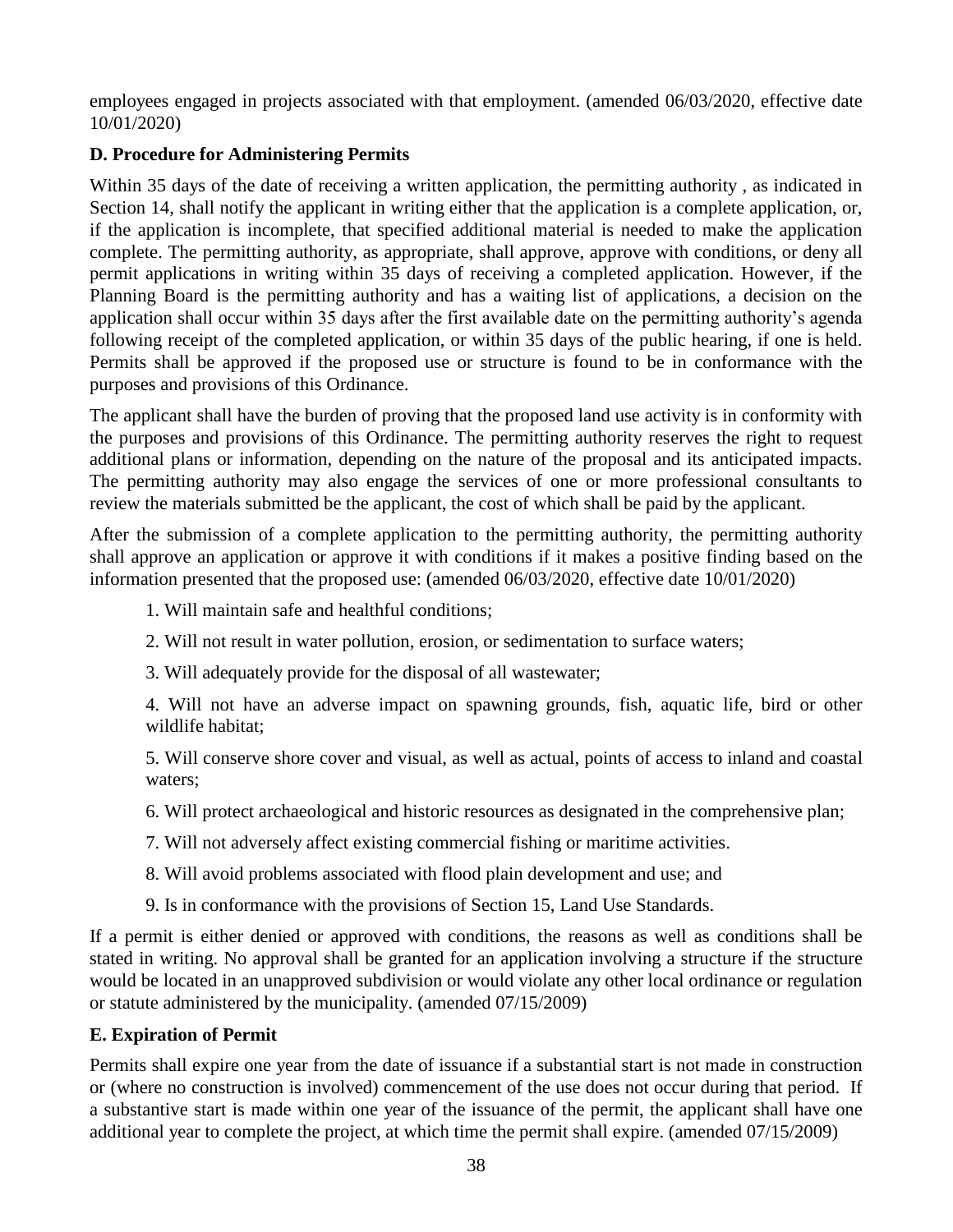employees engaged in projects associated with that employment. (amended 06/03/2020, effective date 10/01/2020)

**D. Procedure for Administering Permits**

Within 35 days of the date of receiving a written application, the permitting authority , as indicated in Section 14, shall notify the applicant in writing either that the application is a complete application, or, if the application is incomplete, that specified additional material is needed to make the application complete. The permitting authority, as appropriate, shall approve, approve with conditions, or deny all permit applications in writing within 35 days of receiving a completed application. However, if the Planning Board is the permitting authority and has a waiting list of applications, a decision on the application shall occur within 35 days after the first available date on the permitting authority's agenda following receipt of the completed application, or within 35 days of the public hearing, if one is held. Permits shall be approved if the proposed use or structure is found to be in conformance with the purposes and provisions of this Ordinance.

The applicant shall have the burden of proving that the proposed land use activity is in conformity with the purposes and provisions of this Ordinance. The permitting authority reserves the right to request additional plans or information, depending on the nature of the proposal and its anticipated impacts. The permitting authority may also engage the services of one or more professional consultants to review the materials submitted be the applicant, the cost of which shall be paid by the applicant.

After the submission of a complete application to the permitting authority, the permitting authority shall approve an application or approve it with conditions if it makes a positive finding based on the information presented that the proposed use: (amended 06/03/2020, effective date 10/01/2020)

1. Will maintain safe and healthful conditions;
2. Will not result in water pollution, erosion, or sedimentation to surface waters;
3. Will adequately provide for the disposal of all wastewater;
4. Will not have an adverse impact on spawning grounds, fish, aquatic life, bird or other wildlife habitat;
5. Will conserve shore cover and visual, as well as actual, points of access to inland and coastal waters;
6. Will protect archaeological and historic resources as designated in the comprehensive plan;
7. Will not adversely affect existing commercial fishing or maritime activities.
8. Will avoid problems associated with flood plain development and use; and
9. Is in conformance with the provisions of Section 15, Land Use Standards.

If a permit is either denied or approved with conditions, the reasons as well as conditions shall be stated in writing. No approval shall be granted for an application involving a structure if the structure would be located in an unapproved subdivision or would violate any other local ordinance or regulation or statute administered by the municipality. (amended 07/15/2009)

**E. Expiration of Permit**

Permits shall expire one year from the date of issuance if a substantial start is not made in construction or (where no construction is involved) commencement of the use does not occur during that period. If a substantive start is made within one year of the issuance of the permit, the applicant shall have one additional year to complete the project, at which time the permit shall expire. (amended 07/15/2009)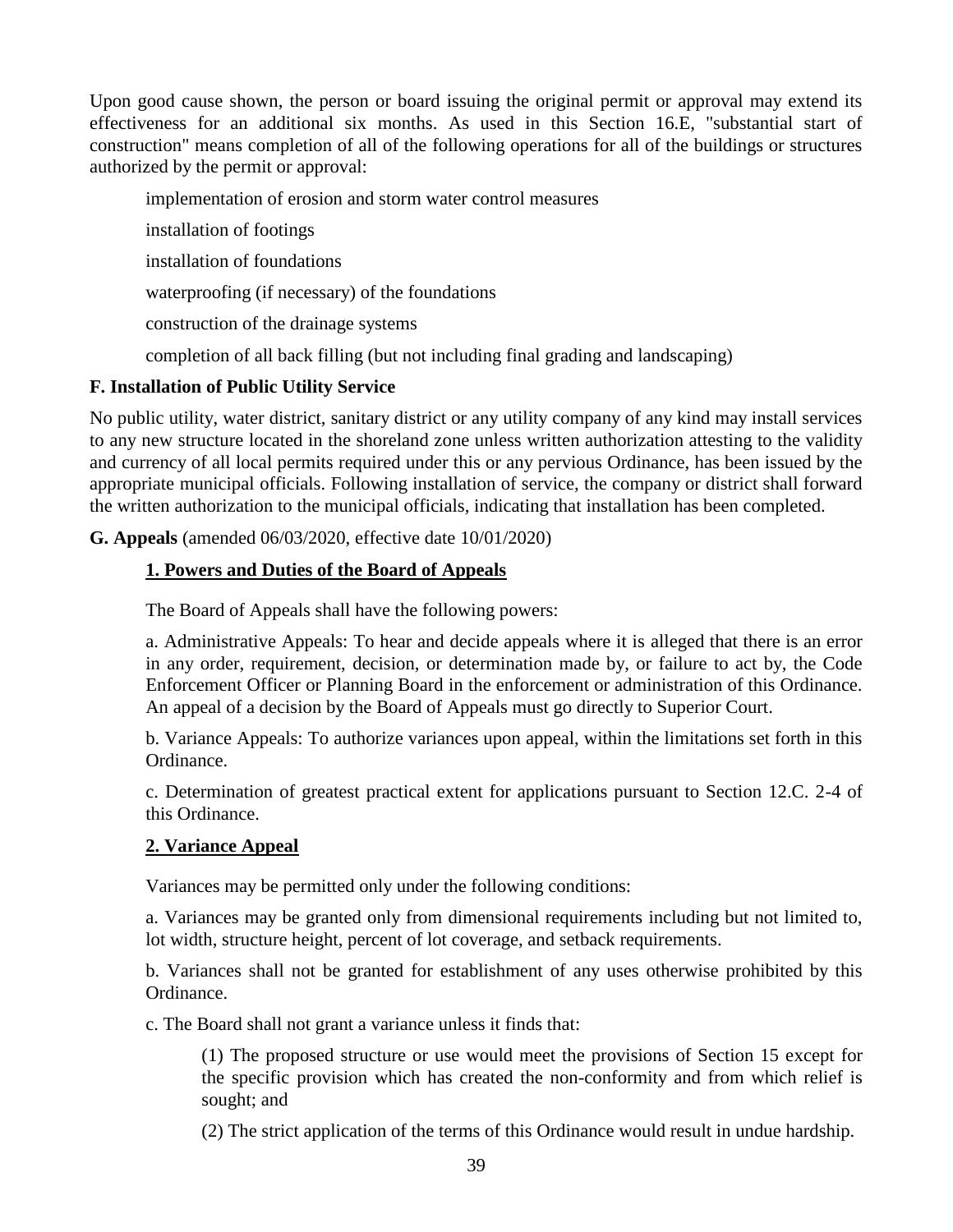Upon good cause shown, the person or board issuing the original permit or approval may extend its effectiveness for an additional six months. As used in this Section 16.E, "substantial start of construction" means completion of all of the following operations for all of the buildings or structures authorized by the permit or approval:

implementation of erosion and storm water control measures

installation of footings

installation of foundations

waterproofing (if necessary) of the foundations

construction of the drainage systems

completion of all back filling (but not including final grading and landscaping)

**F. Installation of Public Utility Service**

No public utility, water district, sanitary district or any utility company of any kind may install services to any new structure located in the shoreland zone unless written authorization attesting to the validity and currency of all local permits required under this or any pervious Ordinance, has been issued by the appropriate municipal officials. Following installation of service, the company or district shall forward the written authorization to the municipal officials, indicating that installation has been completed.

**G. Appeals** (amended 06/03/2020, effective date 10/01/2020)

**1. Powers and Duties of the Board of Appeals**

The Board of Appeals shall have the following powers:

a. Administrative Appeals: To hear and decide appeals where it is alleged that there is an error in any order, requirement, decision, or determination made by, or failure to act by, the Code Enforcement Officer or Planning Board in the enforcement or administration of this Ordinance. An appeal of a decision by the Board of Appeals must go directly to Superior Court.

b. Variance Appeals: To authorize variances upon appeal, within the limitations set forth in this Ordinance.

c. Determination of greatest practical extent for applications pursuant to Section 12.C. 2-4 of this Ordinance.

**2. Variance Appeal**

Variances may be permitted only under the following conditions:

a. Variances may be granted only from dimensional requirements including but not limited to, lot width, structure height, percent of lot coverage, and setback requirements.

b. Variances shall not be granted for establishment of any uses otherwise prohibited by this Ordinance.

c. The Board shall not grant a variance unless it finds that:

(1) The proposed structure or use would meet the provisions of Section 15 except for the specific provision which has created the non-conformity and from which relief is sought; and

(2) The strict application of the terms of this Ordinance would result in undue hardship.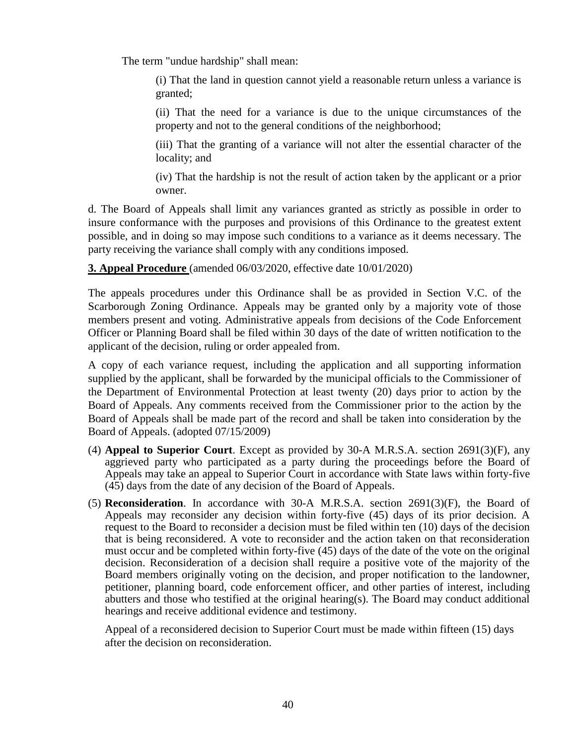The term "undue hardship" shall mean:

(i) That the land in question cannot yield a reasonable return unless a variance is granted;

(ii) That the need for a variance is due to the unique circumstances of the property and not to the general conditions of the neighborhood;

(iii) That the granting of a variance will not alter the essential character of the locality; and

(iv) That the hardship is not the result of action taken by the applicant or a prior owner.

d. The Board of Appeals shall limit any variances granted as strictly as possible in order to insure conformance with the purposes and provisions of this Ordinance to the greatest extent possible, and in doing so may impose such conditions to a variance as it deems necessary. The party receiving the variance shall comply with any conditions imposed.

**3. Appeal Procedure** (amended 06/03/2020, effective date 10/01/2020)

The appeals procedures under this Ordinance shall be as provided in Section V.C. of the Scarborough Zoning Ordinance. Appeals may be granted only by a majority vote of those members present and voting. Administrative appeals from decisions of the Code Enforcement Officer or Planning Board shall be filed within 30 days of the date of written notification to the applicant of the decision, ruling or order appealed from.

A copy of each variance request, including the application and all supporting information supplied by the applicant, shall be forwarded by the municipal officials to the Commissioner of the Department of Environmental Protection at least twenty (20) days prior to action by the Board of Appeals. Any comments received from the Commissioner prior to the action by the Board of Appeals shall be made part of the record and shall be taken into consideration by the Board of Appeals. (adopted 07/15/2009)

(4) **Appeal to Superior Court**. Except as provided by 30-A M.R.S.A. section 2691(3)(F), any aggrieved party who participated as a party during the proceedings before the Board of Appeals may take an appeal to Superior Court in accordance with State laws within forty-five (45) days from the date of any decision of the Board of Appeals.

(5) **Reconsideration**. In accordance with 30-A M.R.S.A. section 2691(3)(F), the Board of Appeals may reconsider any decision within forty-five (45) days of its prior decision. A request to the Board to reconsider a decision must be filed within ten (10) days of the decision that is being reconsidered. A vote to reconsider and the action taken on that reconsideration must occur and be completed within forty-five (45) days of the date of the vote on the original decision. Reconsideration of a decision shall require a positive vote of the majority of the Board members originally voting on the decision, and proper notification to the landowner, petitioner, planning board, code enforcement officer, and other parties of interest, including abutters and those who testified at the original hearing(s). The Board may conduct additional hearings and receive additional evidence and testimony.

Appeal of a reconsidered decision to Superior Court must be made within fifteen (15) days after the decision on reconsideration.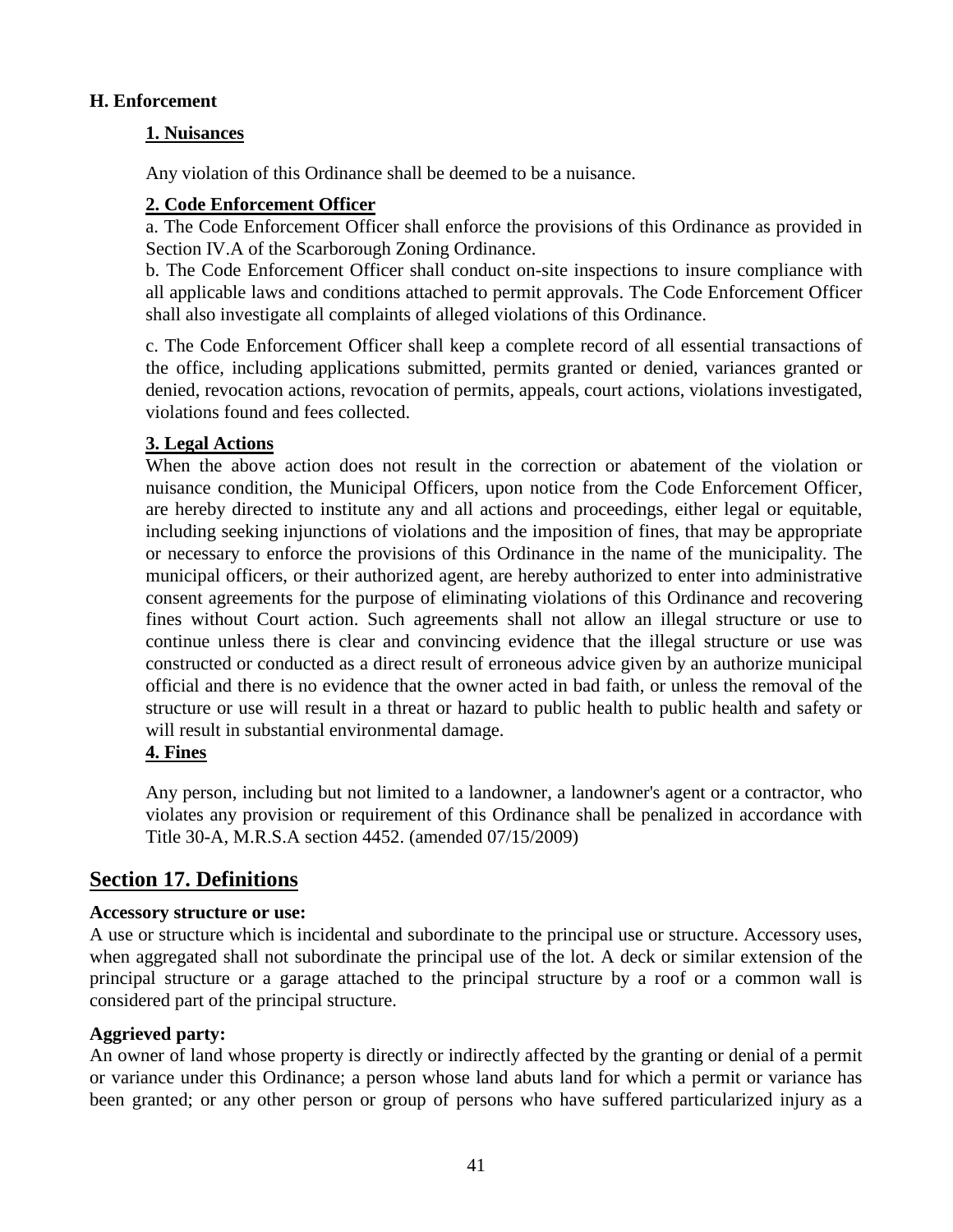### H. Enforcement

#### 1. Nuisances

Any violation of this Ordinance shall be deemed to be a nuisance.

#### 2. Code Enforcement Officer

a. The Code Enforcement Officer shall enforce the provisions of this Ordinance as provided in Section IV.A of the Scarborough Zoning Ordinance.

b. The Code Enforcement Officer shall conduct on-site inspections to insure compliance with all applicable laws and conditions attached to permit approvals. The Code Enforcement Officer shall also investigate all complaints of alleged violations of this Ordinance.

c. The Code Enforcement Officer shall keep a complete record of all essential transactions of the office, including applications submitted, permits granted or denied, variances granted or denied, revocation actions, revocation of permits, appeals, court actions, violations investigated, violations found and fees collected.

#### 3. Legal Actions

When the above action does not result in the correction or abatement of the violation or nuisance condition, the Municipal Officers, upon notice from the Code Enforcement Officer, are hereby directed to institute any and all actions and proceedings, either legal or equitable, including seeking injunctions of violations and the imposition of fines, that may be appropriate or necessary to enforce the provisions of this Ordinance in the name of the municipality. The municipal officers, or their authorized agent, are hereby authorized to enter into administrative consent agreements for the purpose of eliminating violations of this Ordinance and recovering fines without Court action. Such agreements shall not allow an illegal structure or use to continue unless there is clear and convincing evidence that the illegal structure or use was constructed or conducted as a direct result of erroneous advice given by an authorize municipal official and there is no evidence that the owner acted in bad faith, or unless the removal of the structure or use will result in a threat or hazard to public health to public health and safety or will result in substantial environmental damage.

#### 4. Fines

Any person, including but not limited to a landowner, a landowner's agent or a contractor, who violates any provision or requirement of this Ordinance shall be penalized in accordance with Title 30-A, M.R.S.A section 4452. (amended 07/15/2009)

## Section 17. Definitions

**Accessory structure or use:**
A use or structure which is incidental and subordinate to the principal use or structure. Accessory uses, when aggregated shall not subordinate the principal use of the lot. A deck or similar extension of the principal structure or a garage attached to the principal structure by a roof or a common wall is considered part of the principal structure.

**Aggrieved party:**
An owner of land whose property is directly or indirectly affected by the granting or denial of a permit or variance under this Ordinance; a person whose land abuts land for which a permit or variance has been granted; or any other person or group of persons who have suffered particularized injury as a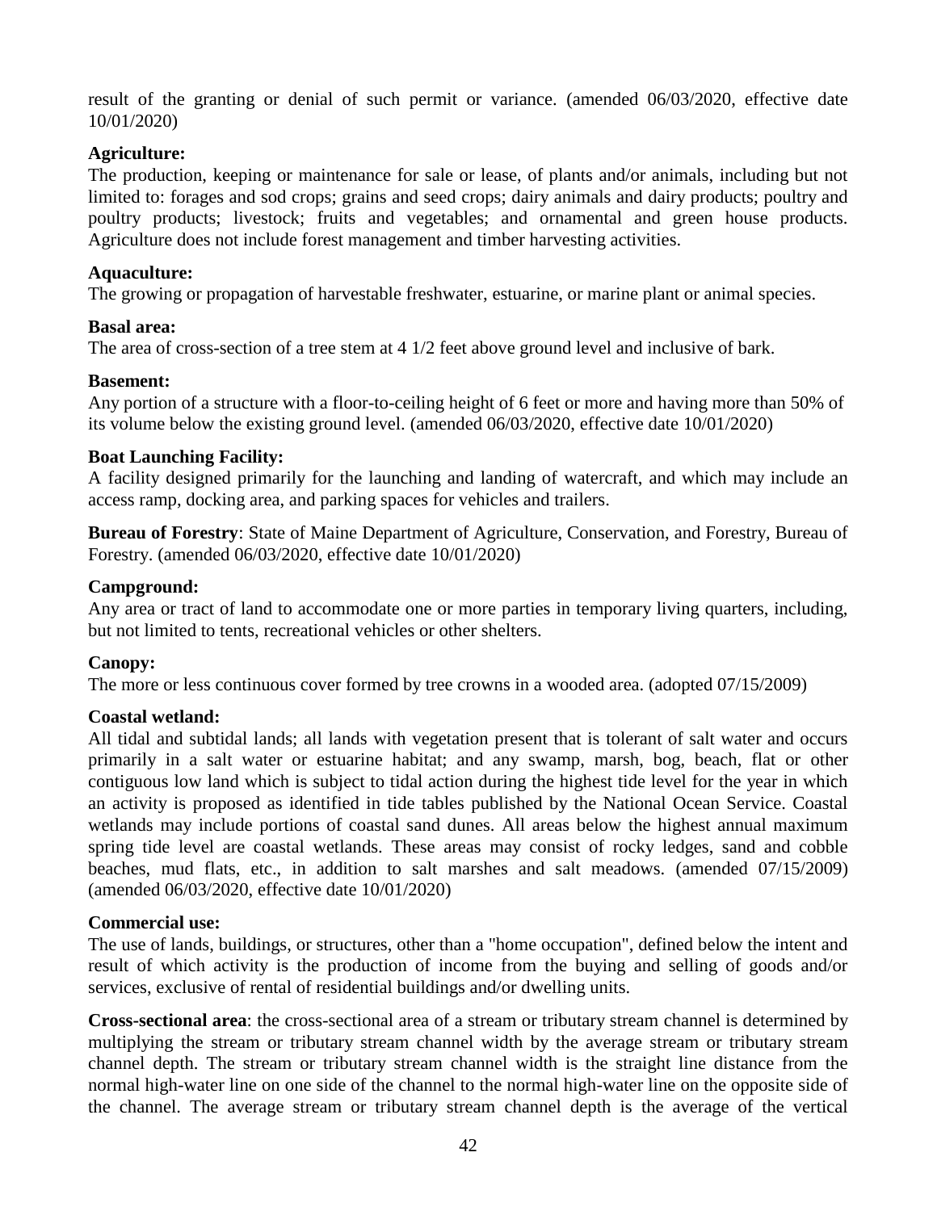result of the granting or denial of such permit or variance. (amended 06/03/2020, effective date 10/01/2020)

**Agriculture:**
The production, keeping or maintenance for sale or lease, of plants and/or animals, including but not limited to: forages and sod crops; grains and seed crops; dairy animals and dairy products; poultry and poultry products; livestock; fruits and vegetables; and ornamental and green house products. Agriculture does not include forest management and timber harvesting activities.

**Aquaculture:**
The growing or propagation of harvestable freshwater, estuarine, or marine plant or animal species.

**Basal area:**
The area of cross-section of a tree stem at 4 1/2 feet above ground level and inclusive of bark.

**Basement:**
Any portion of a structure with a floor-to-ceiling height of 6 feet or more and having more than 50% of its volume below the existing ground level. (amended 06/03/2020, effective date 10/01/2020)

**Boat Launching Facility:**
A facility designed primarily for the launching and landing of watercraft, and which may include an access ramp, docking area, and parking spaces for vehicles and trailers.

**Bureau of Forestry**: State of Maine Department of Agriculture, Conservation, and Forestry, Bureau of Forestry. (amended 06/03/2020, effective date 10/01/2020)

**Campground:**
Any area or tract of land to accommodate one or more parties in temporary living quarters, including, but not limited to tents, recreational vehicles or other shelters.

**Canopy:**
The more or less continuous cover formed by tree crowns in a wooded area. (adopted 07/15/2009)

**Coastal wetland:**
All tidal and subtidal lands; all lands with vegetation present that is tolerant of salt water and occurs primarily in a salt water or estuarine habitat; and any swamp, marsh, bog, beach, flat or other contiguous low land which is subject to tidal action during the highest tide level for the year in which an activity is proposed as identified in tide tables published by the National Ocean Service. Coastal wetlands may include portions of coastal sand dunes. All areas below the highest annual maximum spring tide level are coastal wetlands. These areas may consist of rocky ledges, sand and cobble beaches, mud flats, etc., in addition to salt marshes and salt meadows. (amended 07/15/2009) (amended 06/03/2020, effective date 10/01/2020)

**Commercial use:**
The use of lands, buildings, or structures, other than a "home occupation", defined below the intent and result of which activity is the production of income from the buying and selling of goods and/or services, exclusive of rental of residential buildings and/or dwelling units.

**Cross-sectional area**: the cross-sectional area of a stream or tributary stream channel is determined by multiplying the stream or tributary stream channel width by the average stream or tributary stream channel depth. The stream or tributary stream channel width is the straight line distance from the normal high-water line on one side of the channel to the normal high-water line on the opposite side of the channel. The average stream or tributary stream channel depth is the average of the vertical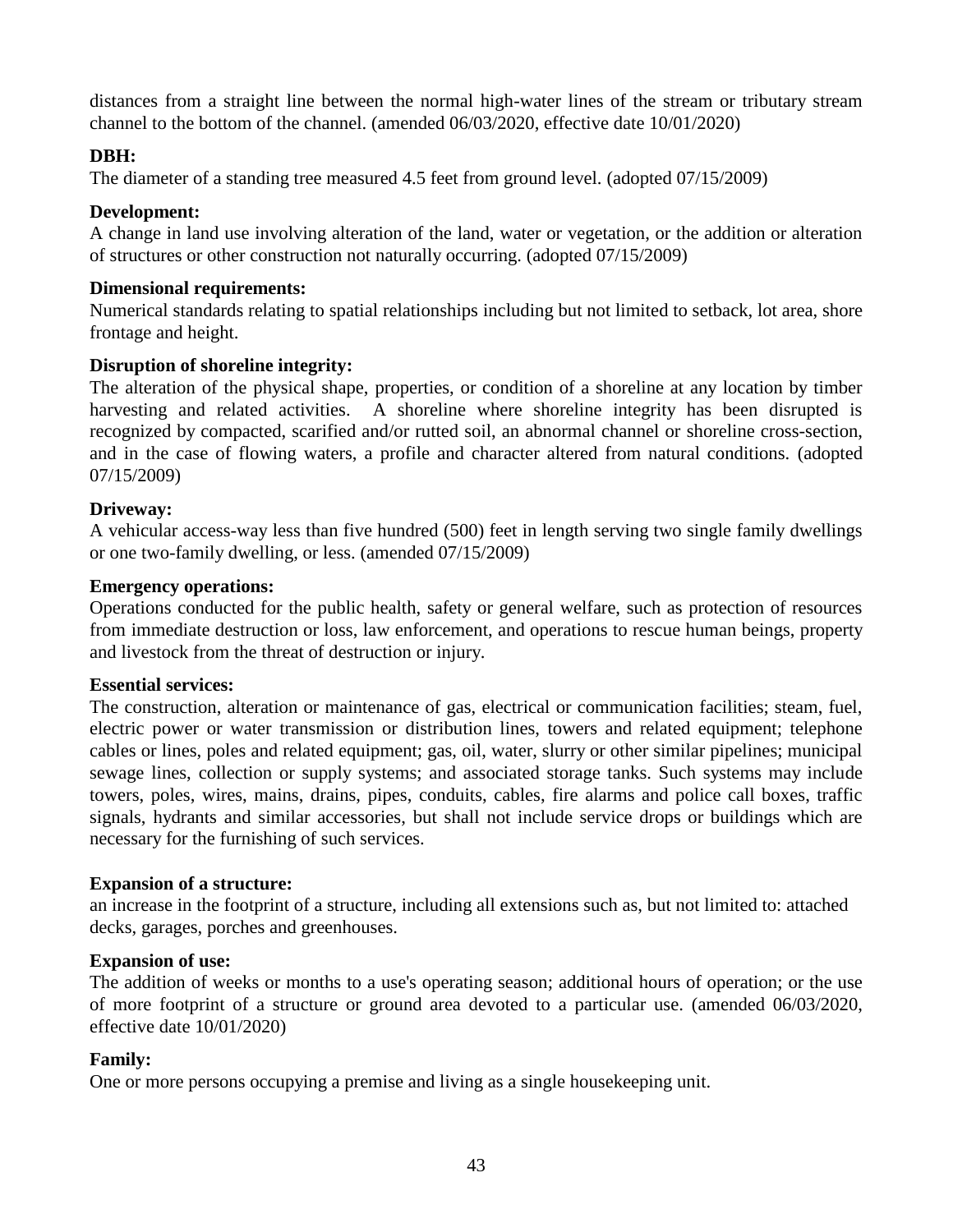distances from a straight line between the normal high-water lines of the stream or tributary stream channel to the bottom of the channel. (amended 06/03/2020, effective date 10/01/2020)

**DBH:**
The diameter of a standing tree measured 4.5 feet from ground level. (adopted 07/15/2009)

**Development:**
A change in land use involving alteration of the land, water or vegetation, or the addition or alteration of structures or other construction not naturally occurring. (adopted 07/15/2009)

**Dimensional requirements:**
Numerical standards relating to spatial relationships including but not limited to setback, lot area, shore frontage and height.

**Disruption of shoreline integrity:**
The alteration of the physical shape, properties, or condition of a shoreline at any location by timber harvesting and related activities. A shoreline where shoreline integrity has been disrupted is recognized by compacted, scarified and/or rutted soil, an abnormal channel or shoreline cross-section, and in the case of flowing waters, a profile and character altered from natural conditions. (adopted 07/15/2009)

**Driveway:**
A vehicular access-way less than five hundred (500) feet in length serving two single family dwellings or one two-family dwelling, or less. (amended 07/15/2009)

**Emergency operations:**
Operations conducted for the public health, safety or general welfare, such as protection of resources from immediate destruction or loss, law enforcement, and operations to rescue human beings, property and livestock from the threat of destruction or injury.

**Essential services:**
The construction, alteration or maintenance of gas, electrical or communication facilities; steam, fuel, electric power or water transmission or distribution lines, towers and related equipment; telephone cables or lines, poles and related equipment; gas, oil, water, slurry or other similar pipelines; municipal sewage lines, collection or supply systems; and associated storage tanks. Such systems may include towers, poles, wires, mains, drains, pipes, conduits, cables, fire alarms and police call boxes, traffic signals, hydrants and similar accessories, but shall not include service drops or buildings which are necessary for the furnishing of such services.

**Expansion of a structure:**
an increase in the footprint of a structure, including all extensions such as, but not limited to: attached decks, garages, porches and greenhouses.

**Expansion of use:**
The addition of weeks or months to a use's operating season; additional hours of operation; or the use of more footprint of a structure or ground area devoted to a particular use. (amended 06/03/2020, effective date 10/01/2020)

**Family:**
One or more persons occupying a premise and living as a single housekeeping unit.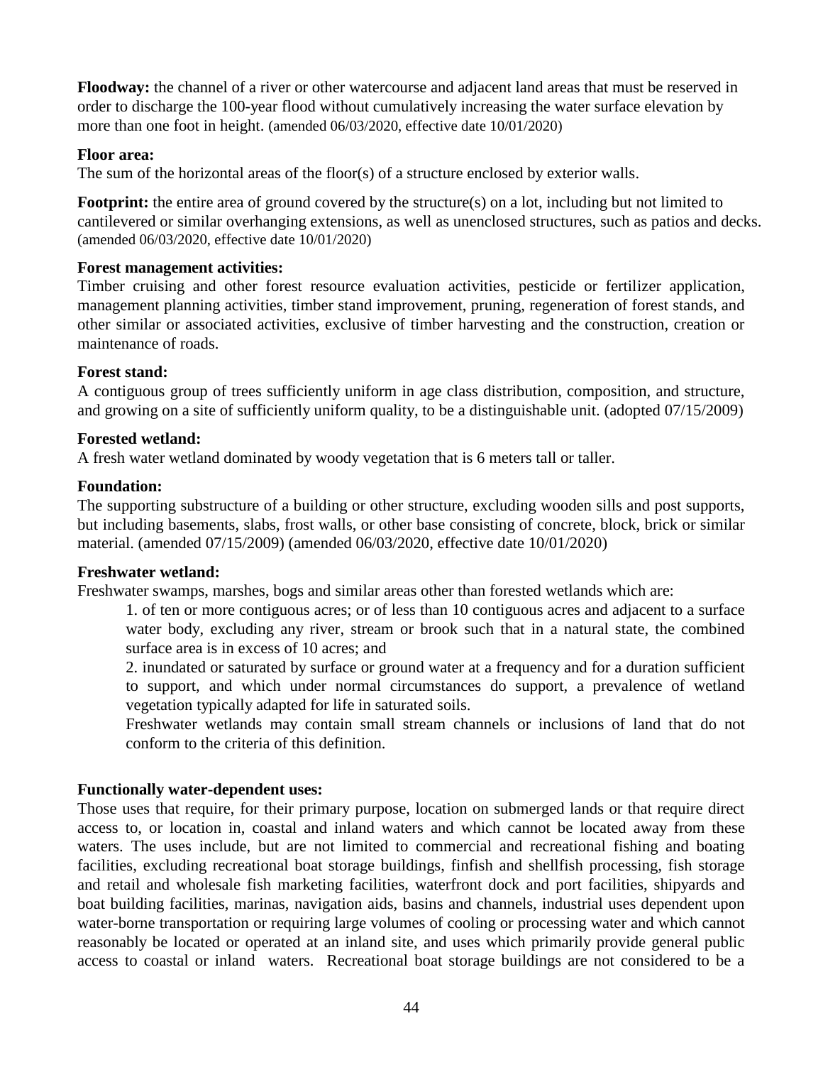**Floodway:** the channel of a river or other watercourse and adjacent land areas that must be reserved in order to discharge the 100-year flood without cumulatively increasing the water surface elevation by more than one foot in height. (amended 06/03/2020, effective date 10/01/2020)

**Floor area:**
The sum of the horizontal areas of the floor(s) of a structure enclosed by exterior walls.

**Footprint:** the entire area of ground covered by the structure(s) on a lot, including but not limited to cantilevered or similar overhanging extensions, as well as unenclosed structures, such as patios and decks. (amended 06/03/2020, effective date 10/01/2020)

**Forest management activities:**
Timber cruising and other forest resource evaluation activities, pesticide or fertilizer application, management planning activities, timber stand improvement, pruning, regeneration of forest stands, and other similar or associated activities, exclusive of timber harvesting and the construction, creation or maintenance of roads.

**Forest stand:**
A contiguous group of trees sufficiently uniform in age class distribution, composition, and structure, and growing on a site of sufficiently uniform quality, to be a distinguishable unit. (adopted 07/15/2009)

**Forested wetland:**
A fresh water wetland dominated by woody vegetation that is 6 meters tall or taller.

**Foundation:**
The supporting substructure of a building or other structure, excluding wooden sills and post supports, but including basements, slabs, frost walls, or other base consisting of concrete, block, brick or similar material. (amended 07/15/2009) (amended 06/03/2020, effective date 10/01/2020)

**Freshwater wetland:**
Freshwater swamps, marshes, bogs and similar areas other than forested wetlands which are:

1. of ten or more contiguous acres; or of less than 10 contiguous acres and adjacent to a surface water body, excluding any river, stream or brook such that in a natural state, the combined surface area is in excess of 10 acres; and
2. inundated or saturated by surface or ground water at a frequency and for a duration sufficient to support, and which under normal circumstances do support, a prevalence of wetland vegetation typically adapted for life in saturated soils.

Freshwater wetlands may contain small stream channels or inclusions of land that do not conform to the criteria of this definition.

**Functionally water-dependent uses:**
Those uses that require, for their primary purpose, location on submerged lands or that require direct access to, or location in, coastal and inland waters and which cannot be located away from these waters. The uses include, but are not limited to commercial and recreational fishing and boating facilities, excluding recreational boat storage buildings, finfish and shellfish processing, fish storage and retail and wholesale fish marketing facilities, waterfront dock and port facilities, shipyards and boat building facilities, marinas, navigation aids, basins and channels, industrial uses dependent upon water-borne transportation or requiring large volumes of cooling or processing water and which cannot reasonably be located or operated at an inland site, and uses which primarily provide general public access to coastal or inland waters. Recreational boat storage buildings are not considered to be a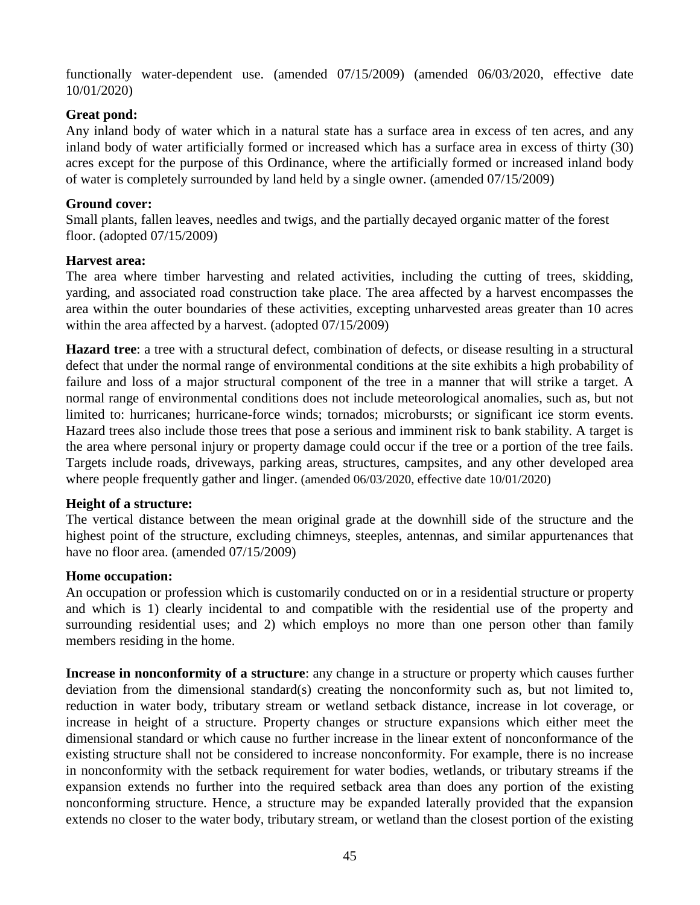functionally water-dependent use. (amended 07/15/2009) (amended 06/03/2020, effective date 10/01/2020)

**Great pond:**
Any inland body of water which in a natural state has a surface area in excess of ten acres, and any inland body of water artificially formed or increased which has a surface area in excess of thirty (30) acres except for the purpose of this Ordinance, where the artificially formed or increased inland body of water is completely surrounded by land held by a single owner. (amended 07/15/2009)

**Ground cover:**
Small plants, fallen leaves, needles and twigs, and the partially decayed organic matter of the forest floor. (adopted 07/15/2009)

**Harvest area:**
The area where timber harvesting and related activities, including the cutting of trees, skidding, yarding, and associated road construction take place. The area affected by a harvest encompasses the area within the outer boundaries of these activities, excepting unharvested areas greater than 10 acres within the area affected by a harvest. (adopted 07/15/2009)

**Hazard tree**: a tree with a structural defect, combination of defects, or disease resulting in a structural defect that under the normal range of environmental conditions at the site exhibits a high probability of failure and loss of a major structural component of the tree in a manner that will strike a target. A normal range of environmental conditions does not include meteorological anomalies, such as, but not limited to: hurricanes; hurricane-force winds; tornados; microbursts; or significant ice storm events. Hazard trees also include those trees that pose a serious and imminent risk to bank stability. A target is the area where personal injury or property damage could occur if the tree or a portion of the tree fails. Targets include roads, driveways, parking areas, structures, campsites, and any other developed area where people frequently gather and linger. (amended 06/03/2020, effective date 10/01/2020)

**Height of a structure:**
The vertical distance between the mean original grade at the downhill side of the structure and the highest point of the structure, excluding chimneys, steeples, antennas, and similar appurtenances that have no floor area. (amended 07/15/2009)

**Home occupation:**
An occupation or profession which is customarily conducted on or in a residential structure or property and which is 1) clearly incidental to and compatible with the residential use of the property and surrounding residential uses; and 2) which employs no more than one person other than family members residing in the home.

**Increase in nonconformity of a structure**: any change in a structure or property which causes further deviation from the dimensional standard(s) creating the nonconformity such as, but not limited to, reduction in water body, tributary stream or wetland setback distance, increase in lot coverage, or increase in height of a structure. Property changes or structure expansions which either meet the dimensional standard or which cause no further increase in the linear extent of nonconformance of the existing structure shall not be considered to increase nonconformity. For example, there is no increase in nonconformity with the setback requirement for water bodies, wetlands, or tributary streams if the expansion extends no further into the required setback area than does any portion of the existing nonconforming structure. Hence, a structure may be expanded laterally provided that the expansion extends no closer to the water body, tributary stream, or wetland than the closest portion of the existing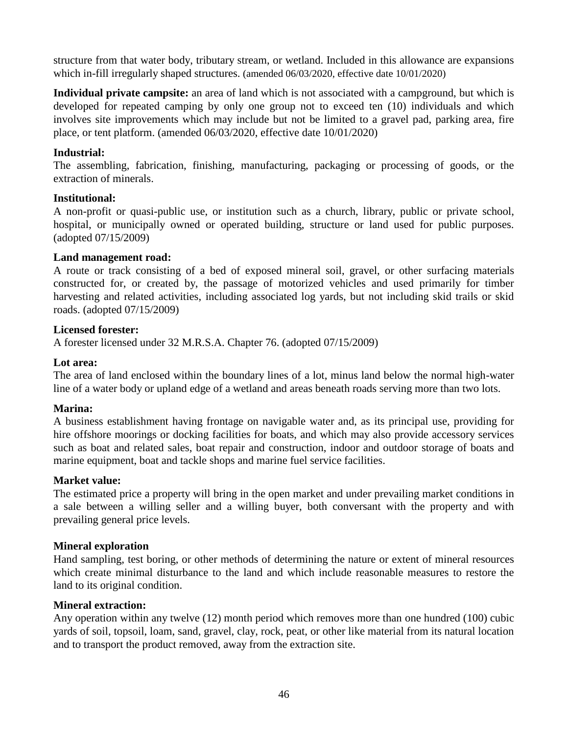structure from that water body, tributary stream, or wetland. Included in this allowance are expansions which in-fill irregularly shaped structures. (amended 06/03/2020, effective date 10/01/2020)

**Individual private campsite:** an area of land which is not associated with a campground, but which is developed for repeated camping by only one group not to exceed ten (10) individuals and which involves site improvements which may include but not be limited to a gravel pad, parking area, fire place, or tent platform. (amended 06/03/2020, effective date 10/01/2020)

**Industrial:**
The assembling, fabrication, finishing, manufacturing, packaging or processing of goods, or the extraction of minerals.

**Institutional:**
A non-profit or quasi-public use, or institution such as a church, library, public or private school, hospital, or municipally owned or operated building, structure or land used for public purposes. (adopted 07/15/2009)

**Land management road:**
A route or track consisting of a bed of exposed mineral soil, gravel, or other surfacing materials constructed for, or created by, the passage of motorized vehicles and used primarily for timber harvesting and related activities, including associated log yards, but not including skid trails or skid roads. (adopted 07/15/2009)

**Licensed forester:**
A forester licensed under 32 M.R.S.A. Chapter 76. (adopted 07/15/2009)

**Lot area:**
The area of land enclosed within the boundary lines of a lot, minus land below the normal high-water line of a water body or upland edge of a wetland and areas beneath roads serving more than two lots.

**Marina:**
A business establishment having frontage on navigable water and, as its principal use, providing for hire offshore moorings or docking facilities for boats, and which may also provide accessory services such as boat and related sales, boat repair and construction, indoor and outdoor storage of boats and marine equipment, boat and tackle shops and marine fuel service facilities.

**Market value:**
The estimated price a property will bring in the open market and under prevailing market conditions in a sale between a willing seller and a willing buyer, both conversant with the property and with prevailing general price levels.

**Mineral exploration**
Hand sampling, test boring, or other methods of determining the nature or extent of mineral resources which create minimal disturbance to the land and which include reasonable measures to restore the land to its original condition.

**Mineral extraction:**
Any operation within any twelve (12) month period which removes more than one hundred (100) cubic yards of soil, topsoil, loam, sand, gravel, clay, rock, peat, or other like material from its natural location and to transport the product removed, away from the extraction site.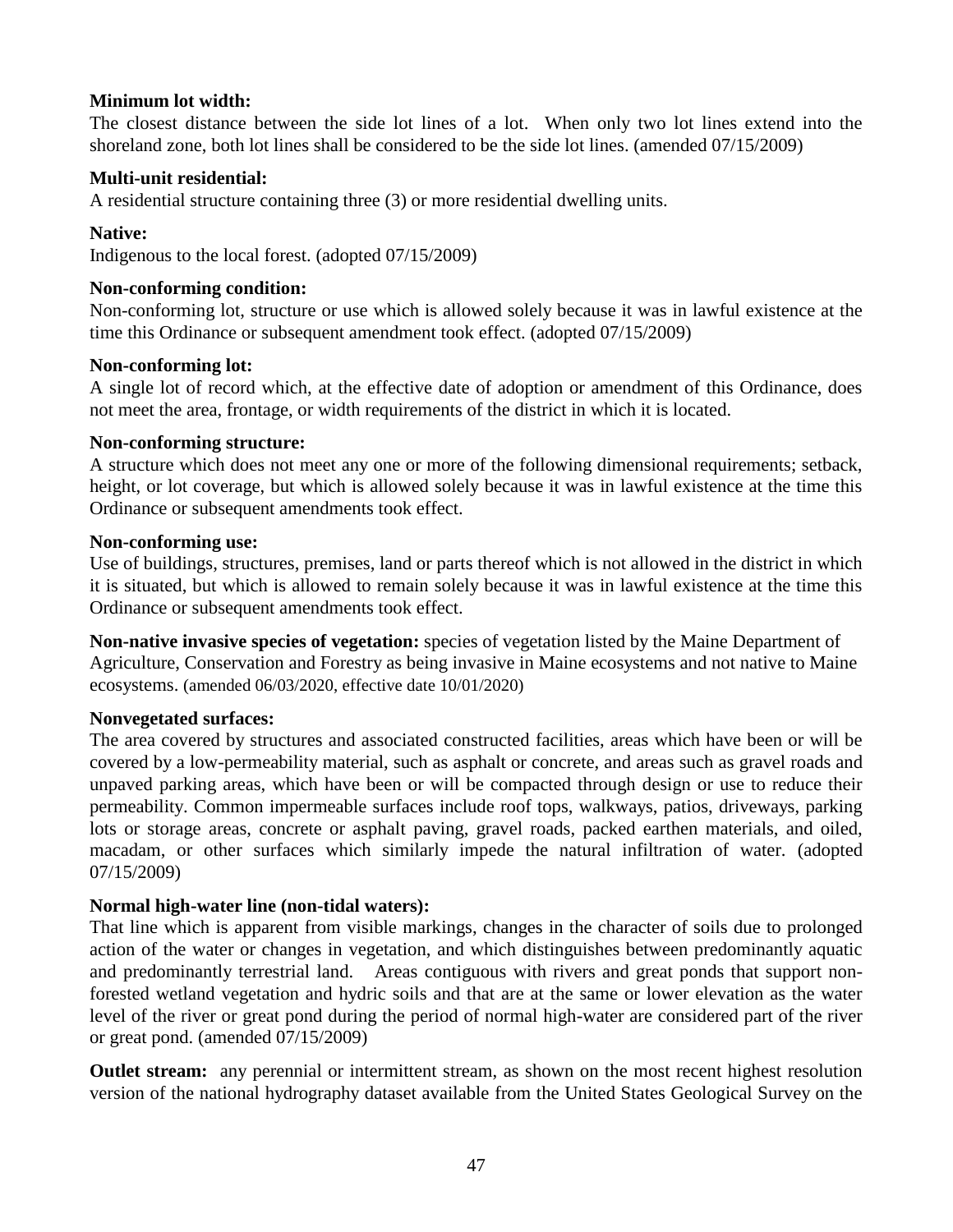**Minimum lot width:**
The closest distance between the side lot lines of a lot. When only two lot lines extend into the shoreland zone, both lot lines shall be considered to be the side lot lines. (amended 07/15/2009)

**Multi-unit residential:**
A residential structure containing three (3) or more residential dwelling units.

**Native:**
Indigenous to the local forest. (adopted 07/15/2009)

**Non-conforming condition:**
Non-conforming lot, structure or use which is allowed solely because it was in lawful existence at the time this Ordinance or subsequent amendment took effect. (adopted 07/15/2009)

**Non-conforming lot:**
A single lot of record which, at the effective date of adoption or amendment of this Ordinance, does not meet the area, frontage, or width requirements of the district in which it is located.

**Non-conforming structure:**
A structure which does not meet any one or more of the following dimensional requirements; setback, height, or lot coverage, but which is allowed solely because it was in lawful existence at the time this Ordinance or subsequent amendments took effect.

**Non-conforming use:**
Use of buildings, structures, premises, land or parts thereof which is not allowed in the district in which it is situated, but which is allowed to remain solely because it was in lawful existence at the time this Ordinance or subsequent amendments took effect.

**Non-native invasive species of vegetation:** species of vegetation listed by the Maine Department of Agriculture, Conservation and Forestry as being invasive in Maine ecosystems and not native to Maine ecosystems. (amended 06/03/2020, effective date 10/01/2020)

**Nonvegetated surfaces:**
The area covered by structures and associated constructed facilities, areas which have been or will be covered by a low-permeability material, such as asphalt or concrete, and areas such as gravel roads and unpaved parking areas, which have been or will be compacted through design or use to reduce their permeability. Common impermeable surfaces include roof tops, walkways, patios, driveways, parking lots or storage areas, concrete or asphalt paving, gravel roads, packed earthen materials, and oiled, macadam, or other surfaces which similarly impede the natural infiltration of water. (adopted 07/15/2009)

**Normal high-water line (non-tidal waters):**
That line which is apparent from visible markings, changes in the character of soils due to prolonged action of the water or changes in vegetation, and which distinguishes between predominantly aquatic and predominantly terrestrial land. Areas contiguous with rivers and great ponds that support non-forested wetland vegetation and hydric soils and that are at the same or lower elevation as the water level of the river or great pond during the period of normal high-water are considered part of the river or great pond. (amended 07/15/2009)

**Outlet stream:** any perennial or intermittent stream, as shown on the most recent highest resolution version of the national hydrography dataset available from the United States Geological Survey on the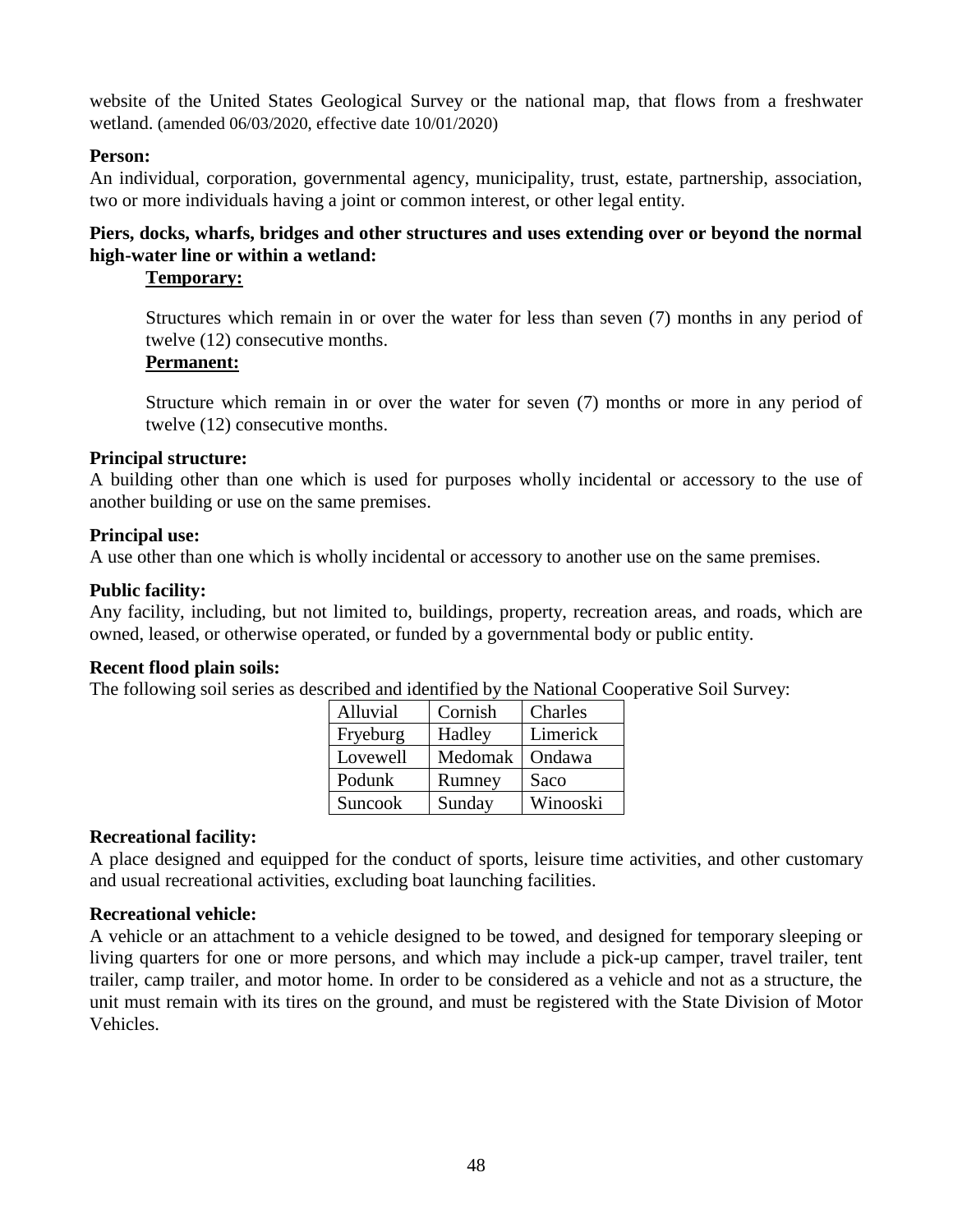website of the United States Geological Survey or the national map, that flows from a freshwater wetland. (amended 06/03/2020, effective date 10/01/2020)

**Person:**
An individual, corporation, governmental agency, municipality, trust, estate, partnership, association, two or more individuals having a joint or common interest, or other legal entity.

**Piers, docks, wharfs, bridges and other structures and uses extending over or beyond the normal high-water line or within a wetland:**

**Temporary:**

Structures which remain in or over the water for less than seven (7) months in any period of twelve (12) consecutive months.

**Permanent:**

Structure which remain in or over the water for seven (7) months or more in any period of twelve (12) consecutive months.

**Principal structure:**
A building other than one which is used for purposes wholly incidental or accessory to the use of another building or use on the same premises.

**Principal use:**
A use other than one which is wholly incidental or accessory to another use on the same premises.

**Public facility:**
Any facility, including, but not limited to, buildings, property, recreation areas, and roads, which are owned, leased, or otherwise operated, or funded by a governmental body or public entity.

**Recent flood plain soils:**
The following soil series as described and identified by the National Cooperative Soil Survey:

| | | |
|---|---|---|
| Alluvial | Cornish | Charles |
| Fryeburg | Hadley | Limerick |
| Lovewell | Medomak | Ondawa |
| Podunk | Rumney | Saco |
| Suncook | Sunday | Winooski |

**Recreational facility:**
A place designed and equipped for the conduct of sports, leisure time activities, and other customary and usual recreational activities, excluding boat launching facilities.

**Recreational vehicle:**
A vehicle or an attachment to a vehicle designed to be towed, and designed for temporary sleeping or living quarters for one or more persons, and which may include a pick-up camper, travel trailer, tent trailer, camp trailer, and motor home. In order to be considered as a vehicle and not as a structure, the unit must remain with its tires on the ground, and must be registered with the State Division of Motor Vehicles.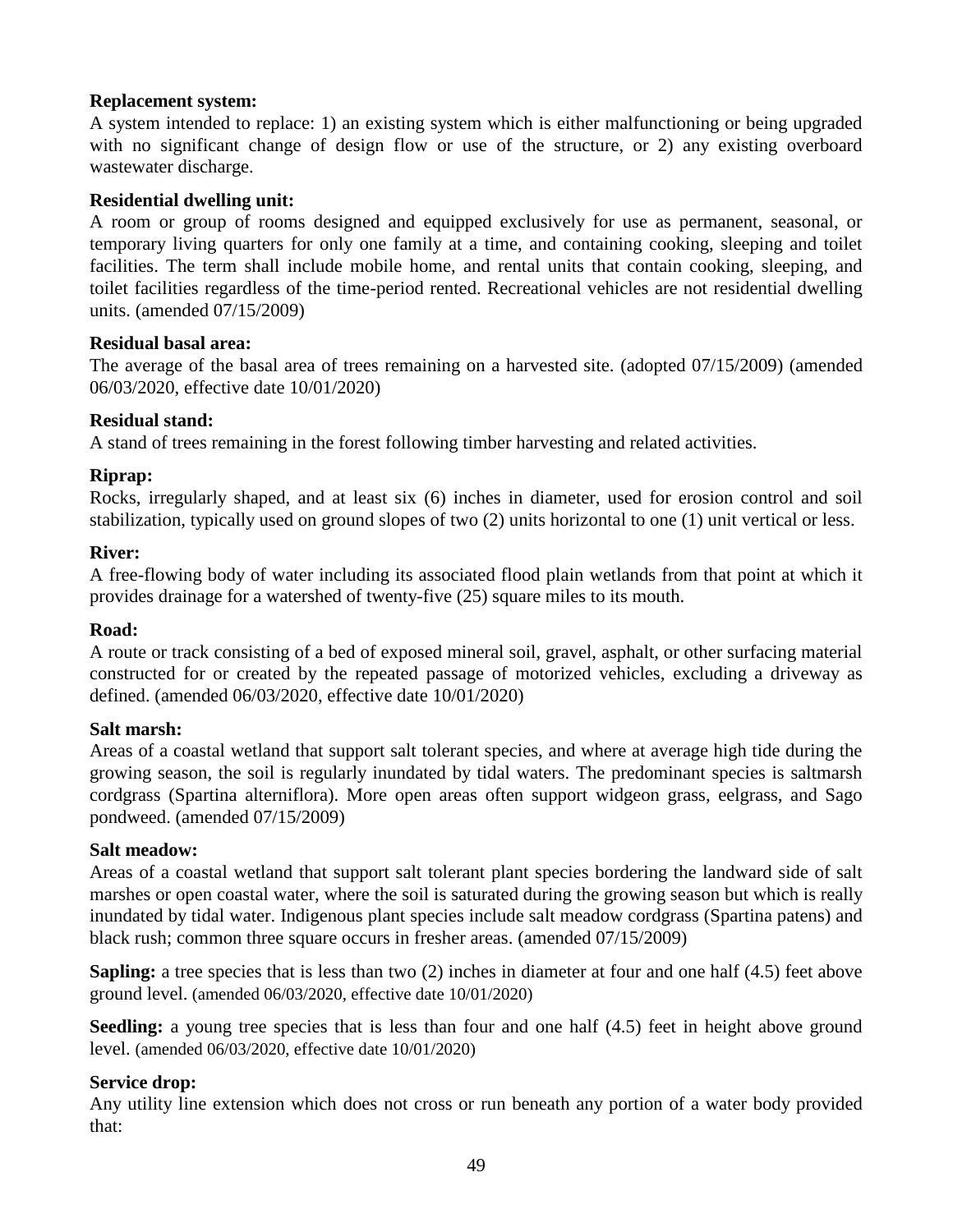**Replacement system:**
A system intended to replace: 1) an existing system which is either malfunctioning or being upgraded with no significant change of design flow or use of the structure, or 2) any existing overboard wastewater discharge.

**Residential dwelling unit:**
A room or group of rooms designed and equipped exclusively for use as permanent, seasonal, or temporary living quarters for only one family at a time, and containing cooking, sleeping and toilet facilities. The term shall include mobile home, and rental units that contain cooking, sleeping, and toilet facilities regardless of the time-period rented. Recreational vehicles are not residential dwelling units. (amended 07/15/2009)

**Residual basal area:**
The average of the basal area of trees remaining on a harvested site. (adopted 07/15/2009) (amended 06/03/2020, effective date 10/01/2020)

**Residual stand:**
A stand of trees remaining in the forest following timber harvesting and related activities.

**Riprap:**
Rocks, irregularly shaped, and at least six (6) inches in diameter, used for erosion control and soil stabilization, typically used on ground slopes of two (2) units horizontal to one (1) unit vertical or less.

**River:**
A free-flowing body of water including its associated flood plain wetlands from that point at which it provides drainage for a watershed of twenty-five (25) square miles to its mouth.

**Road:**
A route or track consisting of a bed of exposed mineral soil, gravel, asphalt, or other surfacing material constructed for or created by the repeated passage of motorized vehicles, excluding a driveway as defined. (amended 06/03/2020, effective date 10/01/2020)

**Salt marsh:**
Areas of a coastal wetland that support salt tolerant species, and where at average high tide during the growing season, the soil is regularly inundated by tidal waters. The predominant species is saltmarsh cordgrass (Spartina alterniflora). More open areas often support widgeon grass, eelgrass, and Sago pondweed. (amended 07/15/2009)

**Salt meadow:**
Areas of a coastal wetland that support salt tolerant plant species bordering the landward side of salt marshes or open coastal water, where the soil is saturated during the growing season but which is really inundated by tidal water. Indigenous plant species include salt meadow cordgrass (Spartina patens) and black rush; common three square occurs in fresher areas. (amended 07/15/2009)

**Sapling:** a tree species that is less than two (2) inches in diameter at four and one half (4.5) feet above ground level. (amended 06/03/2020, effective date 10/01/2020)

**Seedling:** a young tree species that is less than four and one half (4.5) feet in height above ground level. (amended 06/03/2020, effective date 10/01/2020)

**Service drop:**
Any utility line extension which does not cross or run beneath any portion of a water body provided that: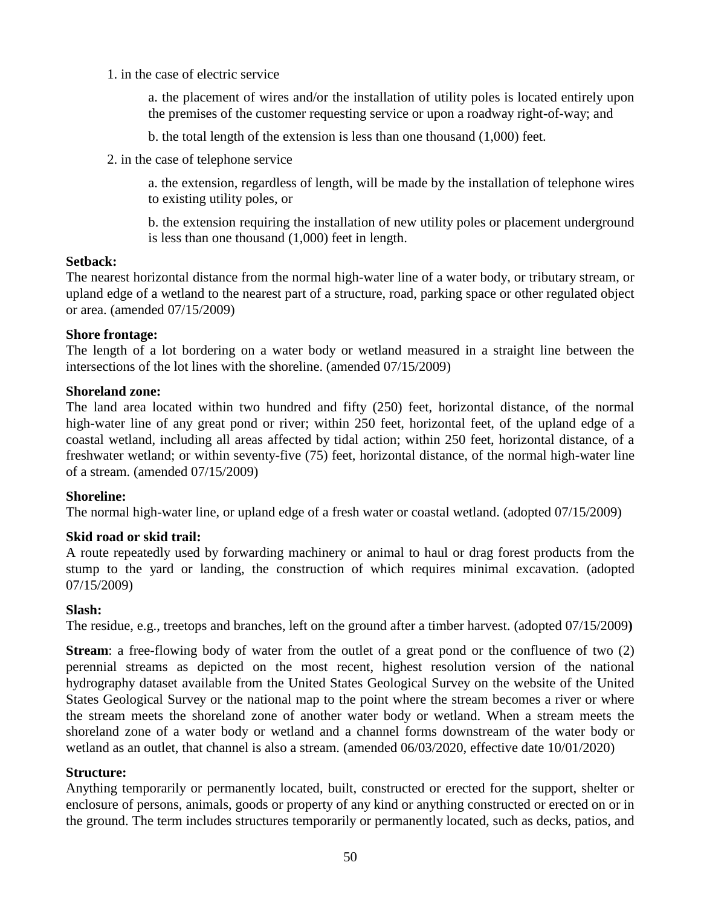1. in the case of electric service

   a. the placement of wires and/or the installation of utility poles is located entirely upon the premises of the customer requesting service or upon a roadway right-of-way; and

   b. the total length of the extension is less than one thousand (1,000) feet.

2. in the case of telephone service

   a. the extension, regardless of length, will be made by the installation of telephone wires to existing utility poles, or

   b. the extension requiring the installation of new utility poles or placement underground is less than one thousand (1,000) feet in length.

**Setback:**
The nearest horizontal distance from the normal high-water line of a water body, or tributary stream, or upland edge of a wetland to the nearest part of a structure, road, parking space or other regulated object or area. (amended 07/15/2009)

**Shore frontage:**
The length of a lot bordering on a water body or wetland measured in a straight line between the intersections of the lot lines with the shoreline. (amended 07/15/2009)

**Shoreland zone:**
The land area located within two hundred and fifty (250) feet, horizontal distance, of the normal high-water line of any great pond or river; within 250 feet, horizontal feet, of the upland edge of a coastal wetland, including all areas affected by tidal action; within 250 feet, horizontal distance, of a freshwater wetland; or within seventy-five (75) feet, horizontal distance, of the normal high-water line of a stream. (amended 07/15/2009)

**Shoreline:**
The normal high-water line, or upland edge of a fresh water or coastal wetland. (adopted 07/15/2009)

**Skid road or skid trail:**
A route repeatedly used by forwarding machinery or animal to haul or drag forest products from the stump to the yard or landing, the construction of which requires minimal excavation. (adopted 07/15/2009)

**Slash:**
The residue, e.g., treetops and branches, left on the ground after a timber harvest. (adopted 07/15/2009**)**

**Stream**: a free-flowing body of water from the outlet of a great pond or the confluence of two (2) perennial streams as depicted on the most recent, highest resolution version of the national hydrography dataset available from the United States Geological Survey on the website of the United States Geological Survey or the national map to the point where the stream becomes a river or where the stream meets the shoreland zone of another water body or wetland. When a stream meets the shoreland zone of a water body or wetland and a channel forms downstream of the water body or wetland as an outlet, that channel is also a stream. (amended 06/03/2020, effective date 10/01/2020)

**Structure:**
Anything temporarily or permanently located, built, constructed or erected for the support, shelter or enclosure of persons, animals, goods or property of any kind or anything constructed or erected on or in the ground. The term includes structures temporarily or permanently located, such as decks, patios, and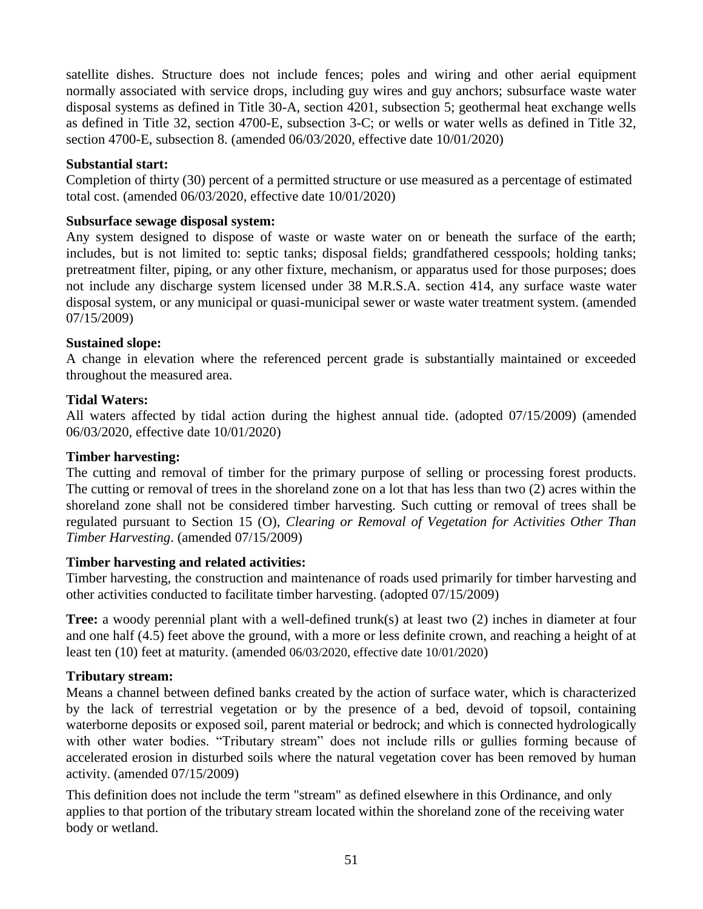satellite dishes. Structure does not include fences; poles and wiring and other aerial equipment normally associated with service drops, including guy wires and guy anchors; subsurface waste water disposal systems as defined in Title 30-A, section 4201, subsection 5; geothermal heat exchange wells as defined in Title 32, section 4700-E, subsection 3-C; or wells or water wells as defined in Title 32, section 4700-E, subsection 8. (amended 06/03/2020, effective date 10/01/2020)

**Substantial start:**
Completion of thirty (30) percent of a permitted structure or use measured as a percentage of estimated total cost. (amended 06/03/2020, effective date 10/01/2020)

**Subsurface sewage disposal system:**
Any system designed to dispose of waste or waste water on or beneath the surface of the earth; includes, but is not limited to: septic tanks; disposal fields; grandfathered cesspools; holding tanks; pretreatment filter, piping, or any other fixture, mechanism, or apparatus used for those purposes; does not include any discharge system licensed under 38 M.R.S.A. section 414, any surface waste water disposal system, or any municipal or quasi-municipal sewer or waste water treatment system. (amended 07/15/2009)

**Sustained slope:**
A change in elevation where the referenced percent grade is substantially maintained or exceeded throughout the measured area.

**Tidal Waters:**
All waters affected by tidal action during the highest annual tide. (adopted 07/15/2009) (amended 06/03/2020, effective date 10/01/2020)

**Timber harvesting:**
The cutting and removal of timber for the primary purpose of selling or processing forest products. The cutting or removal of trees in the shoreland zone on a lot that has less than two (2) acres within the shoreland zone shall not be considered timber harvesting. Such cutting or removal of trees shall be regulated pursuant to Section 15 (O), *Clearing or Removal of Vegetation for Activities Other Than Timber Harvesting*. (amended 07/15/2009)

**Timber harvesting and related activities:**
Timber harvesting, the construction and maintenance of roads used primarily for timber harvesting and other activities conducted to facilitate timber harvesting. (adopted 07/15/2009)

**Tree:** a woody perennial plant with a well-defined trunk(s) at least two (2) inches in diameter at four and one half (4.5) feet above the ground, with a more or less definite crown, and reaching a height of at least ten (10) feet at maturity. (amended 06/03/2020, effective date 10/01/2020)

**Tributary stream:**
Means a channel between defined banks created by the action of surface water, which is characterized by the lack of terrestrial vegetation or by the presence of a bed, devoid of topsoil, containing waterborne deposits or exposed soil, parent material or bedrock; and which is connected hydrologically with other water bodies. "Tributary stream" does not include rills or gullies forming because of accelerated erosion in disturbed soils where the natural vegetation cover has been removed by human activity. (amended 07/15/2009)

This definition does not include the term "stream" as defined elsewhere in this Ordinance, and only applies to that portion of the tributary stream located within the shoreland zone of the receiving water body or wetland.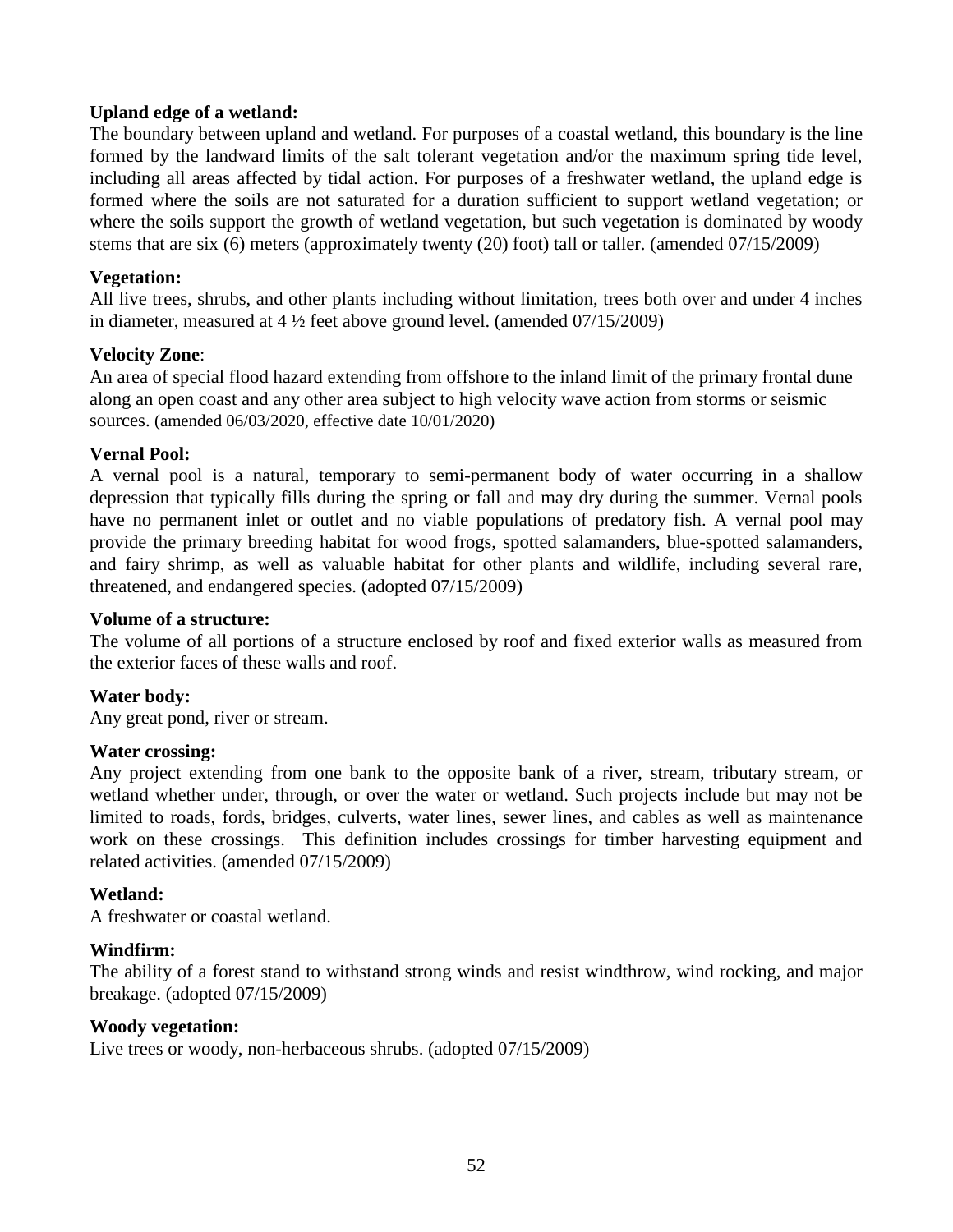**Upland edge of a wetland:**
The boundary between upland and wetland. For purposes of a coastal wetland, this boundary is the line formed by the landward limits of the salt tolerant vegetation and/or the maximum spring tide level, including all areas affected by tidal action. For purposes of a freshwater wetland, the upland edge is formed where the soils are not saturated for a duration sufficient to support wetland vegetation; or where the soils support the growth of wetland vegetation, but such vegetation is dominated by woody stems that are six (6) meters (approximately twenty (20) foot) tall or taller. (amended 07/15/2009)

**Vegetation:**
All live trees, shrubs, and other plants including without limitation, trees both over and under 4 inches in diameter, measured at 4 ½ feet above ground level. (amended 07/15/2009)

**Velocity Zone**:
An area of special flood hazard extending from offshore to the inland limit of the primary frontal dune along an open coast and any other area subject to high velocity wave action from storms or seismic sources. (amended 06/03/2020, effective date 10/01/2020)

**Vernal Pool:**
A vernal pool is a natural, temporary to semi-permanent body of water occurring in a shallow depression that typically fills during the spring or fall and may dry during the summer. Vernal pools have no permanent inlet or outlet and no viable populations of predatory fish. A vernal pool may provide the primary breeding habitat for wood frogs, spotted salamanders, blue-spotted salamanders, and fairy shrimp, as well as valuable habitat for other plants and wildlife, including several rare, threatened, and endangered species. (adopted 07/15/2009)

**Volume of a structure:**
The volume of all portions of a structure enclosed by roof and fixed exterior walls as measured from the exterior faces of these walls and roof.

**Water body:**
Any great pond, river or stream.

**Water crossing:**
Any project extending from one bank to the opposite bank of a river, stream, tributary stream, or wetland whether under, through, or over the water or wetland. Such projects include but may not be limited to roads, fords, bridges, culverts, water lines, sewer lines, and cables as well as maintenance work on these crossings. This definition includes crossings for timber harvesting equipment and related activities. (amended 07/15/2009)

**Wetland:**
A freshwater or coastal wetland.

**Windfirm:**
The ability of a forest stand to withstand strong winds and resist windthrow, wind rocking, and major breakage. (adopted 07/15/2009)

**Woody vegetation:**
Live trees or woody, non-herbaceous shrubs. (adopted 07/15/2009)